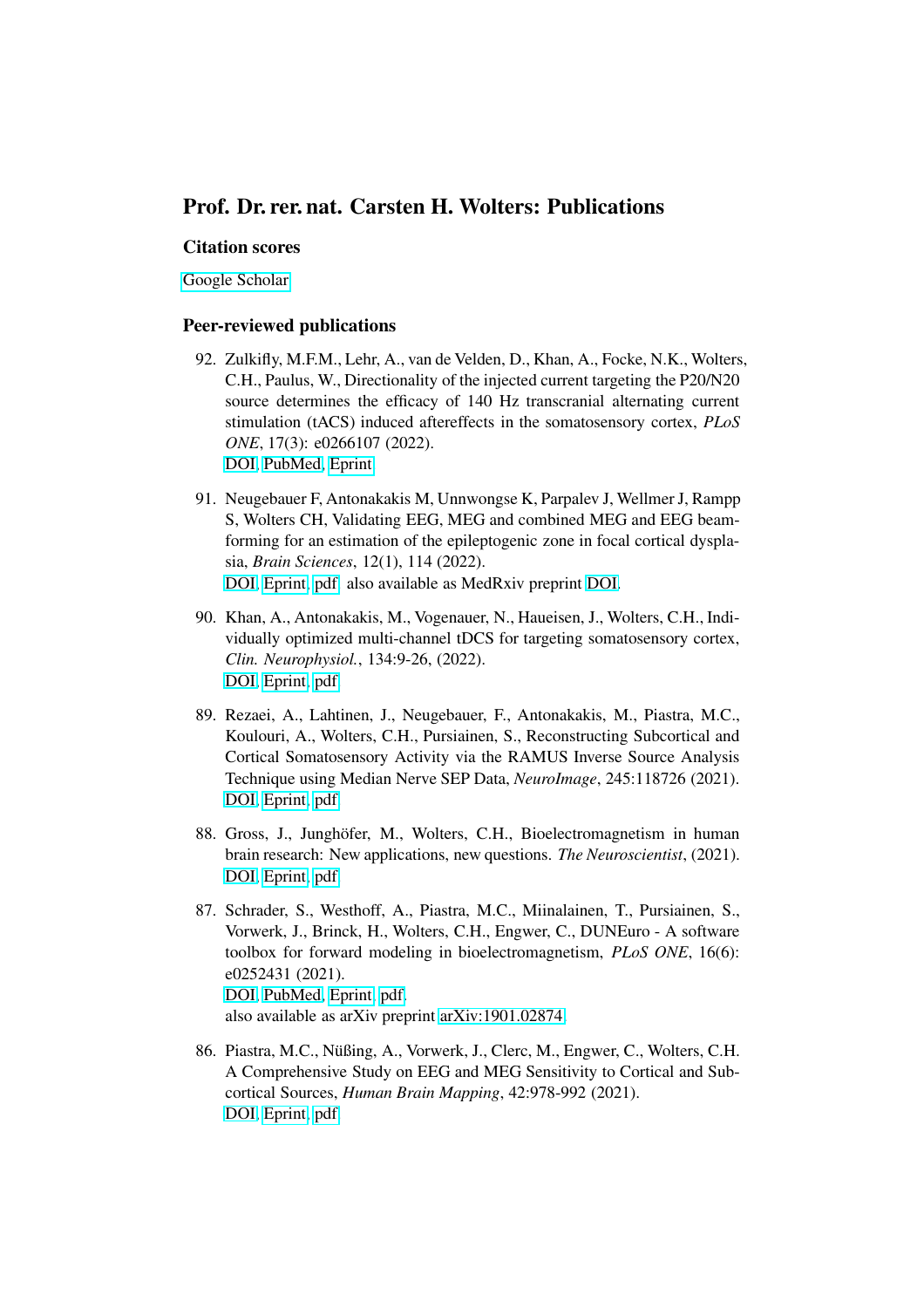# Prof. Dr. rer. nat. Carsten H. Wolters: Publications

### Citation scores

Google Scholar

### Peer-reviewed publications

92. Zulkifly, M.F.M., Lehr, A., van de Velden, D., Khan, A., Focke, N.K., Wolters, C.H., Paulus, W., Directionality of the injected current targeting the P20/N20 source determines the efficacy of 140 Hz transcranial alternating current stimulation (tACS) induced aftereffects in the somatosensory cortex, *PLoS ONE*, 17(3): e0266107 (2022).
DOI, PubMed, Eprint

91. Neugebauer F, Antonakakis M, Unnwongse K, Parpalev J, Wellmer J, Rampp S, Wolters CH, Validating EEG, MEG and combined MEG and EEG beamforming for an estimation of the epileptogenic zone in focal cortical dysplasia, *Brain Sciences*, 12(1), 114 (2022).
DOI, Eprint, pdf also available as MedRxiv preprint DOI.

90. Khan, A., Antonakakis, M., Vogenauer, N., Haueisen, J., Wolters, C.H., Individually optimized multi-channel tDCS for targeting somatosensory cortex, *Clin. Neurophysiol.*, 134:9-26, (2022).
DOI, Eprint, pdf

89. Rezaei, A., Lahtinen, J., Neugebauer, F., Antonakakis, M., Piastra, M.C., Koulouri, A., Wolters, C.H., Pursiainen, S., Reconstructing Subcortical and Cortical Somatosensory Activity via the RAMUS Inverse Source Analysis Technique using Median Nerve SEP Data, *NeuroImage*, 245:118726 (2021).
DOI, Eprint, pdf

88. Gross, J., Junghöfer, M., Wolters, C.H., Bioelectromagnetism in human brain research: New applications, new questions. *The Neuroscientist*, (2021).
DOI, Eprint, pdf

87. Schrader, S., Westhoff, A., Piastra, M.C., Miinalainen, T., Pursiainen, S., Vorwerk, J., Brinck, H., Wolters, C.H., Engwer, C., DUNEuro - A software toolbox for forward modeling in bioelectromagnetism, *PLoS ONE*, 16(6): e0252431 (2021).
DOI, PubMed, Eprint, pdf,
also available as arXiv preprint arXiv:1901.02874.

86. Piastra, M.C., Nüßing, A., Vorwerk, J., Clerc, M., Engwer, C., Wolters, C.H. A Comprehensive Study on EEG and MEG Sensitivity to Cortical and Subcortical Sources, *Human Brain Mapping*, 42:978-992 (2021).
DOI, Eprint, pdf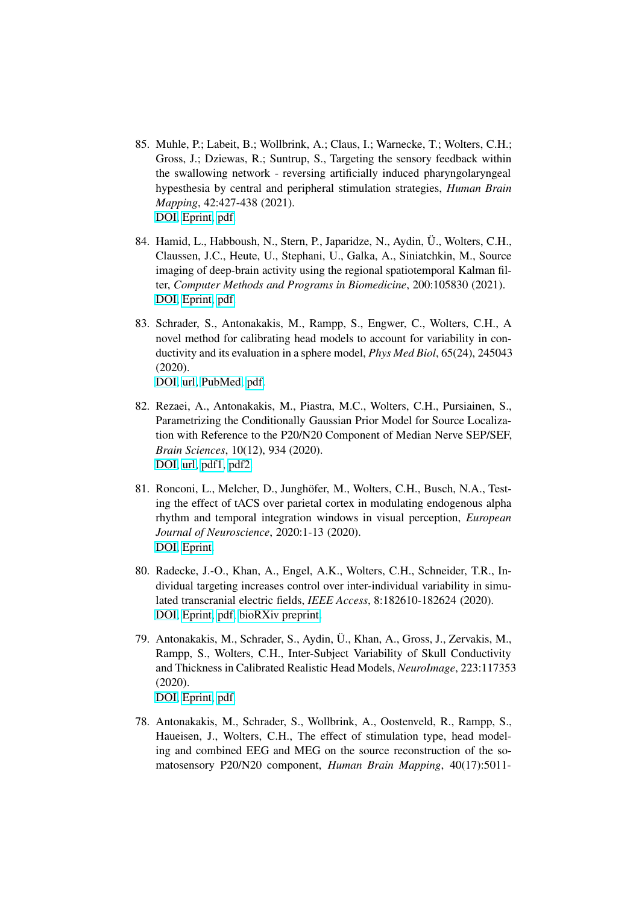85. Muhle, P.; Labeit, B.; Wollbrink, A.; Claus, I.; Warnecke, T.; Wolters, C.H.; Gross, J.; Dziewas, R.; Suntrup, S., Targeting the sensory feedback within the swallowing network - reversing artificially induced pharyngolaryngeal hypesthesia by central and peripheral stimulation strategies, *Human Brain Mapping*, 42:427-438 (2021).
DOI, Eprint, pdf

84. Hamid, L., Habboush, N., Stern, P., Japaridze, N., Aydin, Ü., Wolters, C.H., Claussen, J.C., Heute, U., Stephani, U., Galka, A., Siniatchkin, M., Source imaging of deep-brain activity using the regional spatiotemporal Kalman filter, *Computer Methods and Programs in Biomedicine*, 200:105830 (2021).
DOI, Eprint, pdf

83. Schrader, S., Antonakakis, M., Rampp, S., Engwer, C., Wolters, C.H., A novel method for calibrating head models to account for variability in conductivity and its evaluation in a sphere model, *Phys Med Biol*, 65(24), 245043 (2020).
DOI, url, PubMed, pdf.

82. Rezaei, A., Antonakakis, M., Piastra, M.C., Wolters, C.H., Pursiainen, S., Parametrizing the Conditionally Gaussian Prior Model for Source Localization with Reference to the P20/N20 Component of Median Nerve SEP/SEF, *Brain Sciences*, 10(12), 934 (2020).
DOI, url, pdf1, pdf2

81. Ronconi, L., Melcher, D., Junghöfer, M., Wolters, C.H., Busch, N.A., Testing the effect of tACS over parietal cortex in modulating endogenous alpha rhythm and temporal integration windows in visual perception, *European Journal of Neuroscience*, 2020:1-13 (2020).
DOI, Eprint.

80. Radecke, J.-O., Khan, A., Engel, A.K., Wolters, C.H., Schneider, T.R., Individual targeting increases control over inter-individual variability in simulated transcranial electric fields, *IEEE Access*, 8:182610-182624 (2020).
DOI, Eprint, pdf, bioRXiv preprint.

79. Antonakakis, M., Schrader, S., Aydin, Ü., Khan, A., Gross, J., Zervakis, M., Rampp, S., Wolters, C.H., Inter-Subject Variability of Skull Conductivity and Thickness in Calibrated Realistic Head Models, *NeuroImage*, 223:117353 (2020).
DOI, Eprint, pdf

78. Antonakakis, M., Schrader, S., Wollbrink, A., Oostenveld, R., Rampp, S., Haueisen, J., Wolters, C.H., The effect of stimulation type, head modeling and combined EEG and MEG on the source reconstruction of the somatosensory P20/N20 component, *Human Brain Mapping*, 40(17):5011-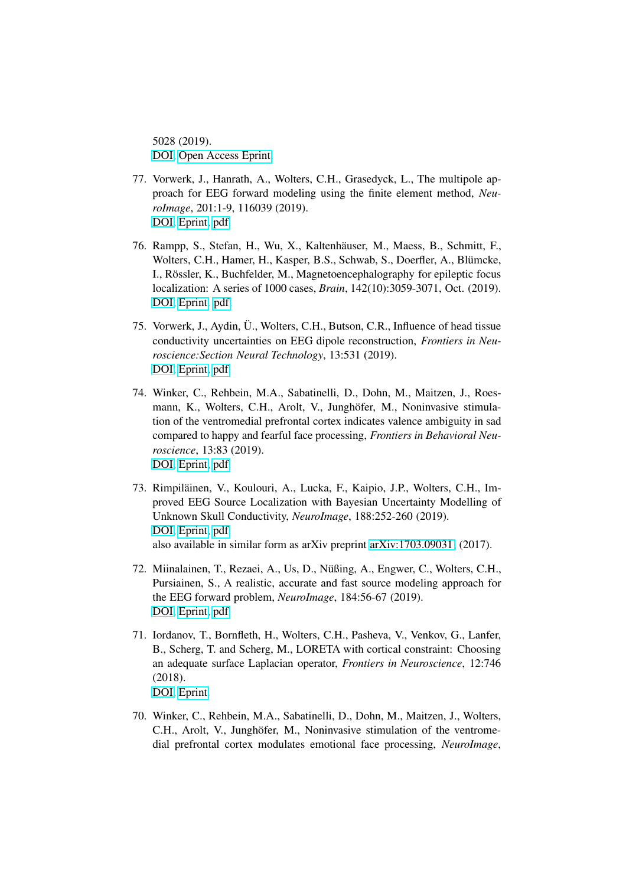5028 (2019).
DOI, Open Access Eprint

77. Vorwerk, J., Hanrath, A., Wolters, C.H., Grasedyck, L., The multipole approach for EEG forward modeling using the finite element method, *NeuroImage*, 201:1-9, 116039 (2019).
DOI, Eprint, pdf

76. Rampp, S., Stefan, H., Wu, X., Kaltenhäuser, M., Maess, B., Schmitt, F., Wolters, C.H., Hamer, H., Kasper, B.S., Schwab, S., Doerfler, A., Blümcke, I., Rössler, K., Buchfelder, M., Magnetoencephalography for epileptic focus localization: A series of 1000 cases, *Brain*, 142(10):3059-3071, Oct. (2019).
DOI, Eprint, pdf

75. Vorwerk, J., Aydin, Ü., Wolters, C.H., Butson, C.R., Influence of head tissue conductivity uncertainties on EEG dipole reconstruction, *Frontiers in Neuroscience:Section Neural Technology*, 13:531 (2019).
DOI, Eprint, pdf

74. Winker, C., Rehbein, M.A., Sabatinelli, D., Dohn, M., Maitzen, J., Roesmann, K., Wolters, C.H., Arolt, V., Junghöfer, M., Noninvasive stimulation of the ventromedial prefrontal cortex indicates valence ambiguity in sad compared to happy and fearful face processing, *Frontiers in Behavioral Neuroscience*, 13:83 (2019).
DOI, Eprint, pdf

73. Rimpiläinen, V., Koulouri, A., Lucka, F., Kaipio, J.P., Wolters, C.H., Improved EEG Source Localization with Bayesian Uncertainty Modelling of Unknown Skull Conductivity, *NeuroImage*, 188:252-260 (2019).
DOI, Eprint, pdf
also available in similar form as arXiv preprint arXiv:1703.09031 (2017).

72. Miinalainen, T., Rezaei, A., Us, D., Nüßing, A., Engwer, C., Wolters, C.H., Pursiainen, S., A realistic, accurate and fast source modeling approach for the EEG forward problem, *NeuroImage*, 184:56-67 (2019).
DOI, Eprint, pdf

71. Iordanov, T., Bornfleth, H., Wolters, C.H., Pasheva, V., Venkov, G., Lanfer, B., Scherg, T. and Scherg, M., LORETA with cortical constraint: Choosing an adequate surface Laplacian operator, *Frontiers in Neuroscience*, 12:746 (2018).
DOI, Eprint

70. Winker, C., Rehbein, M.A., Sabatinelli, D., Dohn, M., Maitzen, J., Wolters, C.H., Arolt, V., Junghöfer, M., Noninvasive stimulation of the ventromedial prefrontal cortex modulates emotional face processing, *NeuroImage*,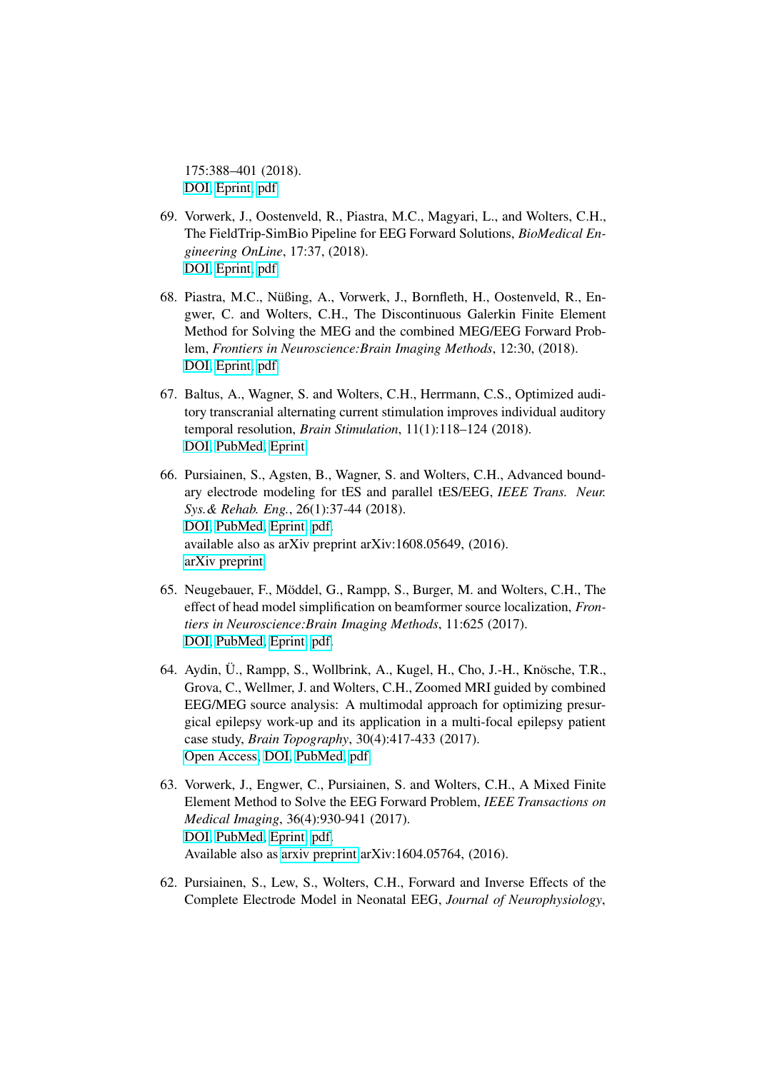175:388–401 (2018).
DOI, Eprint, pdf

69. Vorwerk, J., Oostenveld, R., Piastra, M.C., Magyari, L., and Wolters, C.H., The FieldTrip-SimBio Pipeline for EEG Forward Solutions, *BioMedical Engineering OnLine*, 17:37, (2018).
DOI, Eprint, pdf

68. Piastra, M.C., Nüßing, A., Vorwerk, J., Bornfleth, H., Oostenveld, R., Engwer, C. and Wolters, C.H., The Discontinuous Galerkin Finite Element Method for Solving the MEG and the combined MEG/EEG Forward Problem, *Frontiers in Neuroscience:Brain Imaging Methods*, 12:30, (2018).
DOI, Eprint, pdf

67. Baltus, A., Wagner, S. and Wolters, C.H., Herrmann, C.S., Optimized auditory transcranial alternating current stimulation improves individual auditory temporal resolution, *Brain Stimulation*, 11(1):118–124 (2018).
DOI, PubMed, Eprint

66. Pursiainen, S., Agsten, B., Wagner, S. and Wolters, C.H., Advanced boundary electrode modeling for tES and parallel tES/EEG, *IEEE Trans. Neur. Sys.& Rehab. Eng.*, 26(1):37-44 (2018).
DOI, PubMed, Eprint, pdf,
available also as arXiv preprint arXiv:1608.05649, (2016).
arXiv preprint

65. Neugebauer, F., Möddel, G., Rampp, S., Burger, M. and Wolters, C.H., The effect of head model simplification on beamformer source localization, *Frontiers in Neuroscience:Brain Imaging Methods*, 11:625 (2017).
DOI, PubMed, Eprint, pdf,

64. Aydin, Ü., Rampp, S., Wollbrink, A., Kugel, H., Cho, J.-H., Knösche, T.R., Grova, C., Wellmer, J. and Wolters, C.H., Zoomed MRI guided by combined EEG/MEG source analysis: A multimodal approach for optimizing presurgical epilepsy work-up and its application in a multi-focal epilepsy patient case study, *Brain Topography*, 30(4):417-433 (2017).
Open Access, DOI, PubMed, pdf

63. Vorwerk, J., Engwer, C., Pursiainen, S. and Wolters, C.H., A Mixed Finite Element Method to Solve the EEG Forward Problem, *IEEE Transactions on Medical Imaging*, 36(4):930-941 (2017).
DOI, PubMed, Eprint, pdf,
Available also as arxiv preprint arXiv:1604.05764, (2016).

62. Pursiainen, S., Lew, S., Wolters, C.H., Forward and Inverse Effects of the Complete Electrode Model in Neonatal EEG, *Journal of Neurophysiology*,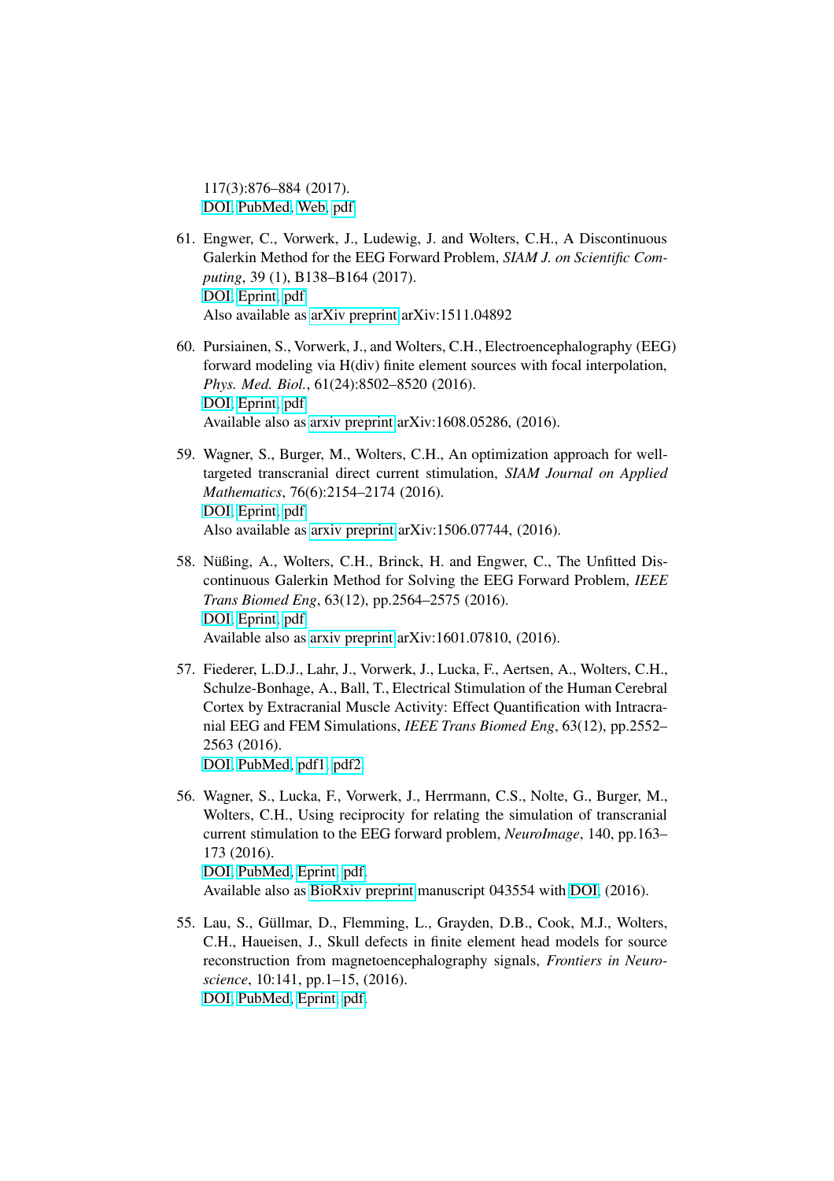117(3):876–884 (2017).
DOI, PubMed, Web, pdf

61. Engwer, C., Vorwerk, J., Ludewig, J. and Wolters, C.H., A Discontinuous Galerkin Method for the EEG Forward Problem, *SIAM J. on Scientific Computing*, 39 (1), B138–B164 (2017).
DOI, Eprint, pdf
Also available as arXiv preprint arXiv:1511.04892

60. Pursiainen, S., Vorwerk, J., and Wolters, C.H., Electroencephalography (EEG) forward modeling via H(div) finite element sources with focal interpolation, *Phys. Med. Biol.*, 61(24):8502–8520 (2016).
DOI, Eprint, pdf
Available also as arxiv preprint arXiv:1608.05286, (2016).

59. Wagner, S., Burger, M., Wolters, C.H., An optimization approach for well-targeted transcranial direct current stimulation, *SIAM Journal on Applied Mathematics*, 76(6):2154–2174 (2016).
DOI, Eprint, pdf
Also available as arxiv preprint arXiv:1506.07744, (2016).

58. Nüßing, A., Wolters, C.H., Brinck, H. and Engwer, C., The Unfitted Discontinuous Galerkin Method for Solving the EEG Forward Problem, *IEEE Trans Biomed Eng*, 63(12), pp.2564–2575 (2016).
DOI, Eprint, pdf
Available also as arxiv preprint arXiv:1601.07810, (2016).

57. Fiederer, L.D.J., Lahr, J., Vorwerk, J., Lucka, F., Aertsen, A., Wolters, C.H., Schulze-Bonhage, A., Ball, T., Electrical Stimulation of the Human Cerebral Cortex by Extracranial Muscle Activity: Effect Quantification with Intracranial EEG and FEM Simulations, *IEEE Trans Biomed Eng*, 63(12), pp.2552–2563 (2016).
DOI, PubMed, pdf1, pdf2.

56. Wagner, S., Lucka, F., Vorwerk, J., Herrmann, C.S., Nolte, G., Burger, M., Wolters, C.H., Using reciprocity for relating the simulation of transcranial current stimulation to the EEG forward problem, *NeuroImage*, 140, pp.163–173 (2016).
DOI, PubMed, Eprint, pdf.
Available also as BioRxiv preprint manuscript 043554 with DOI, (2016).

55. Lau, S., Güllmar, D., Flemming, L., Grayden, D.B., Cook, M.J., Wolters, C.H., Haueisen, J., Skull defects in finite element head models for source reconstruction from magnetoencephalography signals, *Frontiers in Neuroscience*, 10:141, pp.1–15, (2016).
DOI, PubMed, Eprint, pdf.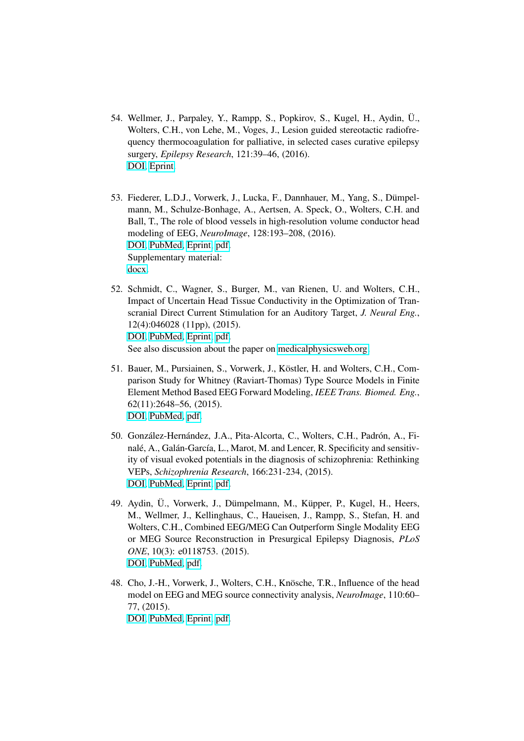54. Wellmer, J., Parpaley, Y., Rampp, S., Popkirov, S., Kugel, H., Aydin, Ü., Wolters, C.H., von Lehe, M., Voges, J., Lesion guided stereotactic radiofrequency thermocoagulation for palliative, in selected cases curative epilepsy surgery, *Epilepsy Research*, 121:39–46, (2016).
DOI, Eprint.

53. Fiederer, L.D.J., Vorwerk, J., Lucka, F., Dannhauer, M., Yang, S., Dümpelmann, M., Schulze-Bonhage, A., Aertsen, A. Speck, O., Wolters, C.H. and Ball, T., The role of blood vessels in high-resolution volume conductor head modeling of EEG, *NeuroImage*, 128:193–208, (2016).
DOI, PubMed, Eprint, pdf.
Supplementary material:
docx.

52. Schmidt, C., Wagner, S., Burger, M., van Rienen, U. and Wolters, C.H., Impact of Uncertain Head Tissue Conductivity in the Optimization of Transcranial Direct Current Stimulation for an Auditory Target, *J. Neural Eng.*, 12(4):046028 (11pp), (2015).
DOI, PubMed, Eprint, pdf.
See also discussion about the paper on medicalphysicsweb.org.

51. Bauer, M., Pursiainen, S., Vorwerk, J., Köstler, H. and Wolters, C.H., Comparison Study for Whitney (Raviart-Thomas) Type Source Models in Finite Element Method Based EEG Forward Modeling, *IEEE Trans. Biomed. Eng.*, 62(11):2648–56, (2015).
DOI, PubMed, pdf.

50. González-Hernández, J.A., Pita-Alcorta, C., Wolters, C.H., Padrón, A., Finalé, A., Galán-García, L., Marot, M. and Lencer, R. Specificity and sensitivity of visual evoked potentials in the diagnosis of schizophrenia: Rethinking VEPs, *Schizophrenia Research*, 166:231-234, (2015).
DOI, PubMed, Eprint, pdf.

49. Aydin, Ü., Vorwerk, J., Dümpelmann, M., Küpper, P., Kugel, H., Heers, M., Wellmer, J., Kellinghaus, C., Haueisen, J., Rampp, S., Stefan, H. and Wolters, C.H., Combined EEG/MEG Can Outperform Single Modality EEG or MEG Source Reconstruction in Presurgical Epilepsy Diagnosis, *PLoS ONE*, 10(3): e0118753. (2015).
DOI, PubMed, pdf.

48. Cho, J.-H., Vorwerk, J., Wolters, C.H., Knösche, T.R., Influence of the head model on EEG and MEG source connectivity analysis, *NeuroImage*, 110:60–77, (2015).
DOI, PubMed, Eprint, pdf.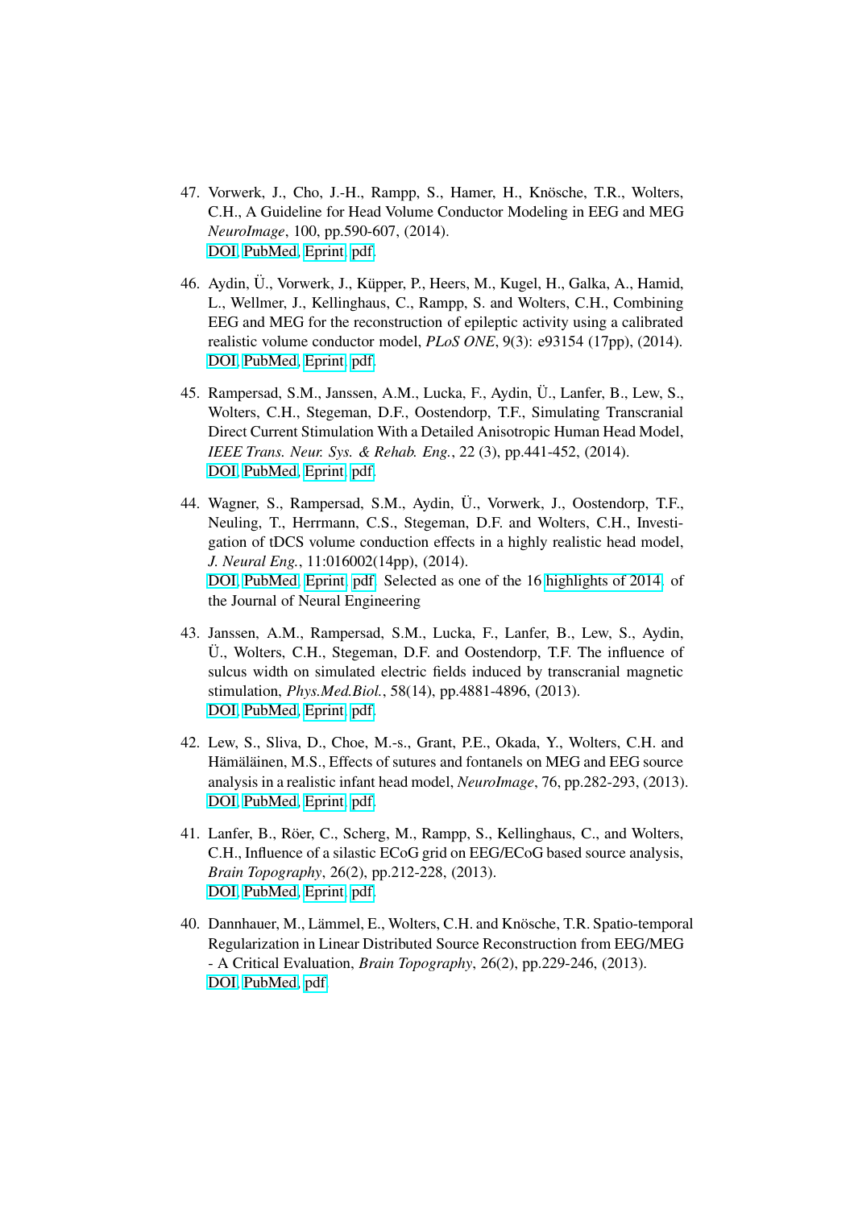47. Vorwerk, J., Cho, J.-H., Rampp, S., Hamer, H., Knösche, T.R., Wolters, C.H., A Guideline for Head Volume Conductor Modeling in EEG and MEG *NeuroImage*, 100, pp.590-607, (2014).
DOI, PubMed, Eprint, pdf.

46. Aydin, Ü., Vorwerk, J., Küpper, P., Heers, M., Kugel, H., Galka, A., Hamid, L., Wellmer, J., Kellinghaus, C., Rampp, S. and Wolters, C.H., Combining EEG and MEG for the reconstruction of epileptic activity using a calibrated realistic volume conductor model, *PLoS ONE*, 9(3): e93154 (17pp), (2014).
DOI, PubMed, Eprint, pdf.

45. Rampersad, S.M., Janssen, A.M., Lucka, F., Aydin, Ü., Lanfer, B., Lew, S., Wolters, C.H., Stegeman, D.F., Oostendorp, T.F., Simulating Transcranial Direct Current Stimulation With a Detailed Anisotropic Human Head Model, *IEEE Trans. Neur. Sys. & Rehab. Eng.*, 22 (3), pp.441-452, (2014).
DOI, PubMed, Eprint, pdf.

44. Wagner, S., Rampersad, S.M., Aydin, Ü., Vorwerk, J., Oostendorp, T.F., Neuling, T., Herrmann, C.S., Stegeman, D.F. and Wolters, C.H., Investigation of tDCS volume conduction effects in a highly realistic head model, *J. Neural Eng.*, 11:016002(14pp), (2014).
DOI, PubMed, Eprint, pdf. Selected as one of the 16 highlights of 2014 of the Journal of Neural Engineering

43. Janssen, A.M., Rampersad, S.M., Lucka, F., Lanfer, B., Lew, S., Aydin, Ü., Wolters, C.H., Stegeman, D.F. and Oostendorp, T.F. The influence of sulcus width on simulated electric fields induced by transcranial magnetic stimulation, *Phys.Med.Biol.*, 58(14), pp.4881-4896, (2013).
DOI, PubMed, Eprint, pdf.

42. Lew, S., Sliva, D., Choe, M.-s., Grant, P.E., Okada, Y., Wolters, C.H. and Hämäläinen, M.S., Effects of sutures and fontanels on MEG and EEG source analysis in a realistic infant head model, *NeuroImage*, 76, pp.282-293, (2013).
DOI, PubMed, Eprint, pdf.

41. Lanfer, B., Röer, C., Scherg, M., Rampp, S., Kellinghaus, C., and Wolters, C.H., Influence of a silastic ECoG grid on EEG/ECoG based source analysis, *Brain Topography*, 26(2), pp.212-228, (2013).
DOI, PubMed, Eprint, pdf.

40. Dannhauer, M., Lämmel, E., Wolters, C.H. and Knösche, T.R. Spatio-temporal Regularization in Linear Distributed Source Reconstruction from EEG/MEG - A Critical Evaluation, *Brain Topography*, 26(2), pp.229-246, (2013).
DOI, PubMed, pdf.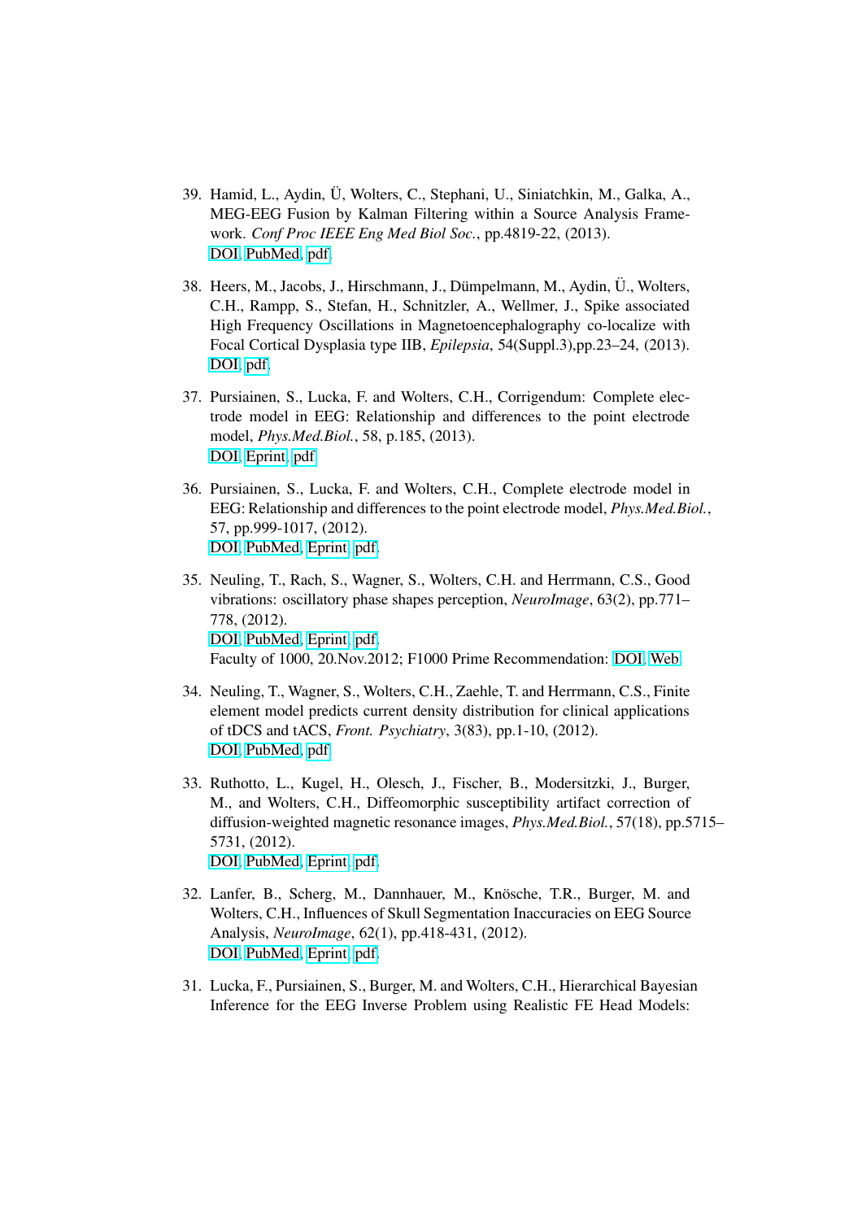39. Hamid, L., Aydin, Ü, Wolters, C., Stephani, U., Siniatchkin, M., Galka, A., MEG-EEG Fusion by Kalman Filtering within a Source Analysis Framework. *Conf Proc IEEE Eng Med Biol Soc.*, pp.4819-22, (2013).
    DOI, PubMed, pdf.

38. Heers, M., Jacobs, J., Hirschmann, J., Dümpelmann, M., Aydin, Ü., Wolters, C.H., Rampp, S., Stefan, H., Schnitzler, A., Wellmer, J., Spike associated High Frequency Oscillations in Magnetoencephalography co-localize with Focal Cortical Dysplasia type IIB, *Epilepsia*, 54(Suppl.3),pp.23–24, (2013).
    DOI, pdf.

37. Pursiainen, S., Lucka, F. and Wolters, C.H., Corrigendum: Complete electrode model in EEG: Relationship and differences to the point electrode model, *Phys.Med.Biol.*, 58, p.185, (2013).
    DOI, Eprint, pdf.

36. Pursiainen, S., Lucka, F. and Wolters, C.H., Complete electrode model in EEG: Relationship and differences to the point electrode model, *Phys.Med.Biol.*, 57, pp.999-1017, (2012).
    DOI, PubMed, Eprint, pdf.

35. Neuling, T., Rach, S., Wagner, S., Wolters, C.H. and Herrmann, C.S., Good vibrations: oscillatory phase shapes perception, *NeuroImage*, 63(2), pp.771–778, (2012).
    DOI, PubMed, Eprint, pdf.
    Faculty of 1000, 20.Nov.2012; F1000 Prime Recommendation: DOI, Web.

34. Neuling, T., Wagner, S., Wolters, C.H., Zaehle, T. and Herrmann, C.S., Finite element model predicts current density distribution for clinical applications of tDCS and tACS, *Front. Psychiatry*, 3(83), pp.1-10, (2012).
    DOI, PubMed, pdf.

33. Ruthotto, L., Kugel, H., Olesch, J., Fischer, B., Modersitzki, J., Burger, M., and Wolters, C.H., Diffeomorphic susceptibility artifact correction of diffusion-weighted magnetic resonance images, *Phys.Med.Biol.*, 57(18), pp.5715–5731, (2012).
    DOI, PubMed, Eprint, pdf.

32. Lanfer, B., Scherg, M., Dannhauer, M., Knösche, T.R., Burger, M. and Wolters, C.H., Influences of Skull Segmentation Inaccuracies on EEG Source Analysis, *NeuroImage*, 62(1), pp.418-431, (2012).
    DOI, PubMed, Eprint, pdf.

31. Lucka, F., Pursiainen, S., Burger, M. and Wolters, C.H., Hierarchical Bayesian Inference for the EEG Inverse Problem using Realistic FE Head Models: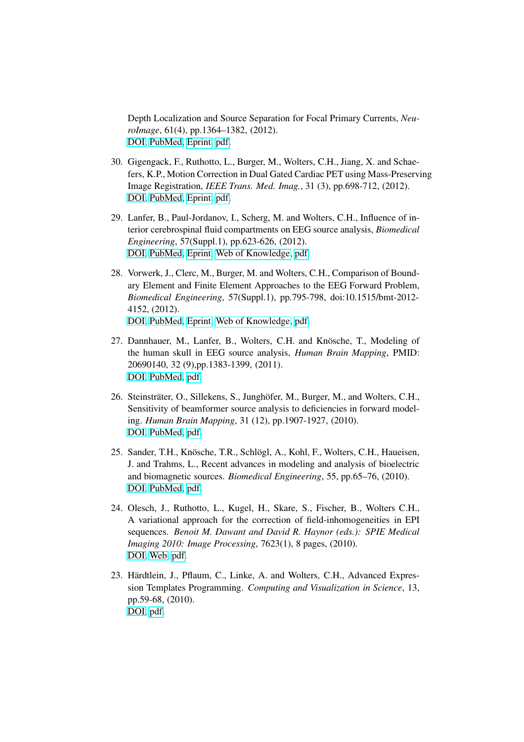Depth Localization and Source Separation for Focal Primary Currents, *NeuroImage*, 61(4), pp.1364–1382, (2012).
DOI, PubMed, Eprint, pdf.

30. Gigengack, F., Ruthotto, L., Burger, M., Wolters, C.H., Jiang, X. and Schaefers, K.P., Motion Correction in Dual Gated Cardiac PET using Mass-Preserving Image Registration, *IEEE Trans. Med. Imag.*, 31 (3), pp.698-712, (2012).
DOI, PubMed, Eprint, pdf.

29. Lanfer, B., Paul-Jordanov, I., Scherg, M. and Wolters, C.H., Influence of interior cerebrospinal fluid compartments on EEG source analysis, *Biomedical Engineering*, 57(Suppl.1), pp.623-626, (2012).
DOI, PubMed, Eprint, Web of Knowledge, pdf.

28. Vorwerk, J., Clerc, M., Burger, M. and Wolters, C.H., Comparison of Boundary Element and Finite Element Approaches to the EEG Forward Problem, *Biomedical Engineering*, 57(Suppl.1), pp.795-798, doi:10.1515/bmt-2012-4152, (2012).
DOI, PubMed, Eprint, Web of Knowledge, pdf.

27. Dannhauer, M., Lanfer, B., Wolters, C.H. and Knösche, T., Modeling of the human skull in EEG source analysis, *Human Brain Mapping*, PMID: 20690140, 32 (9),pp.1383-1399, (2011).
DOI, PubMed, pdf.

26. Steinsträter, O., Sillekens, S., Junghöfer, M., Burger, M., and Wolters, C.H., Sensitivity of beamformer source analysis to deficiencies in forward modeling. *Human Brain Mapping*, 31 (12), pp.1907-1927, (2010).
DOI, PubMed, pdf.

25. Sander, T.H., Knösche, T.R., Schlögl, A., Kohl, F., Wolters, C.H., Haueisen, J. and Trahms, L., Recent advances in modeling and analysis of bioelectric and biomagnetic sources. *Biomedical Engineering*, 55, pp.65–76, (2010).
DOI, PubMed, pdf.

24. Olesch, J., Ruthotto, L., Kugel, H., Skare, S., Fischer, B., Wolters C.H., A variational approach for the correction of field-inhomogeneities in EPI sequences. *Benoit M. Dawant and David R. Haynor (eds.): SPIE Medical Imaging 2010: Image Processing*, 7623(1), 8 pages, (2010).
DOI, Web, pdf.

23. Härdtlein, J., Pflaum, C., Linke, A. and Wolters, C.H., Advanced Expression Templates Programming. *Computing and Visualization in Science*, 13, pp.59-68, (2010).
DOI, pdf.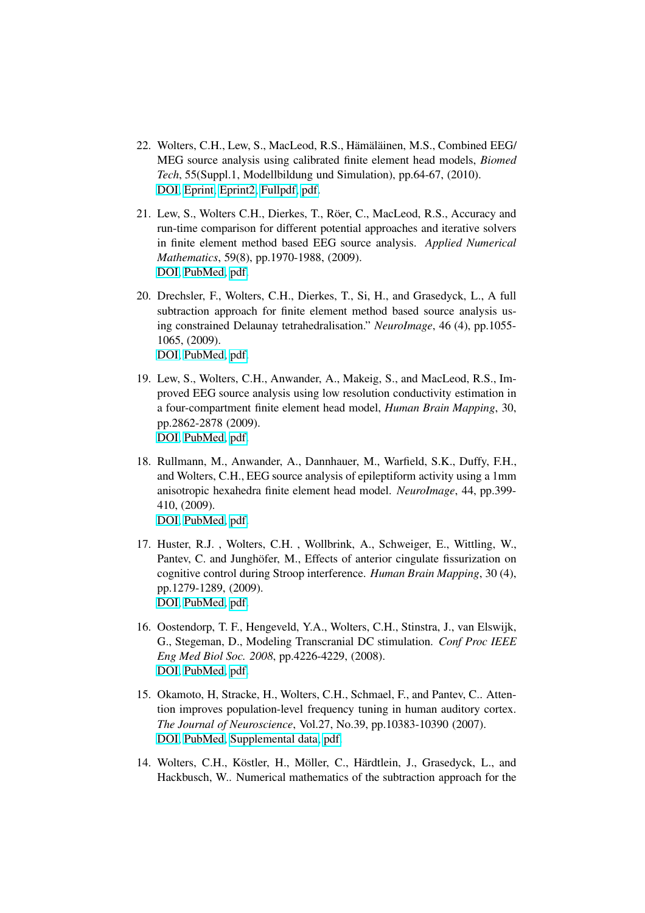22. Wolters, C.H., Lew, S., MacLeod, R.S., Hämäläinen, M.S., Combined EEG/ MEG source analysis using calibrated finite element head models, *Biomed Tech*, 55(Suppl.1, Modellbildung und Simulation), pp.64-67, (2010).
    DOI, Eprint, Eprint2, Fullpdf, pdf.

21. Lew, S., Wolters C.H., Dierkes, T., Röer, C., MacLeod, R.S., Accuracy and run-time comparison for different potential approaches and iterative solvers in finite element method based EEG source analysis. *Applied Numerical Mathematics*, 59(8), pp.1970-1988, (2009).
    DOI, PubMed, pdf.

20. Drechsler, F., Wolters, C.H., Dierkes, T., Si, H., and Grasedyck, L., A full subtraction approach for finite element method based source analysis using constrained Delaunay tetrahedralisation." *NeuroImage*, 46 (4), pp.1055-1065, (2009).
    DOI, PubMed, pdf.

19. Lew, S., Wolters, C.H., Anwander, A., Makeig, S., and MacLeod, R.S., Improved EEG source analysis using low resolution conductivity estimation in a four-compartment finite element head model, *Human Brain Mapping*, 30, pp.2862-2878 (2009).
    DOI, PubMed, pdf.

18. Rullmann, M., Anwander, A., Dannhauer, M., Warfield, S.K., Duffy, F.H., and Wolters, C.H., EEG source analysis of epileptiform activity using a 1mm anisotropic hexahedra finite element head model. *NeuroImage*, 44, pp.399-410, (2009).
    DOI, PubMed, pdf.

17. Huster, R.J. , Wolters, C.H. , Wollbrink, A., Schweiger, E., Wittling, W., Pantev, C. and Junghöfer, M., Effects of anterior cingulate fissurization on cognitive control during Stroop interference. *Human Brain Mapping*, 30 (4), pp.1279-1289, (2009).
    DOI, PubMed, pdf.

16. Oostendorp, T. F., Hengeveld, Y.A., Wolters, C.H., Stinstra, J., van Elswijk, G., Stegeman, D., Modeling Transcranial DC stimulation. *Conf Proc IEEE Eng Med Biol Soc. 2008*, pp.4226-4229, (2008).
    DOI, PubMed, pdf.

15. Okamoto, H, Stracke, H., Wolters, C.H., Schmael, F., and Pantev, C.. Attention improves population-level frequency tuning in human auditory cortex. *The Journal of Neuroscience*, Vol.27, No.39, pp.10383-10390 (2007).
    DOI, PubMed, Supplemental data, pdf.

14. Wolters, C.H., Köstler, H., Möller, C., Härdtlein, J., Grasedyck, L., and Hackbusch, W.. Numerical mathematics of the subtraction approach for the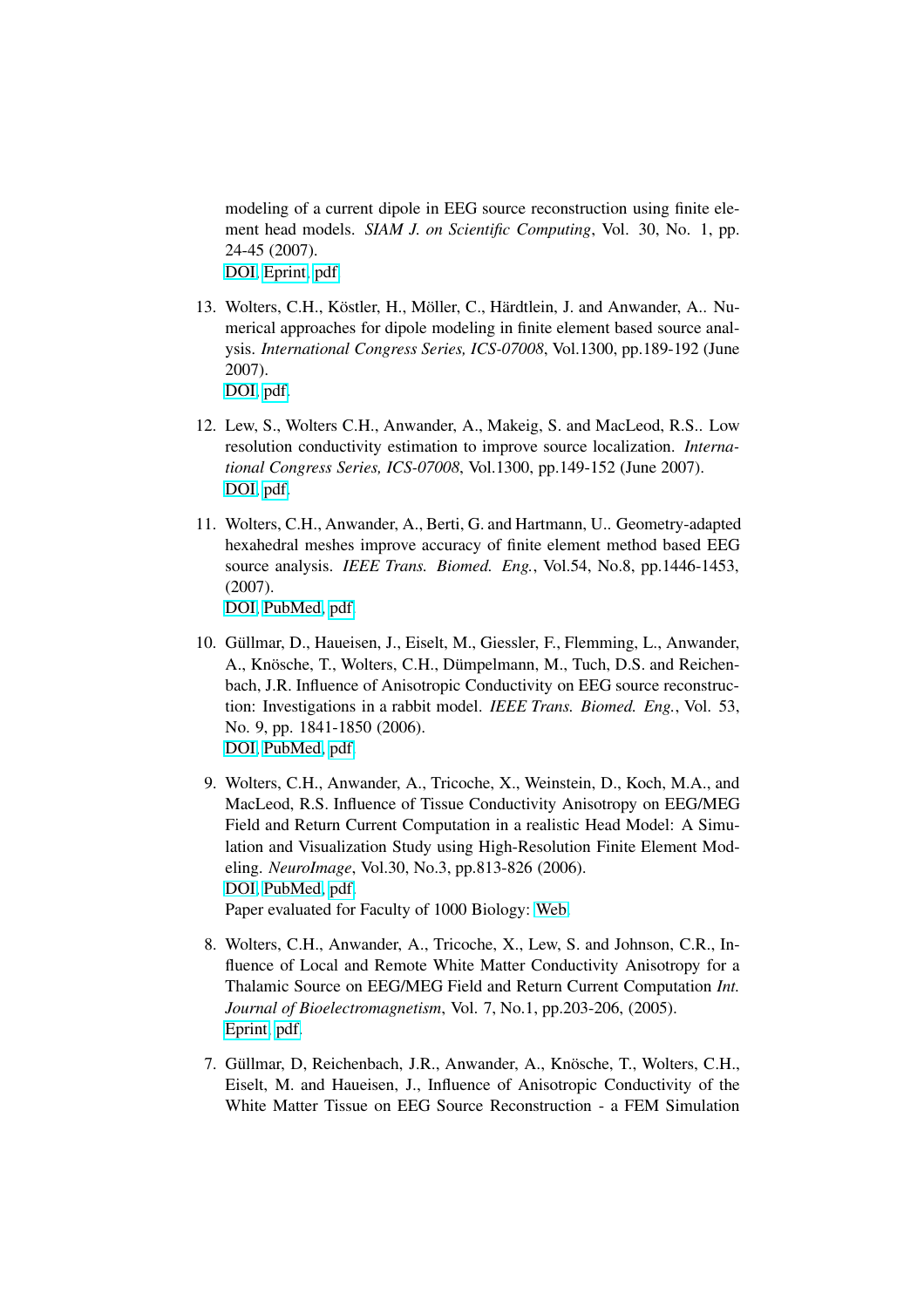modeling of a current dipole in EEG source reconstruction using finite element head models. *SIAM J. on Scientific Computing*, Vol. 30, No. 1, pp. 24-45 (2007).
DOI, Eprint, pdf

13. Wolters, C.H., Köstler, H., Möller, C., Härdtlein, J. and Anwander, A.. Numerical approaches for dipole modeling in finite element based source analysis. *International Congress Series, ICS-07008*, Vol.1300, pp.189-192 (June 2007).
DOI, pdf

12. Lew, S., Wolters C.H., Anwander, A., Makeig, S. and MacLeod, R.S.. Low resolution conductivity estimation to improve source localization. *International Congress Series, ICS-07008*, Vol.1300, pp.149-152 (June 2007).
DOI, pdf

11. Wolters, C.H., Anwander, A., Berti, G. and Hartmann, U.. Geometry-adapted hexahedral meshes improve accuracy of finite element method based EEG source analysis. *IEEE Trans. Biomed. Eng.*, Vol.54, No.8, pp.1446-1453, (2007).
DOI, PubMed, pdf

10. Güllmar, D., Haueisen, J., Eiselt, M., Giessler, F., Flemming, L., Anwander, A., Knösche, T., Wolters, C.H., Dümpelmann, M., Tuch, D.S. and Reichenbach, J.R. Influence of Anisotropic Conductivity on EEG source reconstruction: Investigations in a rabbit model. *IEEE Trans. Biomed. Eng.*, Vol. 53, No. 9, pp. 1841-1850 (2006).
DOI, PubMed, pdf

9. Wolters, C.H., Anwander, A., Tricoche, X., Weinstein, D., Koch, M.A., and MacLeod, R.S. Influence of Tissue Conductivity Anisotropy on EEG/MEG Field and Return Current Computation in a realistic Head Model: A Simulation and Visualization Study using High-Resolution Finite Element Modeling. *NeuroImage*, Vol.30, No.3, pp.813-826 (2006).
DOI, PubMed, pdf
Paper evaluated for Faculty of 1000 Biology: Web

8. Wolters, C.H., Anwander, A., Tricoche, X., Lew, S. and Johnson, C.R., Influence of Local and Remote White Matter Conductivity Anisotropy for a Thalamic Source on EEG/MEG Field and Return Current Computation *Int. Journal of Bioelectromagnetism*, Vol. 7, No.1, pp.203-206, (2005).
Eprint, pdf

7. Güllmar, D, Reichenbach, J.R., Anwander, A., Knösche, T., Wolters, C.H., Eiselt, M. and Haueisen, J., Influence of Anisotropic Conductivity of the White Matter Tissue on EEG Source Reconstruction - a FEM Simulation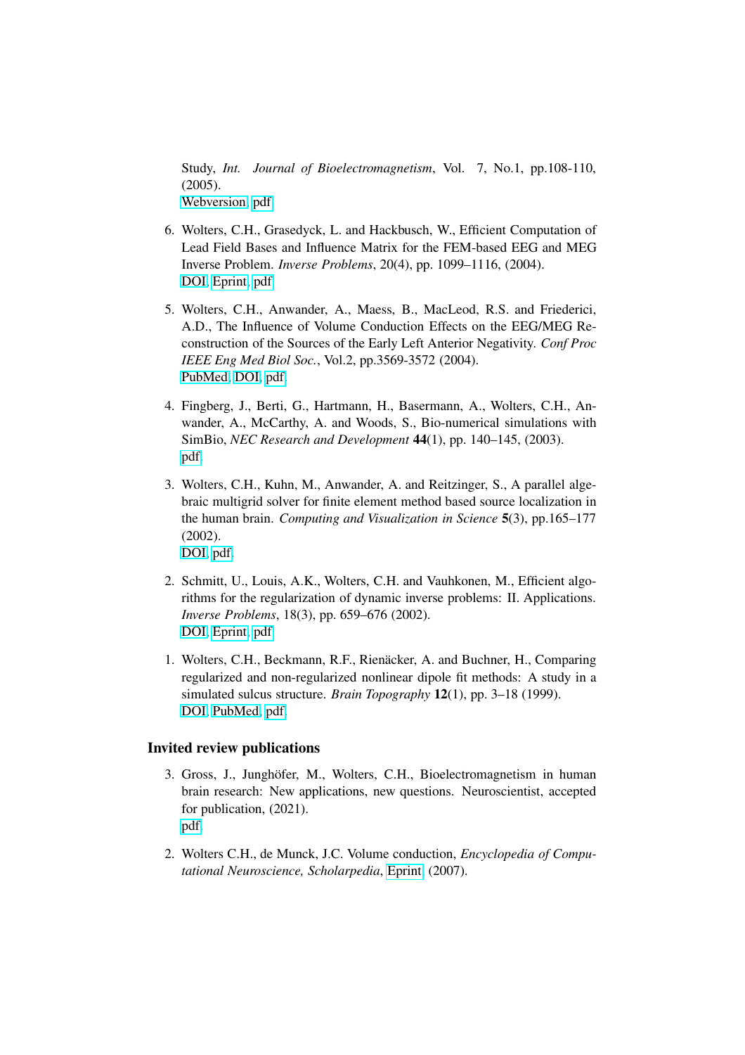Study, *Int. Journal of Bioelectromagnetism*, Vol. 7, No.1, pp.108-110, (2005).
Webversion, pdf

6. Wolters, C.H., Grasedyck, L. and Hackbusch, W., Efficient Computation of Lead Field Bases and Influence Matrix for the FEM-based EEG and MEG Inverse Problem. *Inverse Problems*, 20(4), pp. 1099–1116, (2004).
   DOI, Eprint, pdf

5. Wolters, C.H., Anwander, A., Maess, B., MacLeod, R.S. and Friederici, A.D., The Influence of Volume Conduction Effects on the EEG/MEG Reconstruction of the Sources of the Early Left Anterior Negativity. *Conf Proc IEEE Eng Med Biol Soc.*, Vol.2, pp.3569-3572 (2004).
   PubMed, DOI, pdf.

4. Fingberg, J., Berti, G., Hartmann, H., Basermann, A., Wolters, C.H., Anwander, A., McCarthy, A. and Woods, S., Bio-numerical simulations with SimBio, *NEC Research and Development* **44**(1), pp. 140–145, (2003).
   pdf.

3. Wolters, C.H., Kuhn, M., Anwander, A. and Reitzinger, S., A parallel algebraic multigrid solver for finite element method based source localization in the human brain. *Computing and Visualization in Science* **5**(3), pp.165–177 (2002).
   DOI, pdf.

2. Schmitt, U., Louis, A.K., Wolters, C.H. and Vauhkonen, M., Efficient algorithms for the regularization of dynamic inverse problems: II. Applications. *Inverse Problems*, 18(3), pp. 659–676 (2002).
   DOI, Eprint, pdf

1. Wolters, C.H., Beckmann, R.F., Rienäcker, A. and Buchner, H., Comparing regularized and non-regularized nonlinear dipole fit methods: A study in a simulated sulcus structure. *Brain Topography* **12**(1), pp. 3–18 (1999).
   DOI, PubMed, pdf.

## Invited review publications

3. Gross, J., Junghöfer, M., Wolters, C.H., Bioelectromagnetism in human brain research: New applications, new questions. Neuroscientist, accepted for publication, (2021).
   pdf.

2. Wolters C.H., de Munck, J.C. Volume conduction, *Encyclopedia of Computational Neuroscience, Scholarpedia*, Eprint, (2007).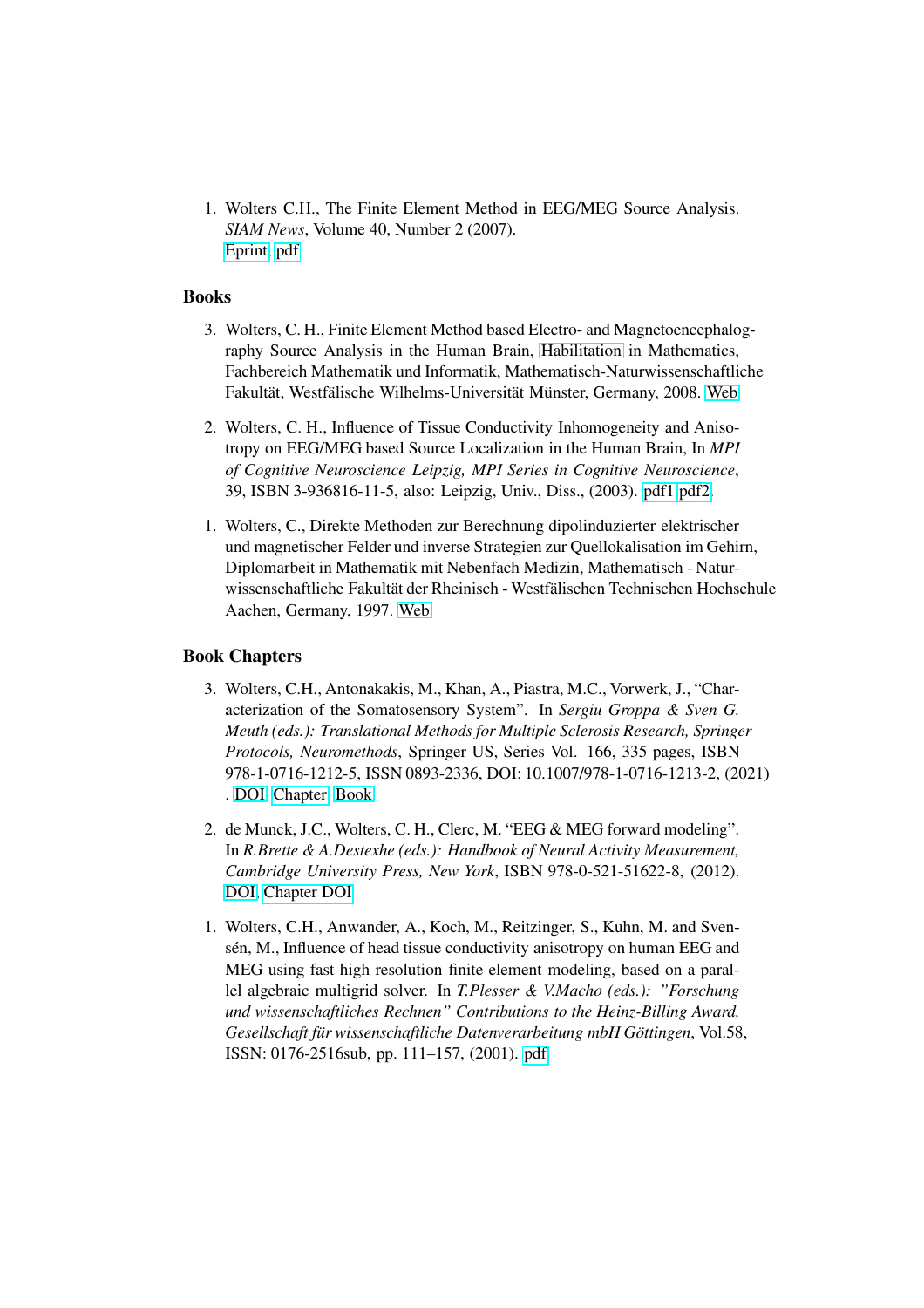1. Wolters C.H., The Finite Element Method in EEG/MEG Source Analysis. *SIAM News*, Volume 40, Number 2 (2007).
   Eprint, pdf

## Books

3. Wolters, C. H., Finite Element Method based Electro- and Magnetoencephalography Source Analysis in the Human Brain, Habilitation in Mathematics, Fachbereich Mathematik und Informatik, Mathematisch-Naturwissenschaftliche Fakultät, Westfälische Wilhelms-Universität Münster, Germany, 2008. Web

2. Wolters, C. H., Influence of Tissue Conductivity Inhomogeneity and Anisotropy on EEG/MEG based Source Localization in the Human Brain, In *MPI of Cognitive Neuroscience Leipzig, MPI Series in Cognitive Neuroscience*, 39, ISBN 3-936816-11-5, also: Leipzig, Univ., Diss., (2003). pdf1 pdf2.

1. Wolters, C., Direkte Methoden zur Berechnung dipolinduzierter elektrischer und magnetischer Felder und inverse Strategien zur Quellokalisation im Gehirn, Diplomarbeit in Mathematik mit Nebenfach Medizin, Mathematisch - Naturwissenschaftliche Fakultät der Rheinisch - Westfälischen Technischen Hochschule Aachen, Germany, 1997. Web

## Book Chapters

3. Wolters, C.H., Antonakakis, M., Khan, A., Piastra, M.C., Vorwerk, J., "Characterization of the Somatosensory System". In *Sergiu Groppa & Sven G. Meuth (eds.): Translational Methods for Multiple Sclerosis Research, Springer Protocols, Neuromethods*, Springer US, Series Vol. 166, 335 pages, ISBN 978-1-0716-1212-5, ISSN 0893-2336, DOI: 10.1007/978-1-0716-1213-2, (2021) . DOI, Chapter, Book

2. de Munck, J.C., Wolters, C. H., Clerc, M. "EEG & MEG forward modeling". In *R.Brette & A.Destexhe (eds.): Handbook of Neural Activity Measurement, Cambridge University Press, New York*, ISBN 978-0-521-51622-8, (2012). DOI, Chapter DOI

1. Wolters, C.H., Anwander, A., Koch, M., Reitzinger, S., Kuhn, M. and Svensén, M., Influence of head tissue conductivity anisotropy on human EEG and MEG using fast high resolution finite element modeling, based on a parallel algebraic multigrid solver. In *T.Plesser & V.Macho (eds.): "Forschung und wissenschaftliches Rechnen" Contributions to the Heinz-Billing Award, Gesellschaft für wissenschaftliche Datenverarbeitung mbH Göttingen*, Vol.58, ISSN: 0176-2516sub, pp. 111–157, (2001). pdf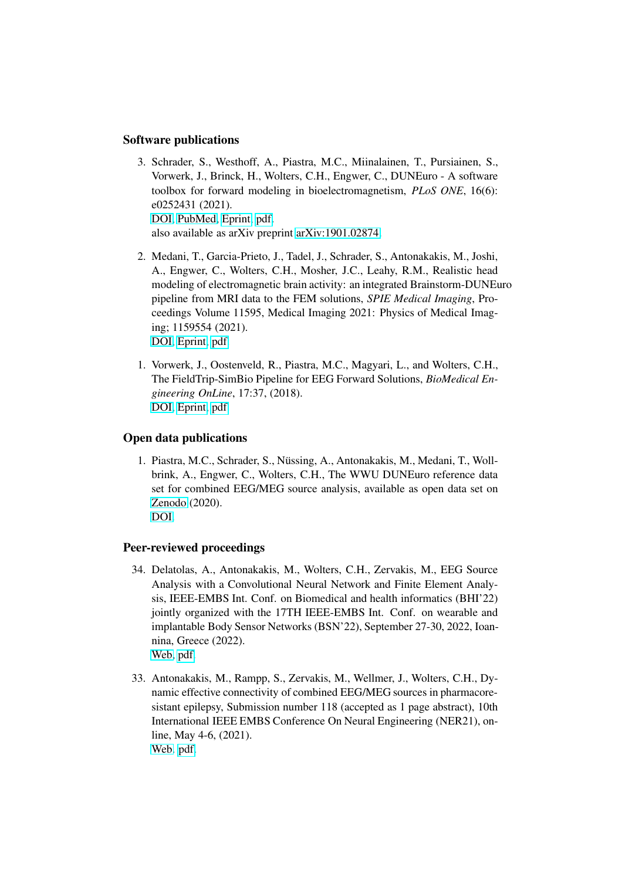### Software publications

3. Schrader, S., Westhoff, A., Piastra, M.C., Miinalainen, T., Pursiainen, S., Vorwerk, J., Brinck, H., Wolters, C.H., Engwer, C., DUNEuro - A software toolbox for forward modeling in bioelectromagnetism, *PLoS ONE*, 16(6): e0252431 (2021).
   DOI, PubMed, Eprint, pdf.
   also available as arXiv preprint arXiv:1901.02874.

2. Medani, T., Garcia-Prieto, J., Tadel, J., Schrader, S., Antonakakis, M., Joshi, A., Engwer, C., Wolters, C.H., Mosher, J.C., Leahy, R.M., Realistic head modeling of electromagnetic brain activity: an integrated Brainstorm-DUNEuro pipeline from MRI data to the FEM solutions, *SPIE Medical Imaging*, Proceedings Volume 11595, Medical Imaging 2021: Physics of Medical Imaging; 1159554 (2021).
   DOI, Eprint, pdf.

1. Vorwerk, J., Oostenveld, R., Piastra, M.C., Magyari, L., and Wolters, C.H., The FieldTrip-SimBio Pipeline for EEG Forward Solutions, *BioMedical Engineering OnLine*, 17:37, (2018).
   DOI, Eprint, pdf.

### Open data publications

1. Piastra, M.C., Schrader, S., Nüssing, A., Antonakakis, M., Medani, T., Wollbrink, A., Engwer, C., Wolters, C.H., The WWU DUNEuro reference data set for combined EEG/MEG source analysis, available as open data set on Zenodo (2020).
   DOI.

### Peer-reviewed proceedings

34. Delatolas, A., Antonakakis, M., Wolters, C.H., Zervakis, M., EEG Source Analysis with a Convolutional Neural Network and Finite Element Analysis, IEEE-EMBS Int. Conf. on Biomedical and health informatics (BHI'22) jointly organized with the 17TH IEEE-EMBS Int. Conf. on wearable and implantable Body Sensor Networks (BSN'22), September 27-30, 2022, Ioannina, Greece (2022).
    Web, pdf.

33. Antonakakis, M., Rampp, S., Zervakis, M., Wellmer, J., Wolters, C.H., Dynamic effective connectivity of combined EEG/MEG sources in pharmacoresistant epilepsy, Submission number 118 (accepted as 1 page abstract), 10th International IEEE EMBS Conference On Neural Engineering (NER21), online, May 4-6, (2021).
    Web, pdf.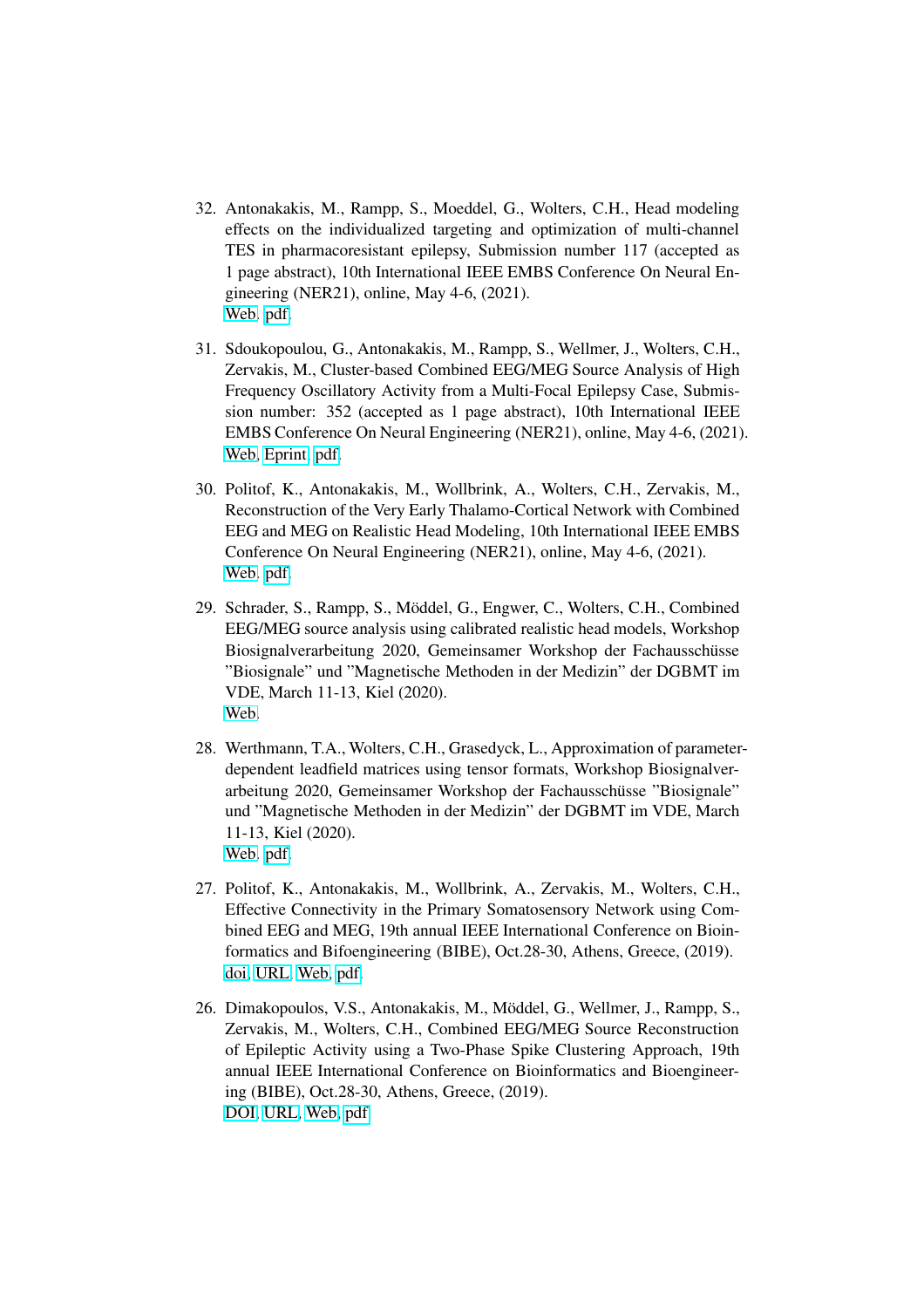32. Antonakakis, M., Rampp, S., Moeddel, G., Wolters, C.H., Head modeling effects on the individualized targeting and optimization of multi-channel TES in pharmacoresistant epilepsy, Submission number 117 (accepted as 1 page abstract), 10th International IEEE EMBS Conference On Neural Engineering (NER21), online, May 4-6, (2021).
    Web, pdf

31. Sdoukopoulou, G., Antonakakis, M., Rampp, S., Wellmer, J., Wolters, C.H., Zervakis, M., Cluster-based Combined EEG/MEG Source Analysis of High Frequency Oscillatory Activity from a Multi-Focal Epilepsy Case, Submission number: 352 (accepted as 1 page abstract), 10th International IEEE EMBS Conference On Neural Engineering (NER21), online, May 4-6, (2021).
    Web, Eprint, pdf.

30. Politof, K., Antonakakis, M., Wollbrink, A., Wolters, C.H., Zervakis, M., Reconstruction of the Very Early Thalamo-Cortical Network with Combined EEG and MEG on Realistic Head Modeling, 10th International IEEE EMBS Conference On Neural Engineering (NER21), online, May 4-6, (2021).
    Web, pdf.

29. Schrader, S., Rampp, S., Möddel, G., Engwer, C., Wolters, C.H., Combined EEG/MEG source analysis using calibrated realistic head models, Workshop Biosignalverarbeitung 2020, Gemeinsamer Workshop der Fachausschüsse "Biosignale" und "Magnetische Methoden in der Medizin" der DGBMT im VDE, March 11-13, Kiel (2020).
    Web.

28. Werthmann, T.A., Wolters, C.H., Grasedyck, L., Approximation of parameter-dependent leadfield matrices using tensor formats, Workshop Biosignalverarbeitung 2020, Gemeinsamer Workshop der Fachausschüsse "Biosignale" und "Magnetische Methoden in der Medizin" der DGBMT im VDE, March 11-13, Kiel (2020).
    Web, pdf.

27. Politof, K., Antonakakis, M., Wollbrink, A., Zervakis, M., Wolters, C.H., Effective Connectivity in the Primary Somatosensory Network using Combined EEG and MEG, 19th annual IEEE International Conference on Bioinformatics and Bifoengineering (BIBE), Oct.28-30, Athens, Greece, (2019).
    doi, URL, Web, pdf

26. Dimakopoulos, V.S., Antonakakis, M., Möddel, G., Wellmer, J., Rampp, S., Zervakis, M., Wolters, C.H., Combined EEG/MEG Source Reconstruction of Epileptic Activity using a Two-Phase Spike Clustering Approach, 19th annual IEEE International Conference on Bioinformatics and Bioengineering (BIBE), Oct.28-30, Athens, Greece, (2019).
    DOI, URL, Web, pdf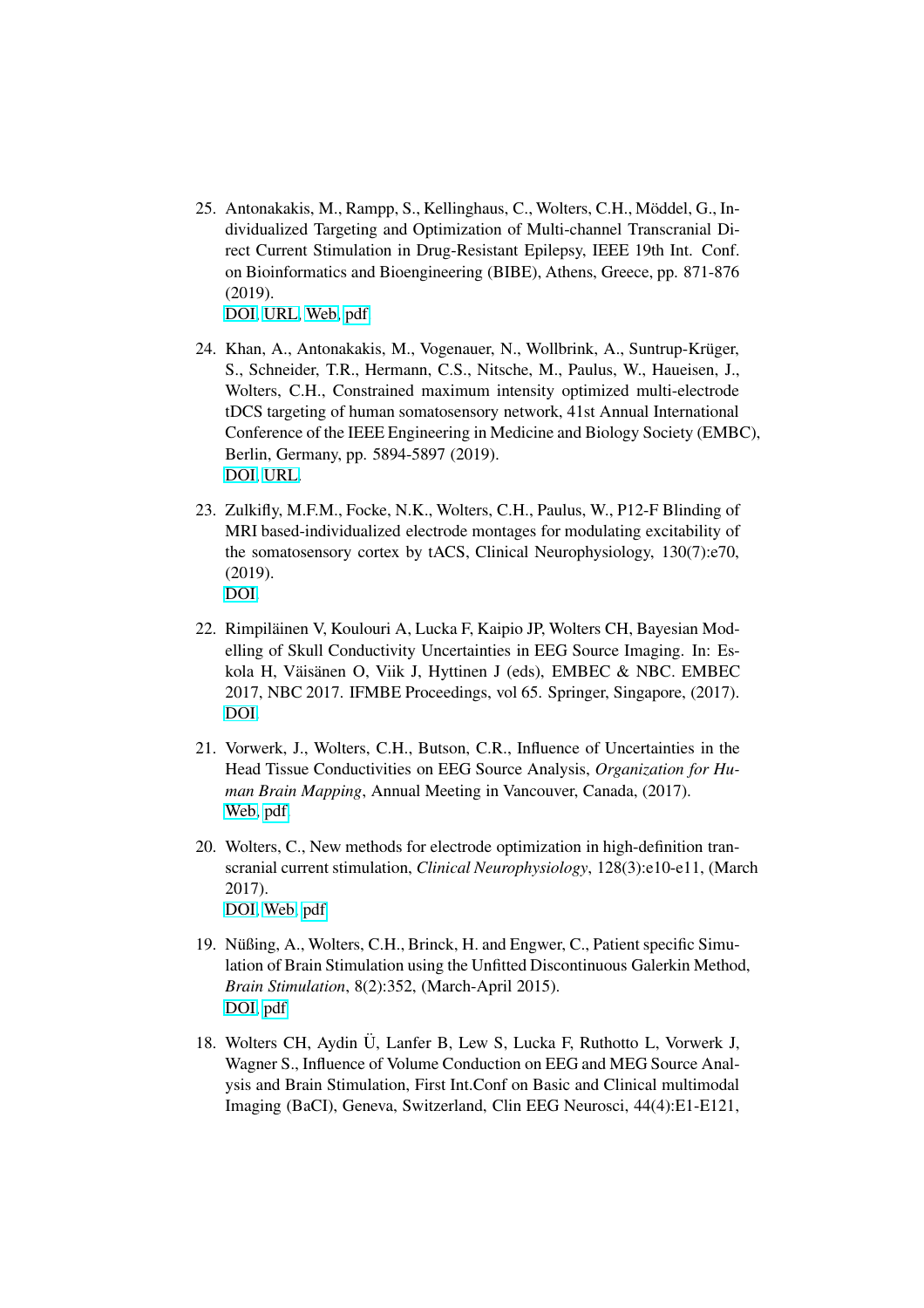25. Antonakakis, M., Rampp, S., Kellinghaus, C., Wolters, C.H., Möddel, G., Individualized Targeting and Optimization of Multi-channel Transcranial Direct Current Stimulation in Drug-Resistant Epilepsy, IEEE 19th Int. Conf. on Bioinformatics and Bioengineering (BIBE), Athens, Greece, pp. 871-876 (2019).
DOI, URL, Web, pdf

24. Khan, A., Antonakakis, M., Vogenauer, N., Wollbrink, A., Suntrup-Krüger, S., Schneider, T.R., Hermann, C.S., Nitsche, M., Paulus, W., Haueisen, J., Wolters, C.H., Constrained maximum intensity optimized multi-electrode tDCS targeting of human somatosensory network, 41st Annual International Conference of the IEEE Engineering in Medicine and Biology Society (EMBC), Berlin, Germany, pp. 5894-5897 (2019).
DOI, URL.

23. Zulkifly, M.F.M., Focke, N.K., Wolters, C.H., Paulus, W., P12-F Blinding of MRI based-individualized electrode montages for modulating excitability of the somatosensory cortex by tACS, Clinical Neurophysiology, 130(7):e70, (2019).
DOI.

22. Rimpiläinen V, Koulouri A, Lucka F, Kaipio JP, Wolters CH, Bayesian Modelling of Skull Conductivity Uncertainties in EEG Source Imaging. In: Eskola H, Väisänen O, Viik J, Hyttinen J (eds), EMBEC & NBC. EMBEC 2017, NBC 2017. IFMBE Proceedings, vol 65. Springer, Singapore, (2017).
DOI.

21. Vorwerk, J., Wolters, C.H., Butson, C.R., Influence of Uncertainties in the Head Tissue Conductivities on EEG Source Analysis, *Organization for Human Brain Mapping*, Annual Meeting in Vancouver, Canada, (2017).
Web, pdf

20. Wolters, C., New methods for electrode optimization in high-definition transcranial current stimulation, *Clinical Neurophysiology*, 128(3):e10-e11, (March 2017).
DOI, Web, pdf

19. Nüßing, A., Wolters, C.H., Brinck, H. and Engwer, C., Patient specific Simulation of Brain Stimulation using the Unfitted Discontinuous Galerkin Method, *Brain Stimulation*, 8(2):352, (March-April 2015).
DOI, pdf

18. Wolters CH, Aydin Ü, Lanfer B, Lew S, Lucka F, Ruthotto L, Vorwerk J, Wagner S., Influence of Volume Conduction on EEG and MEG Source Analysis and Brain Stimulation, First Int.Conf on Basic and Clinical multimodal Imaging (BaCI), Geneva, Switzerland, Clin EEG Neurosci, 44(4):E1-E121,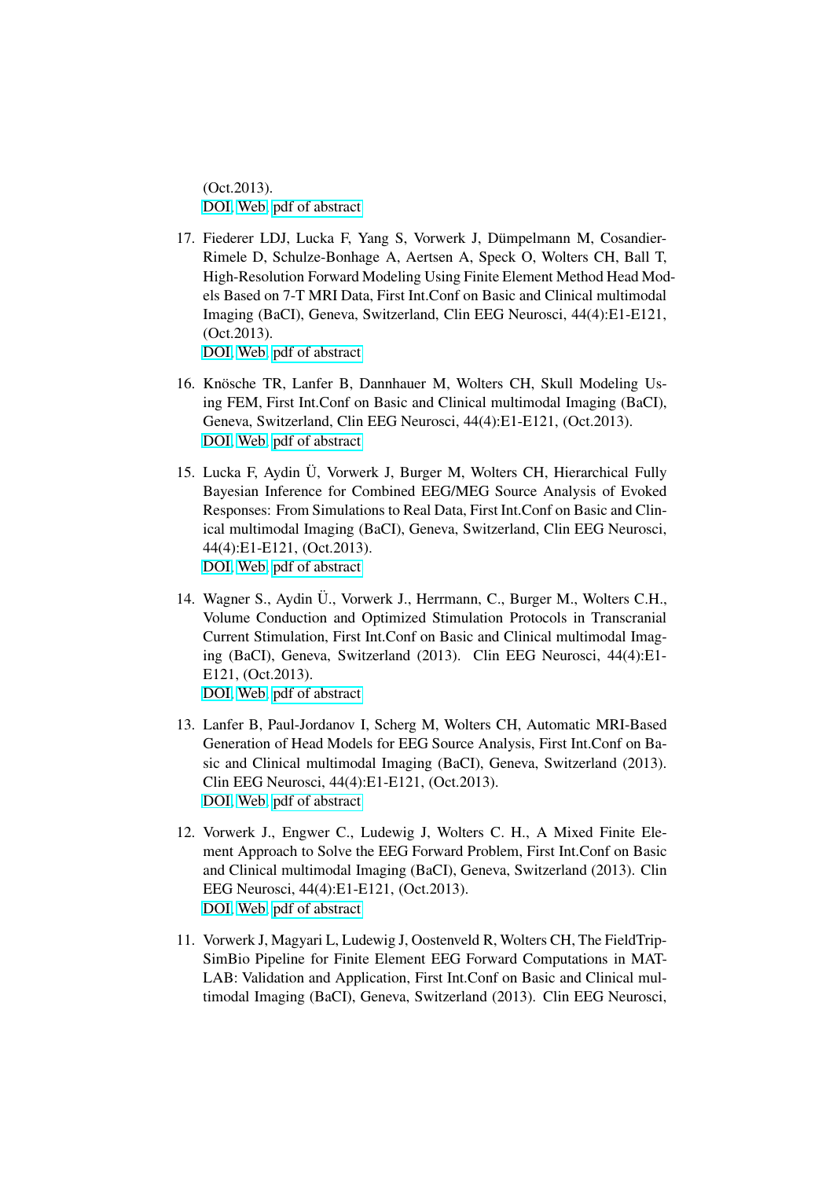(Oct.2013).
DOI, Web, pdf of abstract

17. Fiederer LDJ, Lucka F, Yang S, Vorwerk J, Dümpelmann M, Cosandier-Rimele D, Schulze-Bonhage A, Aertsen A, Speck O, Wolters CH, Ball T, High-Resolution Forward Modeling Using Finite Element Method Head Models Based on 7-T MRI Data, First Int.Conf on Basic and Clinical multimodal Imaging (BaCI), Geneva, Switzerland, Clin EEG Neurosci, 44(4):E1-E121, (Oct.2013).
DOI, Web, pdf of abstract

16. Knösche TR, Lanfer B, Dannhauer M, Wolters CH, Skull Modeling Using FEM, First Int.Conf on Basic and Clinical multimodal Imaging (BaCI), Geneva, Switzerland, Clin EEG Neurosci, 44(4):E1-E121, (Oct.2013).
DOI, Web, pdf of abstract

15. Lucka F, Aydin Ü, Vorwerk J, Burger M, Wolters CH, Hierarchical Fully Bayesian Inference for Combined EEG/MEG Source Analysis of Evoked Responses: From Simulations to Real Data, First Int.Conf on Basic and Clinical multimodal Imaging (BaCI), Geneva, Switzerland, Clin EEG Neurosci, 44(4):E1-E121, (Oct.2013).
DOI, Web, pdf of abstract

14. Wagner S., Aydin Ü., Vorwerk J., Herrmann, C., Burger M., Wolters C.H., Volume Conduction and Optimized Stimulation Protocols in Transcranial Current Stimulation, First Int.Conf on Basic and Clinical multimodal Imaging (BaCI), Geneva, Switzerland (2013). Clin EEG Neurosci, 44(4):E1-E121, (Oct.2013).
DOI, Web, pdf of abstract

13. Lanfer B, Paul-Jordanov I, Scherg M, Wolters CH, Automatic MRI-Based Generation of Head Models for EEG Source Analysis, First Int.Conf on Basic and Clinical multimodal Imaging (BaCI), Geneva, Switzerland (2013). Clin EEG Neurosci, 44(4):E1-E121, (Oct.2013).
DOI, Web, pdf of abstract

12. Vorwerk J., Engwer C., Ludewig J, Wolters C. H., A Mixed Finite Element Approach to Solve the EEG Forward Problem, First Int.Conf on Basic and Clinical multimodal Imaging (BaCI), Geneva, Switzerland (2013). Clin EEG Neurosci, 44(4):E1-E121, (Oct.2013).
DOI, Web, pdf of abstract

11. Vorwerk J, Magyari L, Ludewig J, Oostenveld R, Wolters CH, The FieldTrip-SimBio Pipeline for Finite Element EEG Forward Computations in MATLAB: Validation and Application, First Int.Conf on Basic and Clinical multimodal Imaging (BaCI), Geneva, Switzerland (2013). Clin EEG Neurosci,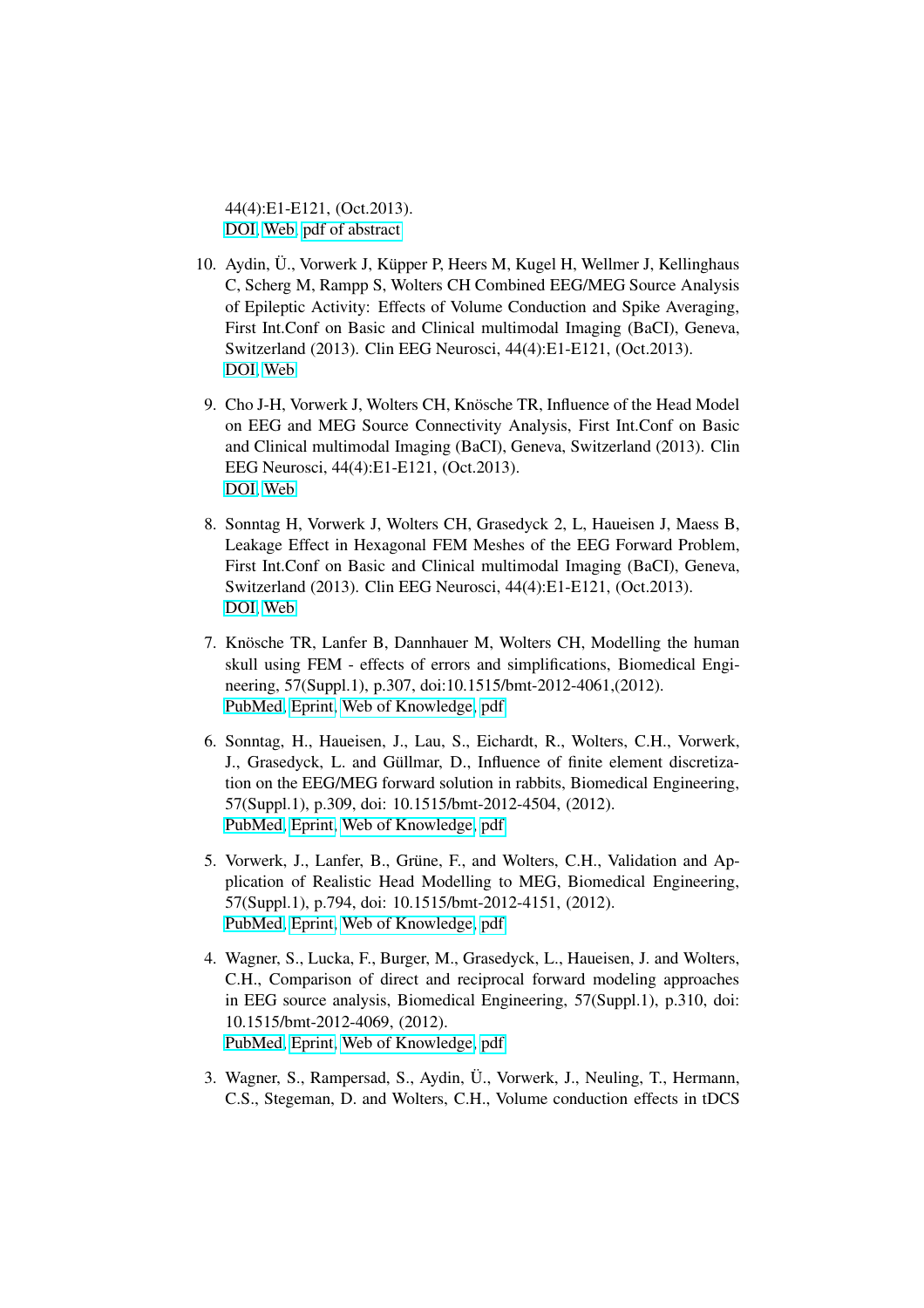44(4):E1-E121, (Oct.2013).
DOI, Web, pdf of abstract

10. Aydin, Ü., Vorwerk J, Küpper P, Heers M, Kugel H, Wellmer J, Kellinghaus C, Scherg M, Rampp S, Wolters CH Combined EEG/MEG Source Analysis of Epileptic Activity: Effects of Volume Conduction and Spike Averaging, First Int.Conf on Basic and Clinical multimodal Imaging (BaCI), Geneva, Switzerland (2013). Clin EEG Neurosci, 44(4):E1-E121, (Oct.2013).
DOI, Web

9. Cho J-H, Vorwerk J, Wolters CH, Knösche TR, Influence of the Head Model on EEG and MEG Source Connectivity Analysis, First Int.Conf on Basic and Clinical multimodal Imaging (BaCI), Geneva, Switzerland (2013). Clin EEG Neurosci, 44(4):E1-E121, (Oct.2013).
DOI, Web

8. Sonntag H, Vorwerk J, Wolters CH, Grasedyck 2, L, Haueisen J, Maess B, Leakage Effect in Hexagonal FEM Meshes of the EEG Forward Problem, First Int.Conf on Basic and Clinical multimodal Imaging (BaCI), Geneva, Switzerland (2013). Clin EEG Neurosci, 44(4):E1-E121, (Oct.2013).
DOI, Web

7. Knösche TR, Lanfer B, Dannhauer M, Wolters CH, Modelling the human skull using FEM - effects of errors and simplifications, Biomedical Engineering, 57(Suppl.1), p.307, doi:10.1515/bmt-2012-4061,(2012).
PubMed, Eprint, Web of Knowledge, pdf

6. Sonntag, H., Haueisen, J., Lau, S., Eichardt, R., Wolters, C.H., Vorwerk, J., Grasedyck, L. and Güllmar, D., Influence of finite element discretization on the EEG/MEG forward solution in rabbits, Biomedical Engineering, 57(Suppl.1), p.309, doi: 10.1515/bmt-2012-4504, (2012).
PubMed, Eprint, Web of Knowledge, pdf

5. Vorwerk, J., Lanfer, B., Grüne, F., and Wolters, C.H., Validation and Application of Realistic Head Modelling to MEG, Biomedical Engineering, 57(Suppl.1), p.794, doi: 10.1515/bmt-2012-4151, (2012).
PubMed, Eprint, Web of Knowledge, pdf

4. Wagner, S., Lucka, F., Burger, M., Grasedyck, L., Haueisen, J. and Wolters, C.H., Comparison of direct and reciprocal forward modeling approaches in EEG source analysis, Biomedical Engineering, 57(Suppl.1), p.310, doi: 10.1515/bmt-2012-4069, (2012).
PubMed, Eprint, Web of Knowledge, pdf

3. Wagner, S., Rampersad, S., Aydin, Ü., Vorwerk, J., Neuling, T., Hermann, C.S., Stegeman, D. and Wolters, C.H., Volume conduction effects in tDCS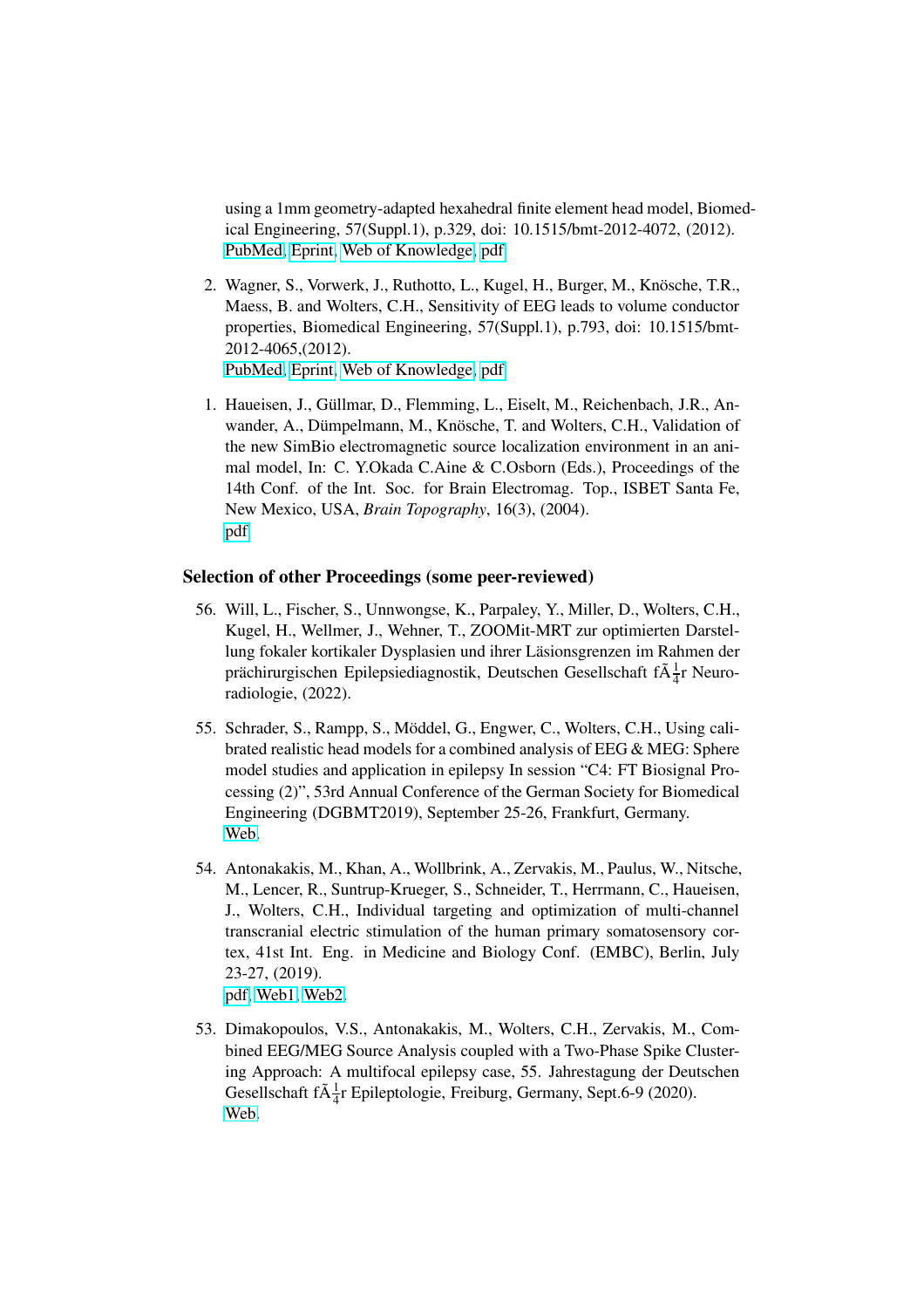using a 1mm geometry-adapted hexahedral finite element head model, Biomedical Engineering, 57(Suppl.1), p.329, doi: 10.1515/bmt-2012-4072, (2012).
PubMed, Eprint, Web of Knowledge, pdf

2. Wagner, S., Vorwerk, J., Ruthotto, L., Kugel, H., Burger, M., Knösche, T.R., Maess, B. and Wolters, C.H., Sensitivity of EEG leads to volume conductor properties, Biomedical Engineering, 57(Suppl.1), p.793, doi: 10.1515/bmt-2012-4065,(2012).
PubMed, Eprint, Web of Knowledge, pdf

1. Haueisen, J., Güllmar, D., Flemming, L., Eiselt, M., Reichenbach, J.R., Anwander, A., Dümpelmann, M., Knösche, T. and Wolters, C.H., Validation of the new SimBio electromagnetic source localization environment in an animal model, In: C. Y.Okada C.Aine & C.Osborn (Eds.), Proceedings of the 14th Conf. of the Int. Soc. for Brain Electromag. Top., ISBET Santa Fe, New Mexico, USA, *Brain Topography*, 16(3), (2004).
pdf

### Selection of other Proceedings (some peer-reviewed)

56. Will, L., Fischer, S., Unnwongse, K., Parpaley, Y., Miller, D., Wolters, C.H., Kugel, H., Wellmer, J., Wehner, T., ZOOMit-MRT zur optimierten Darstellung fokaler kortikaler Dysplasien und ihrer Läsionsgrenzen im Rahmen der prächirurgischen Epilepsiediagnostik, Deutschen Gesellschaft fÃ¼r Neuroradiologie, (2022).

55. Schrader, S., Rampp, S., Möddel, G., Engwer, C., Wolters, C.H., Using calibrated realistic head models for a combined analysis of EEG & MEG: Sphere model studies and application in epilepsy In session "C4: FT Biosignal Processing (2)", 53rd Annual Conference of the German Society for Biomedical Engineering (DGBMT2019), September 25-26, Frankfurt, Germany.
Web.

54. Antonakakis, M., Khan, A., Wollbrink, A., Zervakis, M., Paulus, W., Nitsche, M., Lencer, R., Suntrup-Krueger, S., Schneider, T., Herrmann, C., Haueisen, J., Wolters, C.H., Individual targeting and optimization of multi-channel transcranial electric stimulation of the human primary somatosensory cortex, 41st Int. Eng. in Medicine and Biology Conf. (EMBC), Berlin, July 23-27, (2019).
pdf, Web1, Web2.

53. Dimakopoulos, V.S., Antonakakis, M., Wolters, C.H., Zervakis, M., Combined EEG/MEG Source Analysis coupled with a Two-Phase Spike Clustering Approach: A multifocal epilepsy case, 55. Jahrestagung der Deutschen Gesellschaft fÃ¼r Epileptologie, Freiburg, Germany, Sept.6-9 (2020).
Web.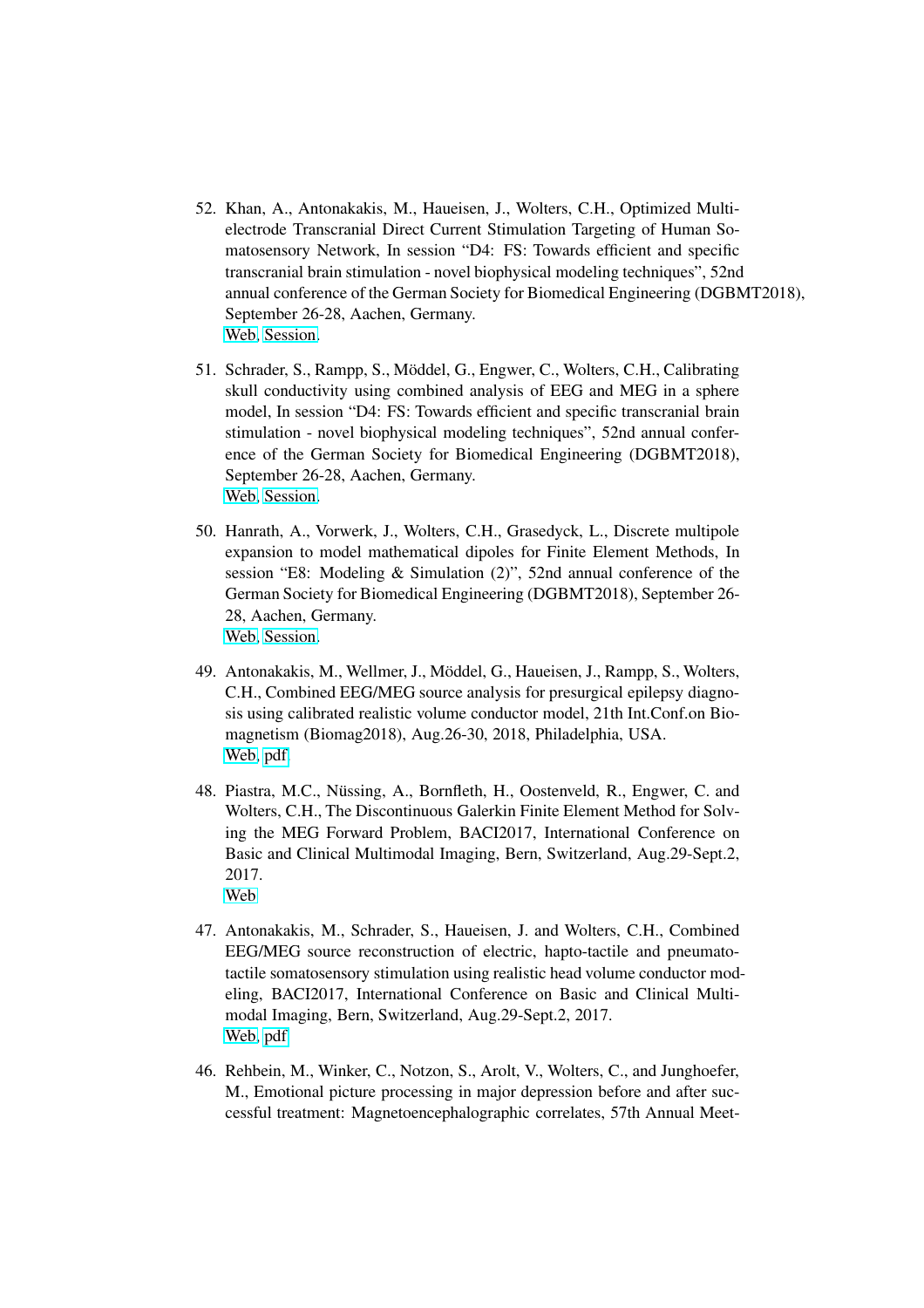52. Khan, A., Antonakakis, M., Haueisen, J., Wolters, C.H., Optimized Multi-electrode Transcranial Direct Current Stimulation Targeting of Human Somatosensory Network, In session "D4: FS: Towards efficient and specific transcranial brain stimulation - novel biophysical modeling techniques", 52nd annual conference of the German Society for Biomedical Engineering (DGBMT2018), September 26-28, Aachen, Germany.
Web, Session.

51. Schrader, S., Rampp, S., Möddel, G., Engwer, C., Wolters, C.H., Calibrating skull conductivity using combined analysis of EEG and MEG in a sphere model, In session "D4: FS: Towards efficient and specific transcranial brain stimulation - novel biophysical modeling techniques", 52nd annual conference of the German Society for Biomedical Engineering (DGBMT2018), September 26-28, Aachen, Germany.
Web, Session.

50. Hanrath, A., Vorwerk, J., Wolters, C.H., Grasedyck, L., Discrete multipole expansion to model mathematical dipoles for Finite Element Methods, In session "E8: Modeling & Simulation (2)", 52nd annual conference of the German Society for Biomedical Engineering (DGBMT2018), September 26-28, Aachen, Germany.
Web, Session.

49. Antonakakis, M., Wellmer, J., Möddel, G., Haueisen, J., Rampp, S., Wolters, C.H., Combined EEG/MEG source analysis for presurgical epilepsy diagnosis using calibrated realistic volume conductor model, 21th Int.Conf.on Biomagnetism (Biomag2018), Aug.26-30, 2018, Philadelphia, USA.
Web, pdf

48. Piastra, M.C., Nüssing, A., Bornfleth, H., Oostenveld, R., Engwer, C. and Wolters, C.H., The Discontinuous Galerkin Finite Element Method for Solving the MEG Forward Problem, BACI2017, International Conference on Basic and Clinical Multimodal Imaging, Bern, Switzerland, Aug.29-Sept.2, 2017.
Web

47. Antonakakis, M., Schrader, S., Haueisen, J. and Wolters, C.H., Combined EEG/MEG source reconstruction of electric, hapto-tactile and pneumato-tactile somatosensory stimulation using realistic head volume conductor modeling, BACI2017, International Conference on Basic and Clinical Multimodal Imaging, Bern, Switzerland, Aug.29-Sept.2, 2017.
Web, pdf

46. Rehbein, M., Winker, C., Notzon, S., Arolt, V., Wolters, C., and Junghoefer, M., Emotional picture processing in major depression before and after successful treatment: Magnetoencephalographic correlates, 57th Annual Meet-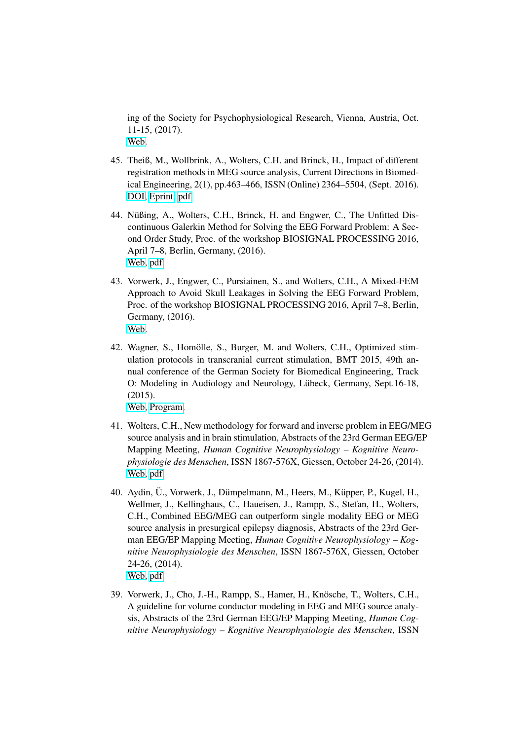ing of the Society for Psychophysiological Research, Vienna, Austria, Oct. 11-15, (2017).
Web.

45. Theiß, M., Wollbrink, A., Wolters, C.H. and Brinck, H., Impact of different registration methods in MEG source analysis, Current Directions in Biomedical Engineering, 2(1), pp.463–466, ISSN (Online) 2364–5504, (Sept. 2016).
DOI, Eprint, pdf

44. Nüßing, A., Wolters, C.H., Brinck, H. and Engwer, C., The Unfitted Discontinuous Galerkin Method for Solving the EEG Forward Problem: A Second Order Study, Proc. of the workshop BIOSIGNAL PROCESSING 2016, April 7–8, Berlin, Germany, (2016).
Web, pdf

43. Vorwerk, J., Engwer, C., Pursiainen, S., and Wolters, C.H., A Mixed-FEM Approach to Avoid Skull Leakages in Solving the EEG Forward Problem, Proc. of the workshop BIOSIGNAL PROCESSING 2016, April 7–8, Berlin, Germany, (2016).
Web.

42. Wagner, S., Homölle, S., Burger, M. and Wolters, C.H., Optimized stimulation protocols in transcranial current stimulation, BMT 2015, 49th annual conference of the German Society for Biomedical Engineering, Track O: Modeling in Audiology and Neurology, Lübeck, Germany, Sept.16-18, (2015).
Web, Program.

41. Wolters, C.H., New methodology for forward and inverse problem in EEG/MEG source analysis and in brain stimulation, Abstracts of the 23rd German EEG/EP Mapping Meeting, *Human Cognitive Neurophysiology – Kognitive Neurophysiologie des Menschen*, ISSN 1867-576X, Giessen, October 24-26, (2014).
Web, pdf

40. Aydin, Ü., Vorwerk, J., Dümpelmann, M., Heers, M., Küpper, P., Kugel, H., Wellmer, J., Kellinghaus, C., Haueisen, J., Rampp, S., Stefan, H., Wolters, C.H., Combined EEG/MEG can outperform single modality EEG or MEG source analysis in presurgical epilepsy diagnosis, Abstracts of the 23rd German EEG/EP Mapping Meeting, *Human Cognitive Neurophysiology – Kognitive Neurophysiologie des Menschen*, ISSN 1867-576X, Giessen, October 24-26, (2014).
Web, pdf

39. Vorwerk, J., Cho, J.-H., Rampp, S., Hamer, H., Knösche, T., Wolters, C.H., A guideline for volume conductor modeling in EEG and MEG source analysis, Abstracts of the 23rd German EEG/EP Mapping Meeting, *Human Cognitive Neurophysiology – Kognitive Neurophysiologie des Menschen*, ISSN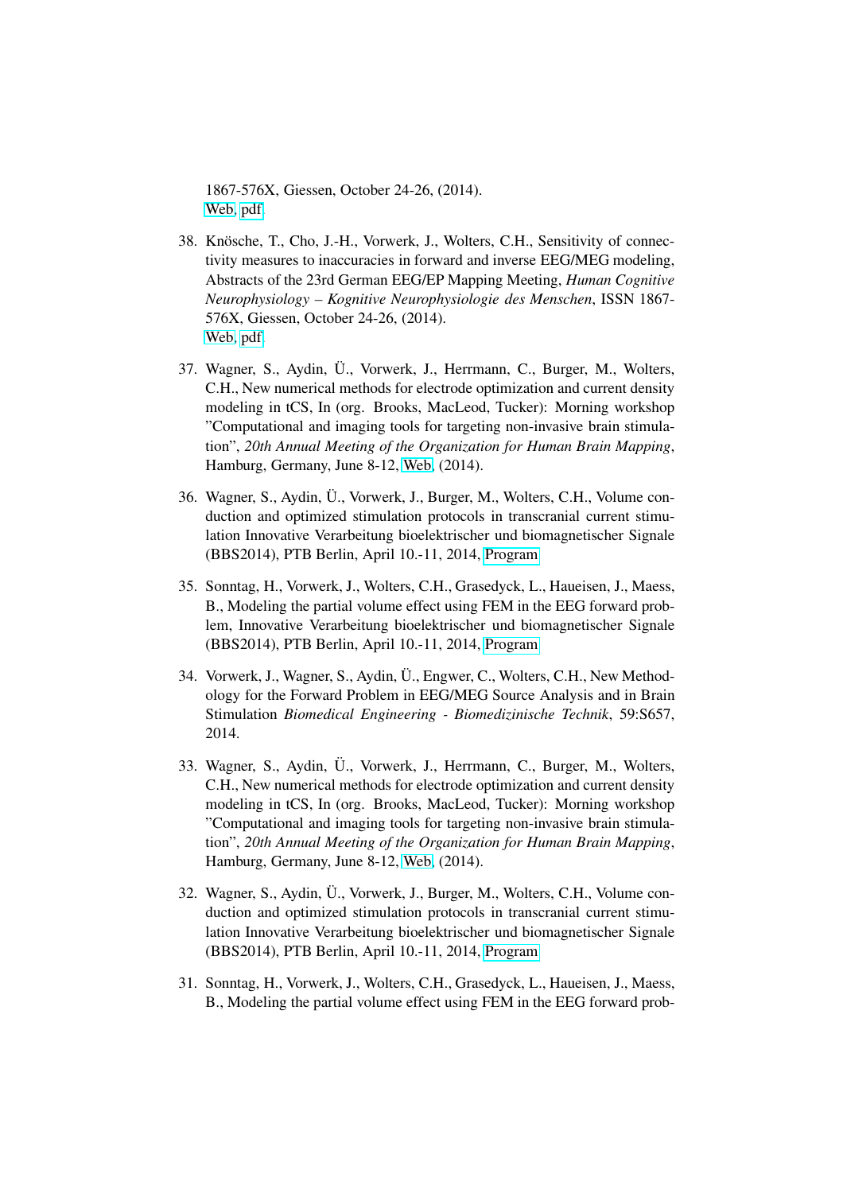1867-576X, Giessen, October 24-26, (2014).
Web, pdf

38. Knösche, T., Cho, J.-H., Vorwerk, J., Wolters, C.H., Sensitivity of connectivity measures to inaccuracies in forward and inverse EEG/MEG modeling, Abstracts of the 23rd German EEG/EP Mapping Meeting, *Human Cognitive Neurophysiology – Kognitive Neurophysiologie des Menschen*, ISSN 1867-576X, Giessen, October 24-26, (2014).
Web, pdf

37. Wagner, S., Aydin, Ü., Vorwerk, J., Herrmann, C., Burger, M., Wolters, C.H., New numerical methods for electrode optimization and current density modeling in tCS, In (org. Brooks, MacLeod, Tucker): Morning workshop "Computational and imaging tools for targeting non-invasive brain stimulation", *20th Annual Meeting of the Organization for Human Brain Mapping*, Hamburg, Germany, June 8-12, Web, (2014).

36. Wagner, S., Aydin, Ü., Vorwerk, J., Burger, M., Wolters, C.H., Volume conduction and optimized stimulation protocols in transcranial current stimulation Innovative Verarbeitung bioelektrischer und biomagnetischer Signale (BBS2014), PTB Berlin, April 10.-11, 2014, Program

35. Sonntag, H., Vorwerk, J., Wolters, C.H., Grasedyck, L., Haueisen, J., Maess, B., Modeling the partial volume effect using FEM in the EEG forward problem, Innovative Verarbeitung bioelektrischer und biomagnetischer Signale (BBS2014), PTB Berlin, April 10.-11, 2014, Program

34. Vorwerk, J., Wagner, S., Aydin, Ü., Engwer, C., Wolters, C.H., New Methodology for the Forward Problem in EEG/MEG Source Analysis and in Brain Stimulation *Biomedical Engineering - Biomedizinische Technik*, 59:S657, 2014.

33. Wagner, S., Aydin, Ü., Vorwerk, J., Herrmann, C., Burger, M., Wolters, C.H., New numerical methods for electrode optimization and current density modeling in tCS, In (org. Brooks, MacLeod, Tucker): Morning workshop "Computational and imaging tools for targeting non-invasive brain stimulation", *20th Annual Meeting of the Organization for Human Brain Mapping*, Hamburg, Germany, June 8-12, Web, (2014).

32. Wagner, S., Aydin, Ü., Vorwerk, J., Burger, M., Wolters, C.H., Volume conduction and optimized stimulation protocols in transcranial current stimulation Innovative Verarbeitung bioelektrischer und biomagnetischer Signale (BBS2014), PTB Berlin, April 10.-11, 2014, Program

31. Sonntag, H., Vorwerk, J., Wolters, C.H., Grasedyck, L., Haueisen, J., Maess, B., Modeling the partial volume effect using FEM in the EEG forward prob-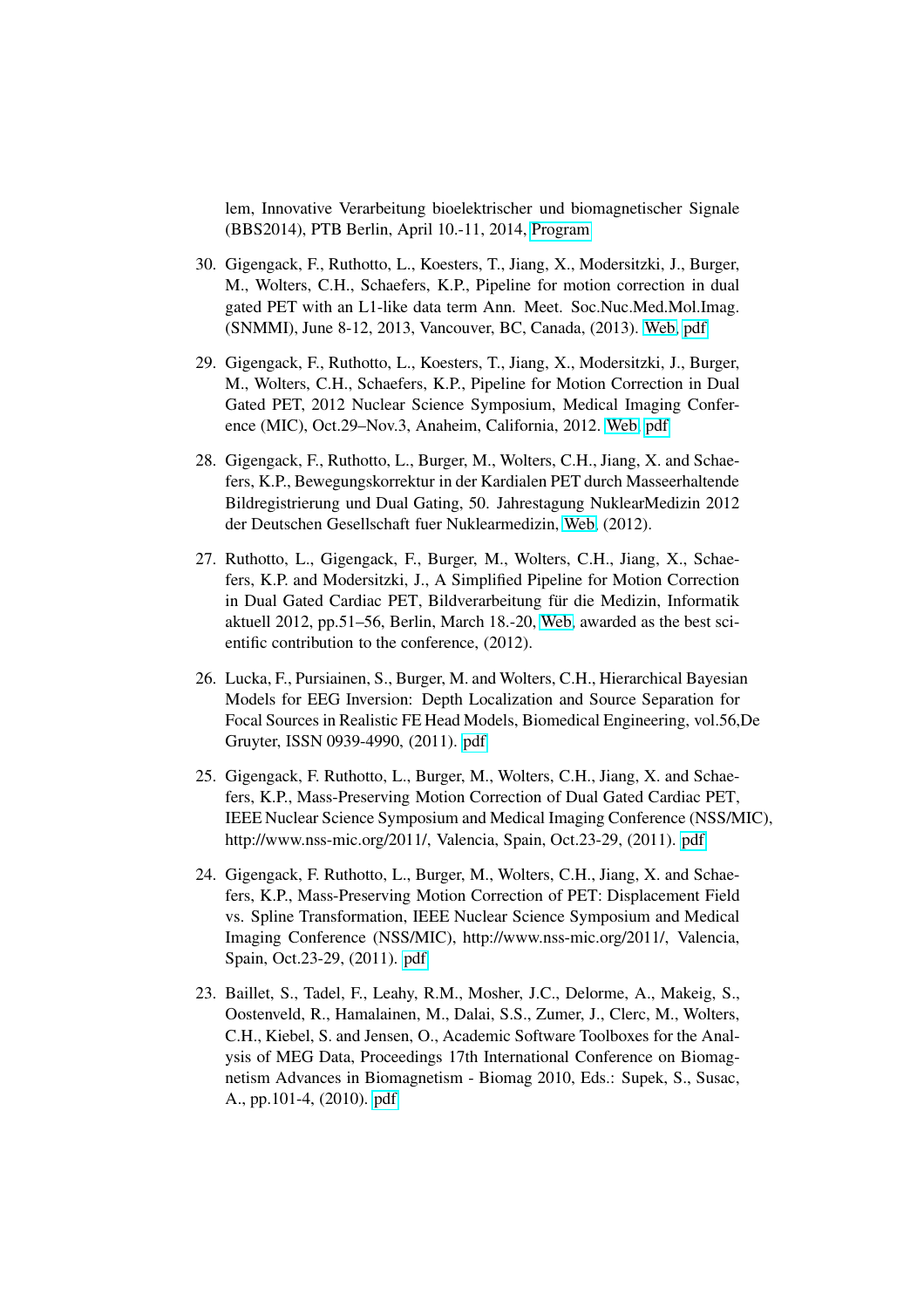lem, Innovative Verarbeitung bioelektrischer und biomagnetischer Signale (BBS2014), PTB Berlin, April 10.-11, 2014, Program

30. Gigengack, F., Ruthotto, L., Koesters, T., Jiang, X., Modersitzki, J., Burger, M., Wolters, C.H., Schaefers, K.P., Pipeline for motion correction in dual gated PET with an L1-like data term Ann. Meet. Soc.Nuc.Med.Mol.Imag. (SNMMI), June 8-12, 2013, Vancouver, BC, Canada, (2013). Web, pdf

29. Gigengack, F., Ruthotto, L., Koesters, T., Jiang, X., Modersitzki, J., Burger, M., Wolters, C.H., Schaefers, K.P., Pipeline for Motion Correction in Dual Gated PET, 2012 Nuclear Science Symposium, Medical Imaging Conference (MIC), Oct.29–Nov.3, Anaheim, California, 2012. Web, pdf

28. Gigengack, F., Ruthotto, L., Burger, M., Wolters, C.H., Jiang, X. and Schaefers, K.P., Bewegungskorrektur in der Kardialen PET durch Masseerhaltende Bildregistrierung und Dual Gating, 50. Jahrestagung NuklearMedizin 2012 der Deutschen Gesellschaft fuer Nuklearmedizin, Web, (2012).

27. Ruthotto, L., Gigengack, F., Burger, M., Wolters, C.H., Jiang, X., Schaefers, K.P. and Modersitzki, J., A Simplified Pipeline for Motion Correction in Dual Gated Cardiac PET, Bildverarbeitung für die Medizin, Informatik aktuell 2012, pp.51–56, Berlin, March 18.-20, Web, awarded as the best scientific contribution to the conference, (2012).

26. Lucka, F., Pursiainen, S., Burger, M. and Wolters, C.H., Hierarchical Bayesian Models for EEG Inversion: Depth Localization and Source Separation for Focal Sources in Realistic FE Head Models, Biomedical Engineering, vol.56,De Gruyter, ISSN 0939-4990, (2011). pdf

25. Gigengack, F. Ruthotto, L., Burger, M., Wolters, C.H., Jiang, X. and Schaefers, K.P., Mass-Preserving Motion Correction of Dual Gated Cardiac PET, IEEE Nuclear Science Symposium and Medical Imaging Conference (NSS/MIC), http://www.nss-mic.org/2011/, Valencia, Spain, Oct.23-29, (2011). pdf

24. Gigengack, F. Ruthotto, L., Burger, M., Wolters, C.H., Jiang, X. and Schaefers, K.P., Mass-Preserving Motion Correction of PET: Displacement Field vs. Spline Transformation, IEEE Nuclear Science Symposium and Medical Imaging Conference (NSS/MIC), http://www.nss-mic.org/2011/, Valencia, Spain, Oct.23-29, (2011). pdf

23. Baillet, S., Tadel, F., Leahy, R.M., Mosher, J.C., Delorme, A., Makeig, S., Oostenveld, R., Hamalainen, M., Dalai, S.S., Zumer, J., Clerc, M., Wolters, C.H., Kiebel, S. and Jensen, O., Academic Software Toolboxes for the Analysis of MEG Data, Proceedings 17th International Conference on Biomagnetism Advances in Biomagnetism - Biomag 2010, Eds.: Supek, S., Susac, A., pp.101-4, (2010). pdf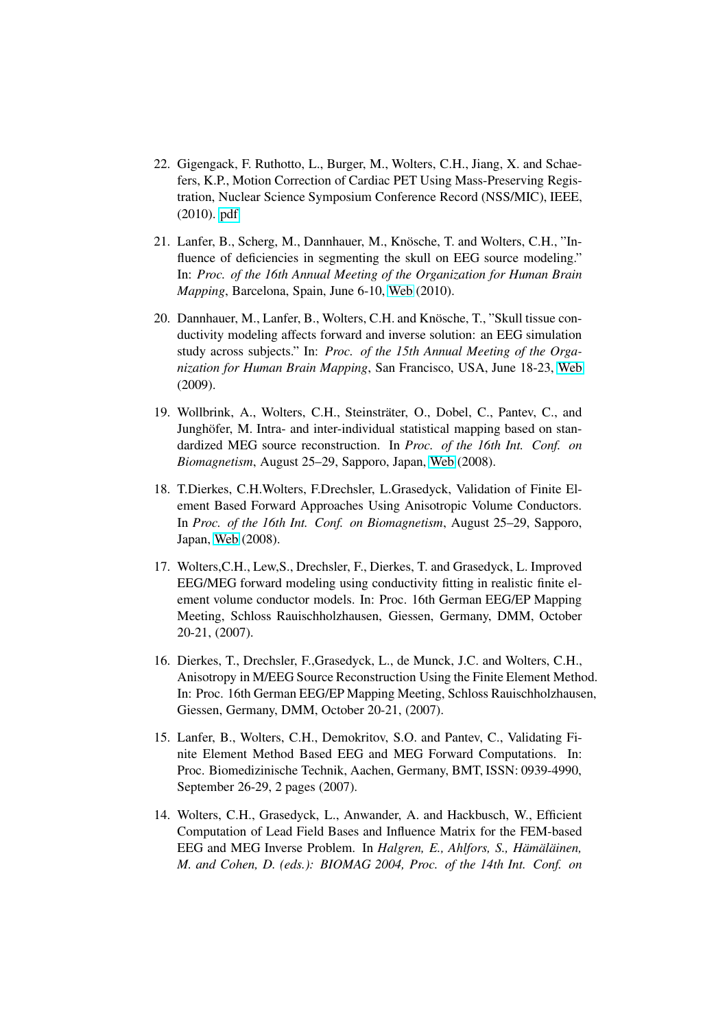22. Gigengack, F. Ruthotto, L., Burger, M., Wolters, C.H., Jiang, X. and Schaefers, K.P., Motion Correction of Cardiac PET Using Mass-Preserving Registration, Nuclear Science Symposium Conference Record (NSS/MIC), IEEE, (2010). pdf

21. Lanfer, B., Scherg, M., Dannhauer, M., Knösche, T. and Wolters, C.H., "Influence of deficiencies in segmenting the skull on EEG source modeling." In: *Proc. of the 16th Annual Meeting of the Organization for Human Brain Mapping*, Barcelona, Spain, June 6-10, Web (2010).

20. Dannhauer, M., Lanfer, B., Wolters, C.H. and Knösche, T., "Skull tissue conductivity modeling affects forward and inverse solution: an EEG simulation study across subjects." In: *Proc. of the 15th Annual Meeting of the Organization for Human Brain Mapping*, San Francisco, USA, June 18-23, Web (2009).

19. Wollbrink, A., Wolters, C.H., Steinsträter, O., Dobel, C., Pantev, C., and Junghöfer, M. Intra- and inter-individual statistical mapping based on standardized MEG source reconstruction. In *Proc. of the 16th Int. Conf. on Biomagnetism*, August 25–29, Sapporo, Japan, Web (2008).

18. T.Dierkes, C.H.Wolters, F.Drechsler, L.Grasedyck, Validation of Finite Element Based Forward Approaches Using Anisotropic Volume Conductors. In *Proc. of the 16th Int. Conf. on Biomagnetism*, August 25–29, Sapporo, Japan, Web (2008).

17. Wolters,C.H., Lew,S., Drechsler, F., Dierkes, T. and Grasedyck, L. Improved EEG/MEG forward modeling using conductivity fitting in realistic finite element volume conductor models. In: Proc. 16th German EEG/EP Mapping Meeting, Schloss Rauischholzhausen, Giessen, Germany, DMM, October 20-21, (2007).

16. Dierkes, T., Drechsler, F.,Grasedyck, L., de Munck, J.C. and Wolters, C.H., Anisotropy in M/EEG Source Reconstruction Using the Finite Element Method. In: Proc. 16th German EEG/EP Mapping Meeting, Schloss Rauischholzhausen, Giessen, Germany, DMM, October 20-21, (2007).

15. Lanfer, B., Wolters, C.H., Demokritov, S.O. and Pantev, C., Validating Finite Element Method Based EEG and MEG Forward Computations. In: Proc. Biomedizinische Technik, Aachen, Germany, BMT, ISSN: 0939-4990, September 26-29, 2 pages (2007).

14. Wolters, C.H., Grasedyck, L., Anwander, A. and Hackbusch, W., Efficient Computation of Lead Field Bases and Influence Matrix for the FEM-based EEG and MEG Inverse Problem. In *Halgren, E., Ahlfors, S., Hämäläinen, M. and Cohen, D. (eds.): BIOMAG 2004, Proc. of the 14th Int. Conf. on*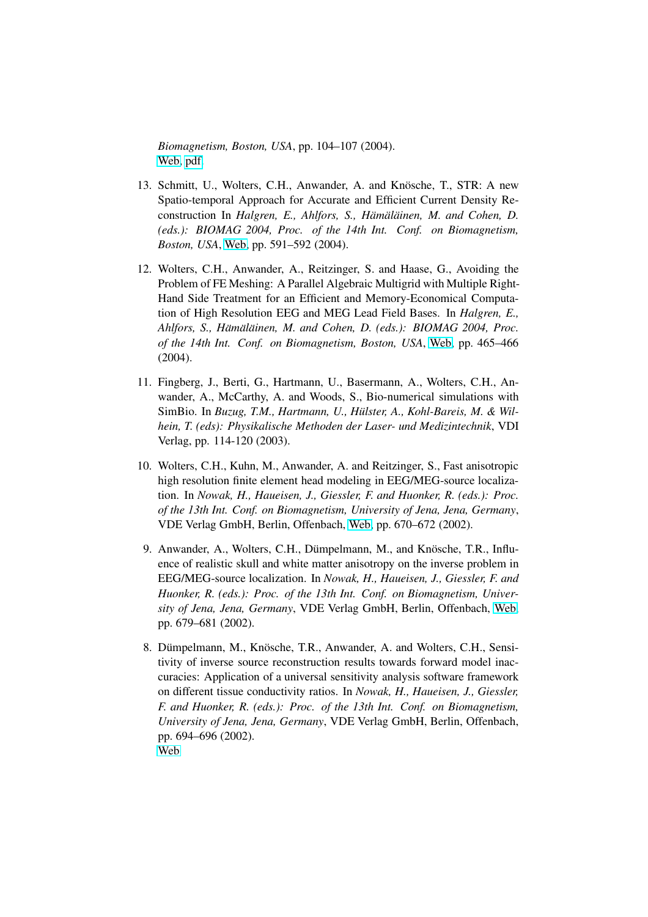*Biomagnetism, Boston, USA*, pp. 104–107 (2004).
Web, pdf

13. Schmitt, U., Wolters, C.H., Anwander, A. and Knösche, T., STR: A new Spatio-temporal Approach for Accurate and Efficient Current Density Reconstruction In *Halgren, E., Ahlfors, S., Hämäläinen, M. and Cohen, D. (eds.): BIOMAG 2004, Proc. of the 14th Int. Conf. on Biomagnetism, Boston, USA*, Web, pp. 591–592 (2004).

12. Wolters, C.H., Anwander, A., Reitzinger, S. and Haase, G., Avoiding the Problem of FE Meshing: A Parallel Algebraic Multigrid with Multiple Right-Hand Side Treatment for an Efficient and Memory-Economical Computation of High Resolution EEG and MEG Lead Field Bases. In *Halgren, E., Ahlfors, S., Hämäläinen, M. and Cohen, D. (eds.): BIOMAG 2004, Proc. of the 14th Int. Conf. on Biomagnetism, Boston, USA*, Web, pp. 465–466 (2004).

11. Fingberg, J., Berti, G., Hartmann, U., Basermann, A., Wolters, C.H., Anwander, A., McCarthy, A. and Woods, S., Bio-numerical simulations with SimBio. In *Buzug, T.M., Hartmann, U., Hülster, A., Kohl-Bareis, M. & Wilhein, T. (eds): Physikalische Methoden der Laser- und Medizintechnik*, VDI Verlag, pp. 114-120 (2003).

10. Wolters, C.H., Kuhn, M., Anwander, A. and Reitzinger, S., Fast anisotropic high resolution finite element head modeling in EEG/MEG-source localization. In *Nowak, H., Haueisen, J., Giessler, F. and Huonker, R. (eds.): Proc. of the 13th Int. Conf. on Biomagnetism, University of Jena, Jena, Germany*, VDE Verlag GmbH, Berlin, Offenbach, Web, pp. 670–672 (2002).

9. Anwander, A., Wolters, C.H., Dümpelmann, M., and Knösche, T.R., Influence of realistic skull and white matter anisotropy on the inverse problem in EEG/MEG-source localization. In *Nowak, H., Haueisen, J., Giessler, F. and Huonker, R. (eds.): Proc. of the 13th Int. Conf. on Biomagnetism, University of Jena, Jena, Germany*, VDE Verlag GmbH, Berlin, Offenbach, Web, pp. 679–681 (2002).

8. Dümpelmann, M., Knösche, T.R., Anwander, A. and Wolters, C.H., Sensitivity of inverse source reconstruction results towards forward model inaccuracies: Application of a universal sensitivity analysis software framework on different tissue conductivity ratios. In *Nowak, H., Haueisen, J., Giessler, F. and Huonker, R. (eds.): Proc. of the 13th Int. Conf. on Biomagnetism, University of Jena, Jena, Germany*, VDE Verlag GmbH, Berlin, Offenbach, pp. 694–696 (2002).
Web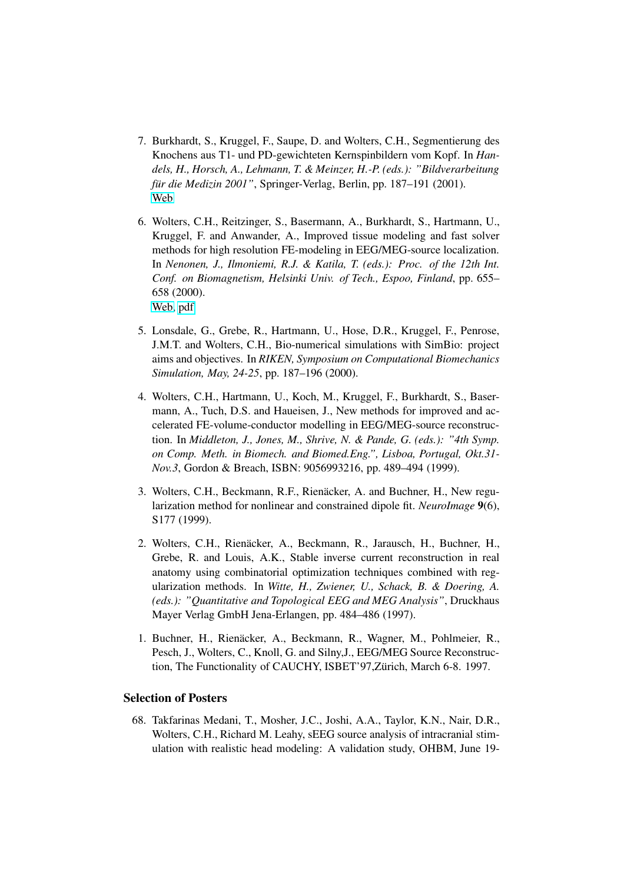7. Burkhardt, S., Kruggel, F., Saupe, D. and Wolters, C.H., Segmentierung des Knochens aus T1- und PD-gewichteten Kernspinbildern vom Kopf. In *Handels, H., Horsch, A., Lehmann, T. & Meinzer, H.-P. (eds.): "Bildverarbeitung für die Medizin 2001"*, Springer-Verlag, Berlin, pp. 187–191 (2001).
   Web

6. Wolters, C.H., Reitzinger, S., Basermann, A., Burkhardt, S., Hartmann, U., Kruggel, F. and Anwander, A., Improved tissue modeling and fast solver methods for high resolution FE-modeling in EEG/MEG-source localization. In *Nenonen, J., Ilmoniemi, R.J. & Katila, T. (eds.): Proc. of the 12th Int. Conf. on Biomagnetism, Helsinki Univ. of Tech., Espoo, Finland*, pp. 655–658 (2000).
   Web, pdf

5. Lonsdale, G., Grebe, R., Hartmann, U., Hose, D.R., Kruggel, F., Penrose, J.M.T. and Wolters, C.H., Bio-numerical simulations with SimBio: project aims and objectives. In *RIKEN, Symposium on Computational Biomechanics Simulation, May, 24-25*, pp. 187–196 (2000).

4. Wolters, C.H., Hartmann, U., Koch, M., Kruggel, F., Burkhardt, S., Basermann, A., Tuch, D.S. and Haueisen, J., New methods for improved and accelerated FE-volume-conductor modelling in EEG/MEG-source reconstruction. In *Middleton, J., Jones, M., Shrive, N. & Pande, G. (eds.): "4th Symp. on Comp. Meth. in Biomech. and Biomed.Eng.", Lisboa, Portugal, Okt.31-Nov.3*, Gordon & Breach, ISBN: 9056993216, pp. 489–494 (1999).

3. Wolters, C.H., Beckmann, R.F., Rienäcker, A. and Buchner, H., New regularization method for nonlinear and constrained dipole fit. *NeuroImage* **9**(6), S177 (1999).

2. Wolters, C.H., Rienäcker, A., Beckmann, R., Jarausch, H., Buchner, H., Grebe, R. and Louis, A.K., Stable inverse current reconstruction in real anatomy using combinatorial optimization techniques combined with regularization methods. In *Witte, H., Zwiener, U., Schack, B. & Doering, A. (eds.): "Quantitative and Topological EEG and MEG Analysis"*, Druckhaus Mayer Verlag GmbH Jena-Erlangen, pp. 484–486 (1997).

1. Buchner, H., Rienäcker, A., Beckmann, R., Wagner, M., Pohlmeier, R., Pesch, J., Wolters, C., Knoll, G. and Silny,J., EEG/MEG Source Reconstruction, The Functionality of CAUCHY, ISBET'97,Zürich, March 6-8. 1997.

### Selection of Posters

68. Takfarinas Medani, T., Mosher, J.C., Joshi, A.A., Taylor, K.N., Nair, D.R., Wolters, C.H., Richard M. Leahy, sEEG source analysis of intracranial stimulation with realistic head modeling: A validation study, OHBM, June 19-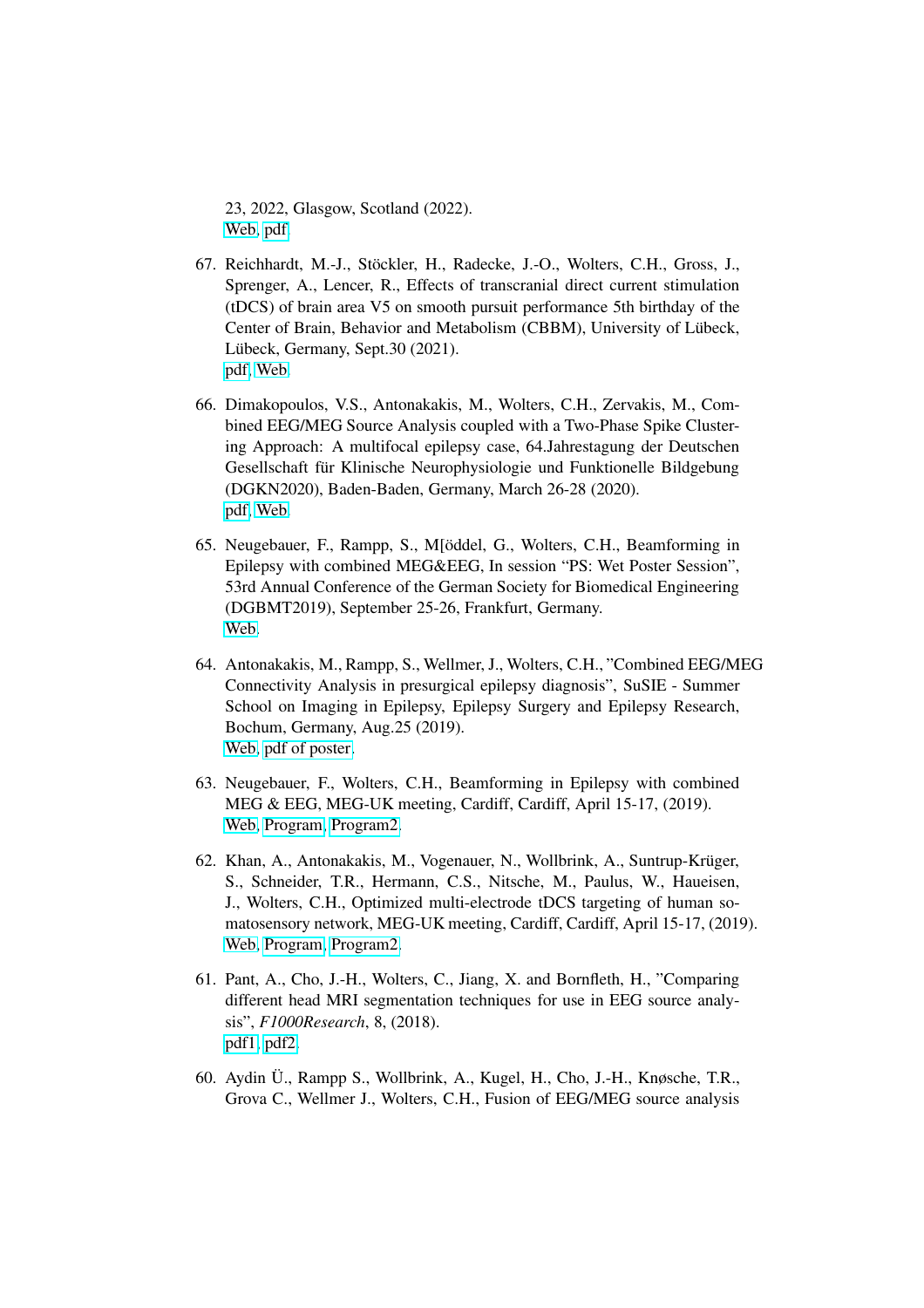23, 2022, Glasgow, Scotland (2022).
Web, pdf

67. Reichhardt, M.-J., Stöckler, H., Radecke, J.-O., Wolters, C.H., Gross, J., Sprenger, A., Lencer, R., Effects of transcranial direct current stimulation (tDCS) of brain area V5 on smooth pursuit performance 5th birthday of the Center of Brain, Behavior and Metabolism (CBBM), University of Lübeck, Lübeck, Germany, Sept.30 (2021).
pdf, Web

66. Dimakopoulos, V.S., Antonakakis, M., Wolters, C.H., Zervakis, M., Combined EEG/MEG Source Analysis coupled with a Two-Phase Spike Clustering Approach: A multifocal epilepsy case, 64.Jahrestagung der Deutschen Gesellschaft für Klinische Neurophysiologie und Funktionelle Bildgebung (DGKN2020), Baden-Baden, Germany, March 26-28 (2020).
pdf, Web

65. Neugebauer, F., Rampp, S., M[öddel, G., Wolters, C.H., Beamforming in Epilepsy with combined MEG&EEG, In session "PS: Wet Poster Session", 53rd Annual Conference of the German Society for Biomedical Engineering (DGBMT2019), September 25-26, Frankfurt, Germany.
Web.

64. Antonakakis, M., Rampp, S., Wellmer, J., Wolters, C.H., "Combined EEG/MEG Connectivity Analysis in presurgical epilepsy diagnosis", SuSIE - Summer School on Imaging in Epilepsy, Epilepsy Surgery and Epilepsy Research, Bochum, Germany, Aug.25 (2019).
Web, pdf of poster.

63. Neugebauer, F., Wolters, C.H., Beamforming in Epilepsy with combined MEG & EEG, MEG-UK meeting, Cardiff, Cardiff, April 15-17, (2019).
Web, Program, Program2.

62. Khan, A., Antonakakis, M., Vogenauer, N., Wollbrink, A., Suntrup-Krüger, S., Schneider, T.R., Hermann, C.S., Nitsche, M., Paulus, W., Haueisen, J., Wolters, C.H., Optimized multi-electrode tDCS targeting of human somatosensory network, MEG-UK meeting, Cardiff, Cardiff, April 15-17, (2019).
Web, Program, Program2.

61. Pant, A., Cho, J.-H., Wolters, C., Jiang, X. and Bornfleth, H., "Comparing different head MRI segmentation techniques for use in EEG source analysis", *F1000Research*, 8, (2018).
pdf1, pdf2.

60. Aydin Ü., Rampp S., Wollbrink, A., Kugel, H., Cho, J.-H., Knøsche, T.R., Grova C., Wellmer J., Wolters, C.H., Fusion of EEG/MEG source analysis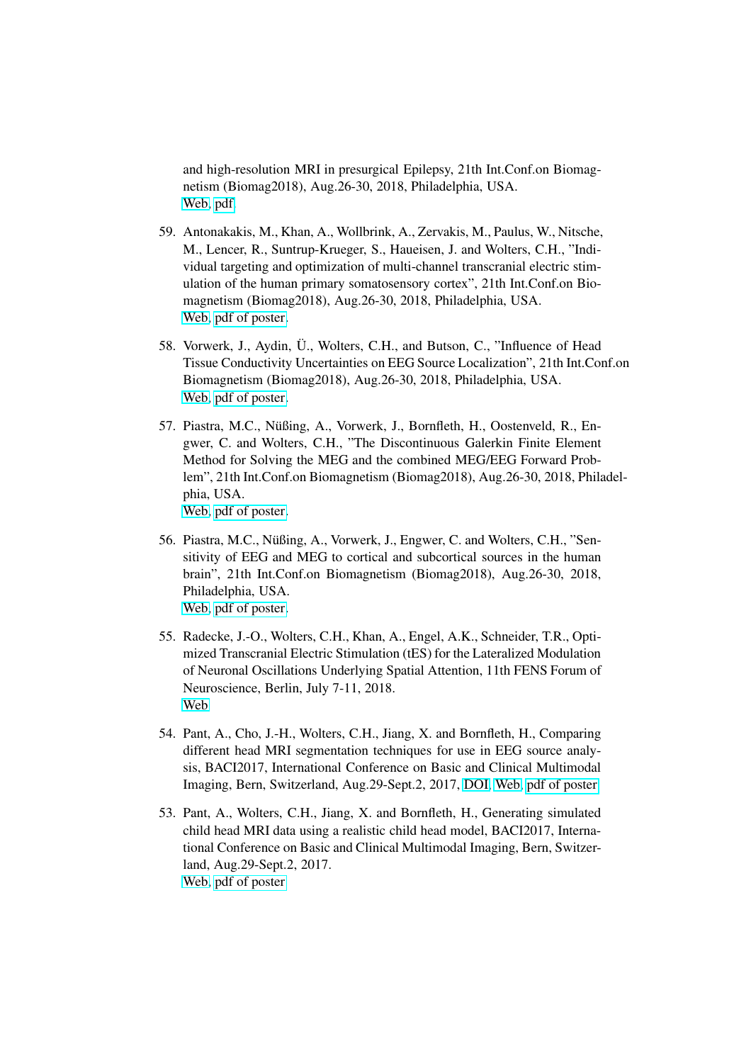and high-resolution MRI in presurgical Epilepsy, 21th Int.Conf.on Biomagnetism (Biomag2018), Aug.26-30, 2018, Philadelphia, USA.
Web, pdf

59. Antonakakis, M., Khan, A., Wollbrink, A., Zervakis, M., Paulus, W., Nitsche, M., Lencer, R., Suntrup-Krueger, S., Haueisen, J. and Wolters, C.H., "Individual targeting and optimization of multi-channel transcranial electric stimulation of the human primary somatosensory cortex", 21th Int.Conf.on Biomagnetism (Biomag2018), Aug.26-30, 2018, Philadelphia, USA.
Web, pdf of poster.

58. Vorwerk, J., Aydin, Ü., Wolters, C.H., and Butson, C., "Influence of Head Tissue Conductivity Uncertainties on EEG Source Localization", 21th Int.Conf.on Biomagnetism (Biomag2018), Aug.26-30, 2018, Philadelphia, USA.
Web, pdf of poster.

57. Piastra, M.C., Nüßing, A., Vorwerk, J., Bornfleth, H., Oostenveld, R., Engwer, C. and Wolters, C.H., "The Discontinuous Galerkin Finite Element Method for Solving the MEG and the combined MEG/EEG Forward Problem", 21th Int.Conf.on Biomagnetism (Biomag2018), Aug.26-30, 2018, Philadelphia, USA.
Web, pdf of poster.

56. Piastra, M.C., Nüßing, A., Vorwerk, J., Engwer, C. and Wolters, C.H., "Sensitivity of EEG and MEG to cortical and subcortical sources in the human brain", 21th Int.Conf.on Biomagnetism (Biomag2018), Aug.26-30, 2018, Philadelphia, USA.
Web, pdf of poster.

55. Radecke, J.-O., Wolters, C.H., Khan, A., Engel, A.K., Schneider, T.R., Optimized Transcranial Electric Stimulation (tES) for the Lateralized Modulation of Neuronal Oscillations Underlying Spatial Attention, 11th FENS Forum of Neuroscience, Berlin, July 7-11, 2018.
Web

54. Pant, A., Cho, J.-H., Wolters, C.H., Jiang, X. and Bornfleth, H., Comparing different head MRI segmentation techniques for use in EEG source analysis, BACI2017, International Conference on Basic and Clinical Multimodal Imaging, Bern, Switzerland, Aug.29-Sept.2, 2017, DOI, Web, pdf of poster

53. Pant, A., Wolters, C.H., Jiang, X. and Bornfleth, H., Generating simulated child head MRI data using a realistic child head model, BACI2017, International Conference on Basic and Clinical Multimodal Imaging, Bern, Switzerland, Aug.29-Sept.2, 2017.
Web, pdf of poster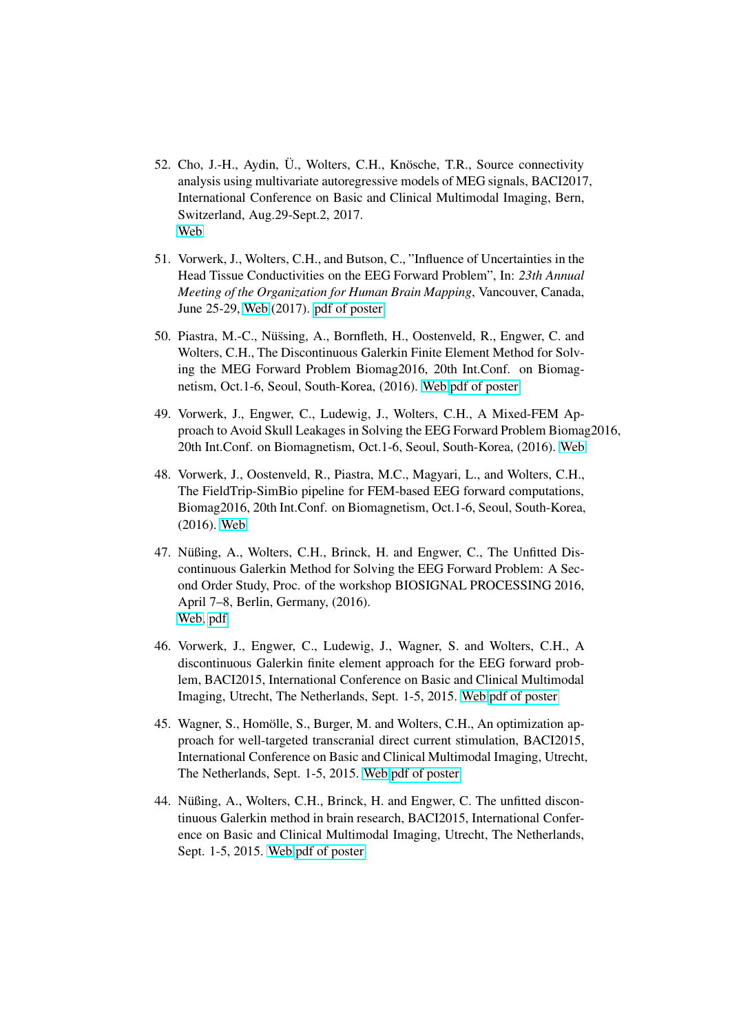52. Cho, J.-H., Aydin, Ü., Wolters, C.H., Knösche, T.R., Source connectivity analysis using multivariate autoregressive models of MEG signals, BACI2017, International Conference on Basic and Clinical Multimodal Imaging, Bern, Switzerland, Aug.29-Sept.2, 2017.
    Web

51. Vorwerk, J., Wolters, C.H., and Butson, C., "Influence of Uncertainties in the Head Tissue Conductivities on the EEG Forward Problem", In: *23th Annual Meeting of the Organization for Human Brain Mapping*, Vancouver, Canada, June 25-29, Web (2017). pdf of poster

50. Piastra, M.-C., Nüšsing, A., Bornfleth, H., Oostenveld, R., Engwer, C. and Wolters, C.H., The Discontinuous Galerkin Finite Element Method for Solving the MEG Forward Problem Biomag2016, 20th Int.Conf. on Biomagnetism, Oct.1-6, Seoul, South-Korea, (2016). Web pdf of poster

49. Vorwerk, J., Engwer, C., Ludewig, J., Wolters, C.H., A Mixed-FEM Approach to Avoid Skull Leakages in Solving the EEG Forward Problem Biomag2016, 20th Int.Conf. on Biomagnetism, Oct.1-6, Seoul, South-Korea, (2016). Web

48. Vorwerk, J., Oostenveld, R., Piastra, M.C., Magyari, L., and Wolters, C.H., The FieldTrip-SimBio pipeline for FEM-based EEG forward computations, Biomag2016, 20th Int.Conf. on Biomagnetism, Oct.1-6, Seoul, South-Korea, (2016). Web

47. Nüßing, A., Wolters, C.H., Brinck, H. and Engwer, C., The Unfitted Discontinuous Galerkin Method for Solving the EEG Forward Problem: A Second Order Study, Proc. of the workshop BIOSIGNAL PROCESSING 2016, April 7–8, Berlin, Germany, (2016).
    Web, pdf

46. Vorwerk, J., Engwer, C., Ludewig, J., Wagner, S. and Wolters, C.H., A discontinuous Galerkin finite element approach for the EEG forward problem, BACI2015, International Conference on Basic and Clinical Multimodal Imaging, Utrecht, The Netherlands, Sept. 1-5, 2015. Web pdf of poster

45. Wagner, S., Homölle, S., Burger, M. and Wolters, C.H., An optimization approach for well-targeted transcranial direct current stimulation, BACI2015, International Conference on Basic and Clinical Multimodal Imaging, Utrecht, The Netherlands, Sept. 1-5, 2015. Web pdf of poster

44. Nüßing, A., Wolters, C.H., Brinck, H. and Engwer, C. The unfitted discontinuous Galerkin method in brain research, BACI2015, International Conference on Basic and Clinical Multimodal Imaging, Utrecht, The Netherlands, Sept. 1-5, 2015. Web pdf of poster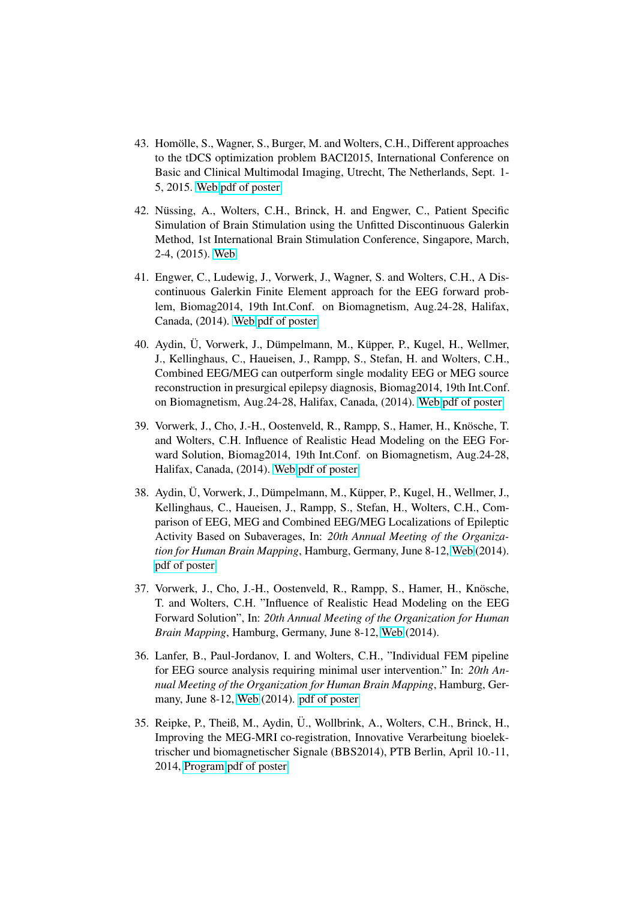43. Homölle, S., Wagner, S., Burger, M. and Wolters, C.H., Different approaches to the tDCS optimization problem BACI2015, International Conference on Basic and Clinical Multimodal Imaging, Utrecht, The Netherlands, Sept. 1-5, 2015. Web pdf of poster

42. Nüssing, A., Wolters, C.H., Brinck, H. and Engwer, C., Patient Specific Simulation of Brain Stimulation using the Unfitted Discontinuous Galerkin Method, 1st International Brain Stimulation Conference, Singapore, March, 2-4, (2015). Web

41. Engwer, C., Ludewig, J., Vorwerk, J., Wagner, S. and Wolters, C.H., A Discontinuous Galerkin Finite Element approach for the EEG forward problem, Biomag2014, 19th Int.Conf. on Biomagnetism, Aug.24-28, Halifax, Canada, (2014). Web pdf of poster

40. Aydin, Ü, Vorwerk, J., Dümpelmann, M., Küpper, P., Kugel, H., Wellmer, J., Kellinghaus, C., Haueisen, J., Rampp, S., Stefan, H. and Wolters, C.H., Combined EEG/MEG can outperform single modality EEG or MEG source reconstruction in presurgical epilepsy diagnosis, Biomag2014, 19th Int.Conf. on Biomagnetism, Aug.24-28, Halifax, Canada, (2014). Web pdf of poster

39. Vorwerk, J., Cho, J.-H., Oostenveld, R., Rampp, S., Hamer, H., Knösche, T. and Wolters, C.H. Influence of Realistic Head Modeling on the EEG Forward Solution, Biomag2014, 19th Int.Conf. on Biomagnetism, Aug.24-28, Halifax, Canada, (2014). Web pdf of poster

38. Aydin, Ü, Vorwerk, J., Dümpelmann, M., Küpper, P., Kugel, H., Wellmer, J., Kellinghaus, C., Haueisen, J., Rampp, S., Stefan, H., Wolters, C.H., Comparison of EEG, MEG and Combined EEG/MEG Localizations of Epileptic Activity Based on Subaverages, In: *20th Annual Meeting of the Organization for Human Brain Mapping*, Hamburg, Germany, June 8-12, Web (2014). pdf of poster

37. Vorwerk, J., Cho, J.-H., Oostenveld, R., Rampp, S., Hamer, H., Knösche, T. and Wolters, C.H. "Influence of Realistic Head Modeling on the EEG Forward Solution", In: *20th Annual Meeting of the Organization for Human Brain Mapping*, Hamburg, Germany, June 8-12, Web (2014).

36. Lanfer, B., Paul-Jordanov, I. and Wolters, C.H., "Individual FEM pipeline for EEG source analysis requiring minimal user intervention." In: *20th Annual Meeting of the Organization for Human Brain Mapping*, Hamburg, Germany, June 8-12, Web (2014). pdf of poster

35. Reipke, P., Theiß, M., Aydin, Ü., Wollbrink, A., Wolters, C.H., Brinck, H., Improving the MEG-MRI co-registration, Innovative Verarbeitung bioelektrischer und biomagnetischer Signale (BBS2014), PTB Berlin, April 10.-11, 2014, Program pdf of poster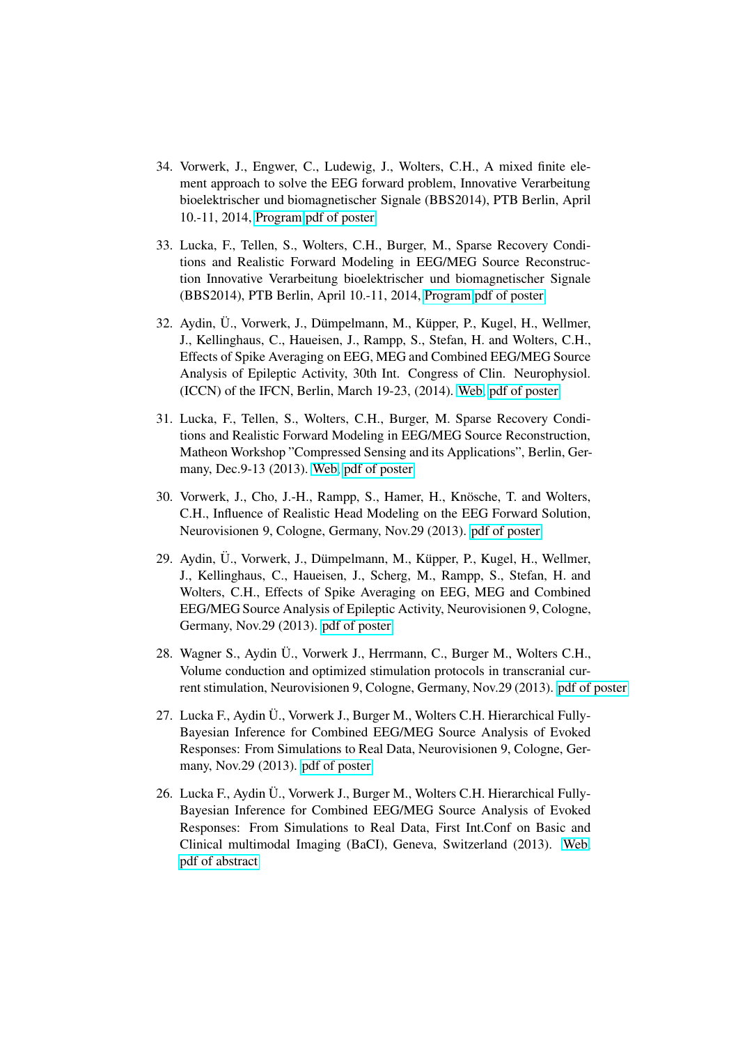34. Vorwerk, J., Engwer, C., Ludewig, J., Wolters, C.H., A mixed finite element approach to solve the EEG forward problem, Innovative Verarbeitung bioelektrischer und biomagnetischer Signale (BBS2014), PTB Berlin, April 10.-11, 2014, Program pdf of poster

33. Lucka, F., Tellen, S., Wolters, C.H., Burger, M., Sparse Recovery Conditions and Realistic Forward Modeling in EEG/MEG Source Reconstruction Innovative Verarbeitung bioelektrischer und biomagnetischer Signale (BBS2014), PTB Berlin, April 10.-11, 2014, Program pdf of poster

32. Aydin, Ü., Vorwerk, J., Dümpelmann, M., Küpper, P., Kugel, H., Wellmer, J., Kellinghaus, C., Haueisen, J., Rampp, S., Stefan, H. and Wolters, C.H., Effects of Spike Averaging on EEG, MEG and Combined EEG/MEG Source Analysis of Epileptic Activity, 30th Int. Congress of Clin. Neurophysiol. (ICCN) of the IFCN, Berlin, March 19-23, (2014). Web, pdf of poster

31. Lucka, F., Tellen, S., Wolters, C.H., Burger, M. Sparse Recovery Conditions and Realistic Forward Modeling in EEG/MEG Source Reconstruction, Matheon Workshop "Compressed Sensing and its Applications", Berlin, Germany, Dec.9-13 (2013). Web, pdf of poster

30. Vorwerk, J., Cho, J.-H., Rampp, S., Hamer, H., Knösche, T. and Wolters, C.H., Influence of Realistic Head Modeling on the EEG Forward Solution, Neurovisionen 9, Cologne, Germany, Nov.29 (2013). pdf of poster

29. Aydin, Ü., Vorwerk, J., Dümpelmann, M., Küpper, P., Kugel, H., Wellmer, J., Kellinghaus, C., Haueisen, J., Scherg, M., Rampp, S., Stefan, H. and Wolters, C.H., Effects of Spike Averaging on EEG, MEG and Combined EEG/MEG Source Analysis of Epileptic Activity, Neurovisionen 9, Cologne, Germany, Nov.29 (2013). pdf of poster

28. Wagner S., Aydin Ü., Vorwerk J., Herrmann, C., Burger M., Wolters C.H., Volume conduction and optimized stimulation protocols in transcranial current stimulation, Neurovisionen 9, Cologne, Germany, Nov.29 (2013). pdf of poster

27. Lucka F., Aydin Ü., Vorwerk J., Burger M., Wolters C.H. Hierarchical Fully-Bayesian Inference for Combined EEG/MEG Source Analysis of Evoked Responses: From Simulations to Real Data, Neurovisionen 9, Cologne, Germany, Nov.29 (2013). pdf of poster

26. Lucka F., Aydin Ü., Vorwerk J., Burger M., Wolters C.H. Hierarchical Fully-Bayesian Inference for Combined EEG/MEG Source Analysis of Evoked Responses: From Simulations to Real Data, First Int.Conf on Basic and Clinical multimodal Imaging (BaCI), Geneva, Switzerland (2013). Web pdf of abstract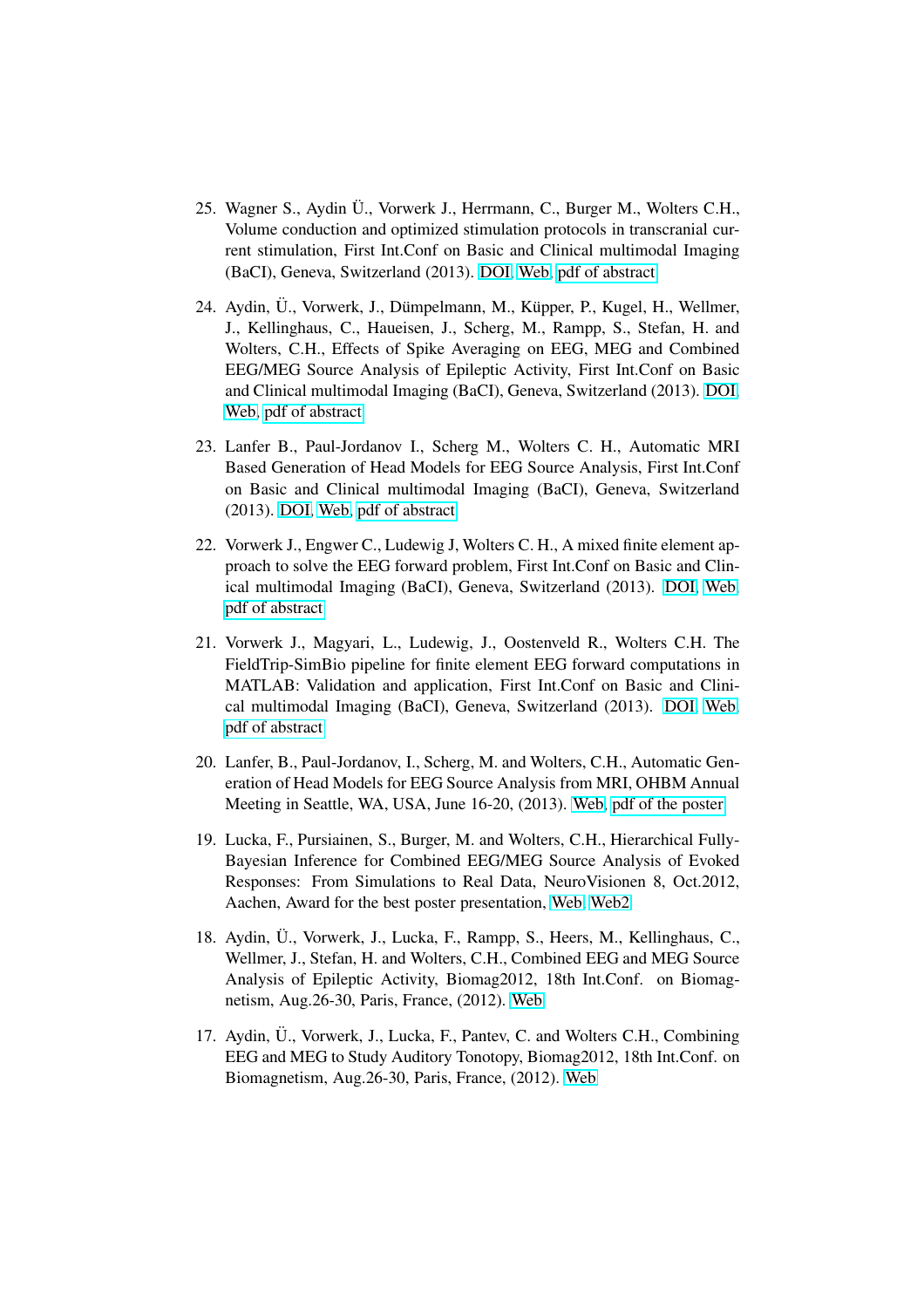25. Wagner S., Aydin Ü., Vorwerk J., Herrmann, C., Burger M., Wolters C.H., Volume conduction and optimized stimulation protocols in transcranial current stimulation, First Int.Conf on Basic and Clinical multimodal Imaging (BaCI), Geneva, Switzerland (2013). DOI, Web, pdf of abstract

24. Aydin, Ü., Vorwerk, J., Dümpelmann, M., Küpper, P., Kugel, H., Wellmer, J., Kellinghaus, C., Haueisen, J., Scherg, M., Rampp, S., Stefan, H. and Wolters, C.H., Effects of Spike Averaging on EEG, MEG and Combined EEG/MEG Source Analysis of Epileptic Activity, First Int.Conf on Basic and Clinical multimodal Imaging (BaCI), Geneva, Switzerland (2013). DOI, Web, pdf of abstract

23. Lanfer B., Paul-Jordanov I., Scherg M., Wolters C. H., Automatic MRI Based Generation of Head Models for EEG Source Analysis, First Int.Conf on Basic and Clinical multimodal Imaging (BaCI), Geneva, Switzerland (2013). DOI, Web, pdf of abstract

22. Vorwerk J., Engwer C., Ludewig J, Wolters C. H., A mixed finite element approach to solve the EEG forward problem, First Int.Conf on Basic and Clinical multimodal Imaging (BaCI), Geneva, Switzerland (2013). DOI, Web, pdf of abstract

21. Vorwerk J., Magyari, L., Ludewig, J., Oostenveld R., Wolters C.H. The FieldTrip-SimBio pipeline for finite element EEG forward computations in MATLAB: Validation and application, First Int.Conf on Basic and Clinical multimodal Imaging (BaCI), Geneva, Switzerland (2013). DOI, Web, pdf of abstract

20. Lanfer, B., Paul-Jordanov, I., Scherg, M. and Wolters, C.H., Automatic Generation of Head Models for EEG Source Analysis from MRI, OHBM Annual Meeting in Seattle, WA, USA, June 16-20, (2013). Web, pdf of the poster

19. Lucka, F., Pursiainen, S., Burger, M. and Wolters, C.H., Hierarchical Fully-Bayesian Inference for Combined EEG/MEG Source Analysis of Evoked Responses: From Simulations to Real Data, NeuroVisionen 8, Oct.2012, Aachen, Award for the best poster presentation, Web, Web2

18. Aydin, Ü., Vorwerk, J., Lucka, F., Rampp, S., Heers, M., Kellinghaus, C., Wellmer, J., Stefan, H. and Wolters, C.H., Combined EEG and MEG Source Analysis of Epileptic Activity, Biomag2012, 18th Int.Conf. on Biomagnetism, Aug.26-30, Paris, France, (2012). Web

17. Aydin, Ü., Vorwerk, J., Lucka, F., Pantev, C. and Wolters C.H., Combining EEG and MEG to Study Auditory Tonotopy, Biomag2012, 18th Int.Conf. on Biomagnetism, Aug.26-30, Paris, France, (2012). Web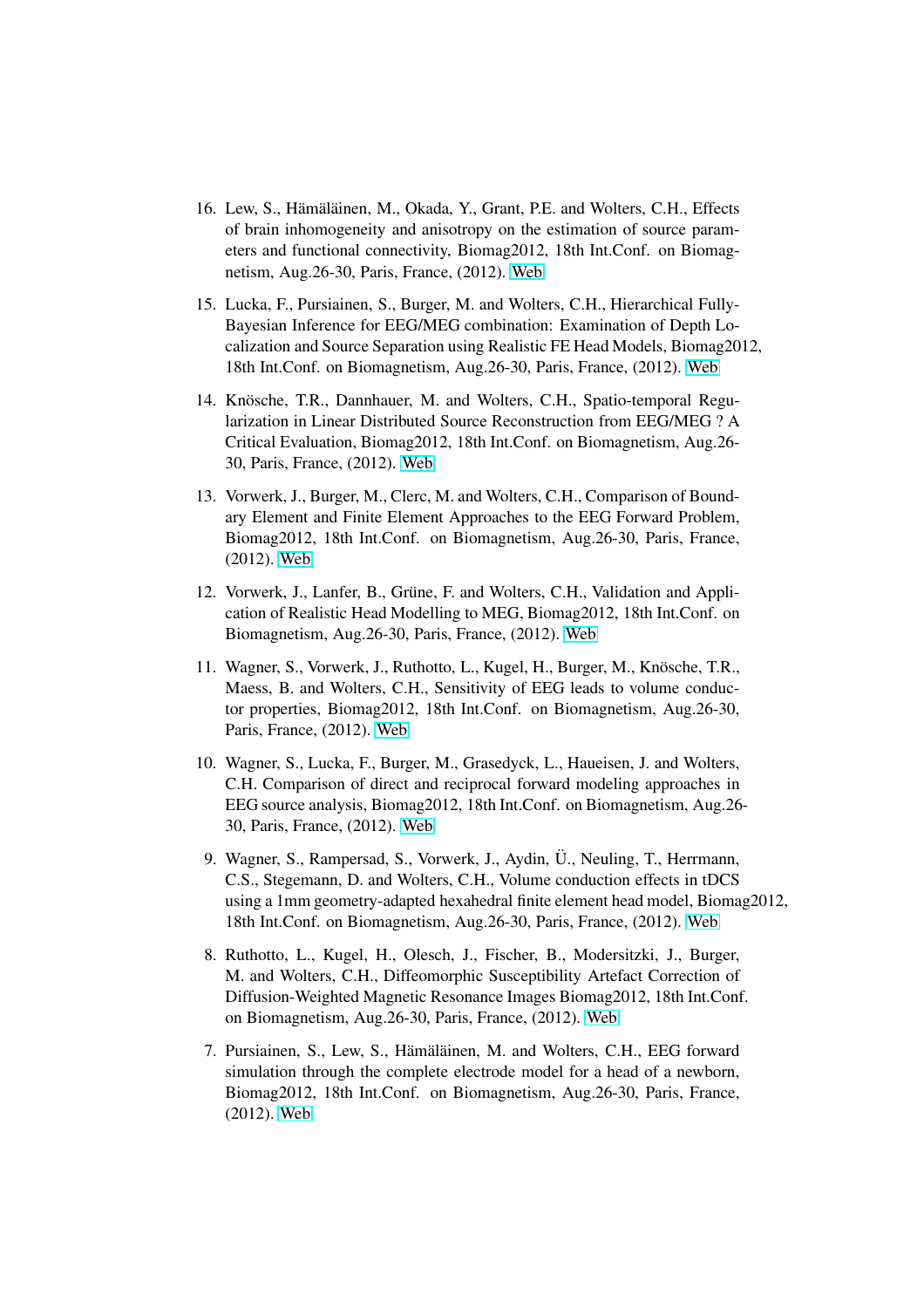16. Lew, S., Hämäläinen, M., Okada, Y., Grant, P.E. and Wolters, C.H., Effects of brain inhomogeneity and anisotropy on the estimation of source parameters and functional connectivity, Biomag2012, 18th Int.Conf. on Biomagnetism, Aug.26-30, Paris, France, (2012). Web

15. Lucka, F., Pursiainen, S., Burger, M. and Wolters, C.H., Hierarchical Fully-Bayesian Inference for EEG/MEG combination: Examination of Depth Localization and Source Separation using Realistic FE Head Models, Biomag2012, 18th Int.Conf. on Biomagnetism, Aug.26-30, Paris, France, (2012). Web

14. Knösche, T.R., Dannhauer, M. and Wolters, C.H., Spatio-temporal Regularization in Linear Distributed Source Reconstruction from EEG/MEG ? A Critical Evaluation, Biomag2012, 18th Int.Conf. on Biomagnetism, Aug.26-30, Paris, France, (2012). Web

13. Vorwerk, J., Burger, M., Clerc, M. and Wolters, C.H., Comparison of Boundary Element and Finite Element Approaches to the EEG Forward Problem, Biomag2012, 18th Int.Conf. on Biomagnetism, Aug.26-30, Paris, France, (2012). Web

12. Vorwerk, J., Lanfer, B., Grüne, F. and Wolters, C.H., Validation and Application of Realistic Head Modelling to MEG, Biomag2012, 18th Int.Conf. on Biomagnetism, Aug.26-30, Paris, France, (2012). Web

11. Wagner, S., Vorwerk, J., Ruthotto, L., Kugel, H., Burger, M., Knösche, T.R., Maess, B. and Wolters, C.H., Sensitivity of EEG leads to volume conductor properties, Biomag2012, 18th Int.Conf. on Biomagnetism, Aug.26-30, Paris, France, (2012). Web

10. Wagner, S., Lucka, F., Burger, M., Grasedyck, L., Haueisen, J. and Wolters, C.H. Comparison of direct and reciprocal forward modeling approaches in EEG source analysis, Biomag2012, 18th Int.Conf. on Biomagnetism, Aug.26-30, Paris, France, (2012). Web

9. Wagner, S., Rampersad, S., Vorwerk, J., Aydin, Ü., Neuling, T., Herrmann, C.S., Stegemann, D. and Wolters, C.H., Volume conduction effects in tDCS using a 1mm geometry-adapted hexahedral finite element head model, Biomag2012, 18th Int.Conf. on Biomagnetism, Aug.26-30, Paris, France, (2012). Web

8. Ruthotto, L., Kugel, H., Olesch, J., Fischer, B., Modersitzki, J., Burger, M. and Wolters, C.H., Diffeomorphic Susceptibility Artefact Correction of Diffusion-Weighted Magnetic Resonance Images Biomag2012, 18th Int.Conf. on Biomagnetism, Aug.26-30, Paris, France, (2012). Web

7. Pursiainen, S., Lew, S., Hämäläinen, M. and Wolters, C.H., EEG forward simulation through the complete electrode model for a head of a newborn, Biomag2012, 18th Int.Conf. on Biomagnetism, Aug.26-30, Paris, France, (2012). Web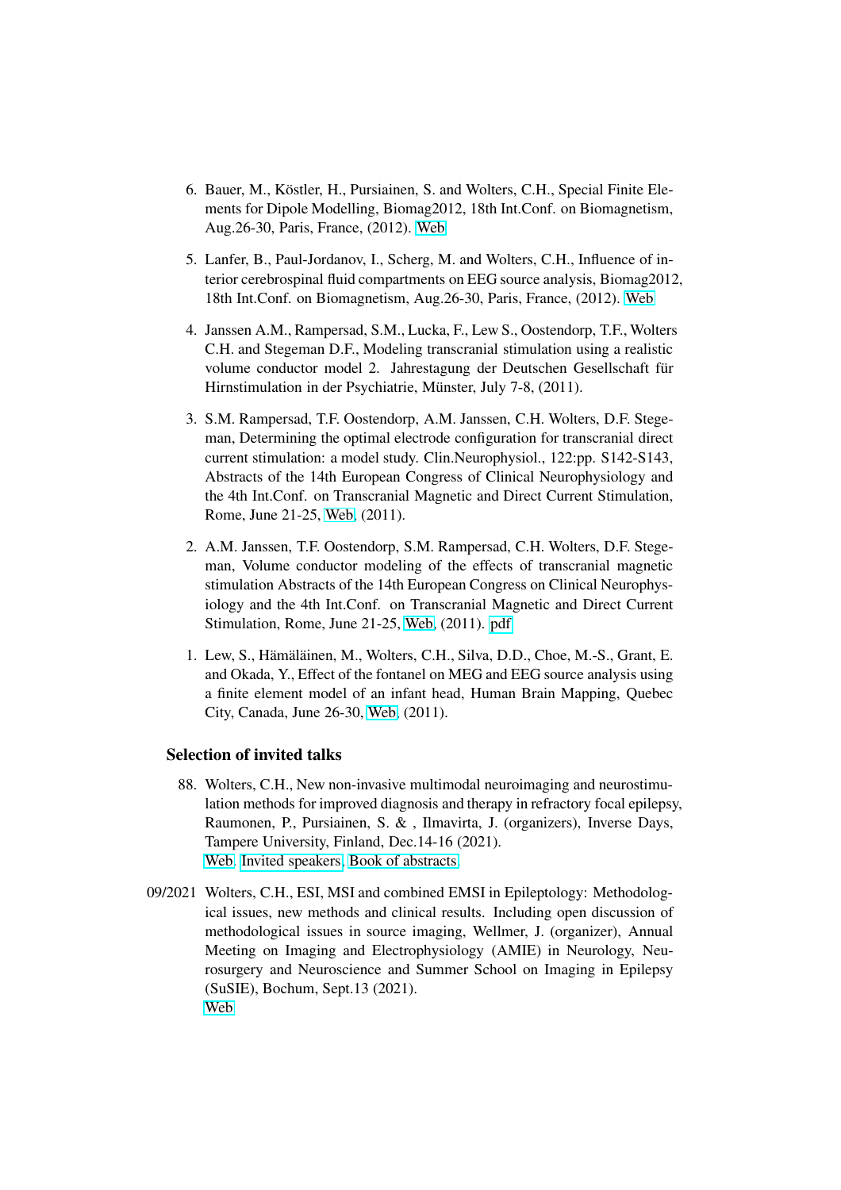6. Bauer, M., Köstler, H., Pursiainen, S. and Wolters, C.H., Special Finite Elements for Dipole Modelling, Biomag2012, 18th Int.Conf. on Biomagnetism, Aug.26-30, Paris, France, (2012). Web

5. Lanfer, B., Paul-Jordanov, I., Scherg, M. and Wolters, C.H., Influence of interior cerebrospinal fluid compartments on EEG source analysis, Biomag2012, 18th Int.Conf. on Biomagnetism, Aug.26-30, Paris, France, (2012). Web

4. Janssen A.M., Rampersad, S.M., Lucka, F., Lew S., Oostendorp, T.F., Wolters C.H. and Stegeman D.F., Modeling transcranial stimulation using a realistic volume conductor model 2. Jahrestagung der Deutschen Gesellschaft für Hirnstimulation in der Psychiatrie, Münster, July 7-8, (2011).

3. S.M. Rampersad, T.F. Oostendorp, A.M. Janssen, C.H. Wolters, D.F. Stegeman, Determining the optimal electrode configuration for transcranial direct current stimulation: a model study. Clin.Neurophysiol., 122:pp. S142-S143, Abstracts of the 14th European Congress of Clinical Neurophysiology and the 4th Int.Conf. on Transcranial Magnetic and Direct Current Stimulation, Rome, June 21-25, Web, (2011).

2. A.M. Janssen, T.F. Oostendorp, S.M. Rampersad, C.H. Wolters, D.F. Stegeman, Volume conductor modeling of the effects of transcranial magnetic stimulation Abstracts of the 14th European Congress on Clinical Neurophysiology and the 4th Int.Conf. on Transcranial Magnetic and Direct Current Stimulation, Rome, June 21-25, Web, (2011). pdf

1. Lew, S., Hämäläinen, M., Wolters, C.H., Silva, D.D., Choe, M.-S., Grant, E. and Okada, Y., Effect of the fontanel on MEG and EEG source analysis using a finite element model of an infant head, Human Brain Mapping, Quebec City, Canada, June 26-30, Web, (2011).

### Selection of invited talks

88. Wolters, C.H., New non-invasive multimodal neuroimaging and neurostimulation methods for improved diagnosis and therapy in refractory focal epilepsy, Raumonen, P., Pursiainen, S. & , Ilmavirta, J. (organizers), Inverse Days, Tampere University, Finland, Dec.14-16 (2021).
    Web, Invited speakers, Book of abstracts

09/2021 Wolters, C.H., ESI, MSI and combined EMSI in Epileptology: Methodological issues, new methods and clinical results. Including open discussion of methodological issues in source imaging, Wellmer, J. (organizer), Annual Meeting on Imaging and Electrophysiology (AMIE) in Neurology, Neurosurgery and Neuroscience and Summer School on Imaging in Epilepsy (SuSIE), Bochum, Sept.13 (2021).
Web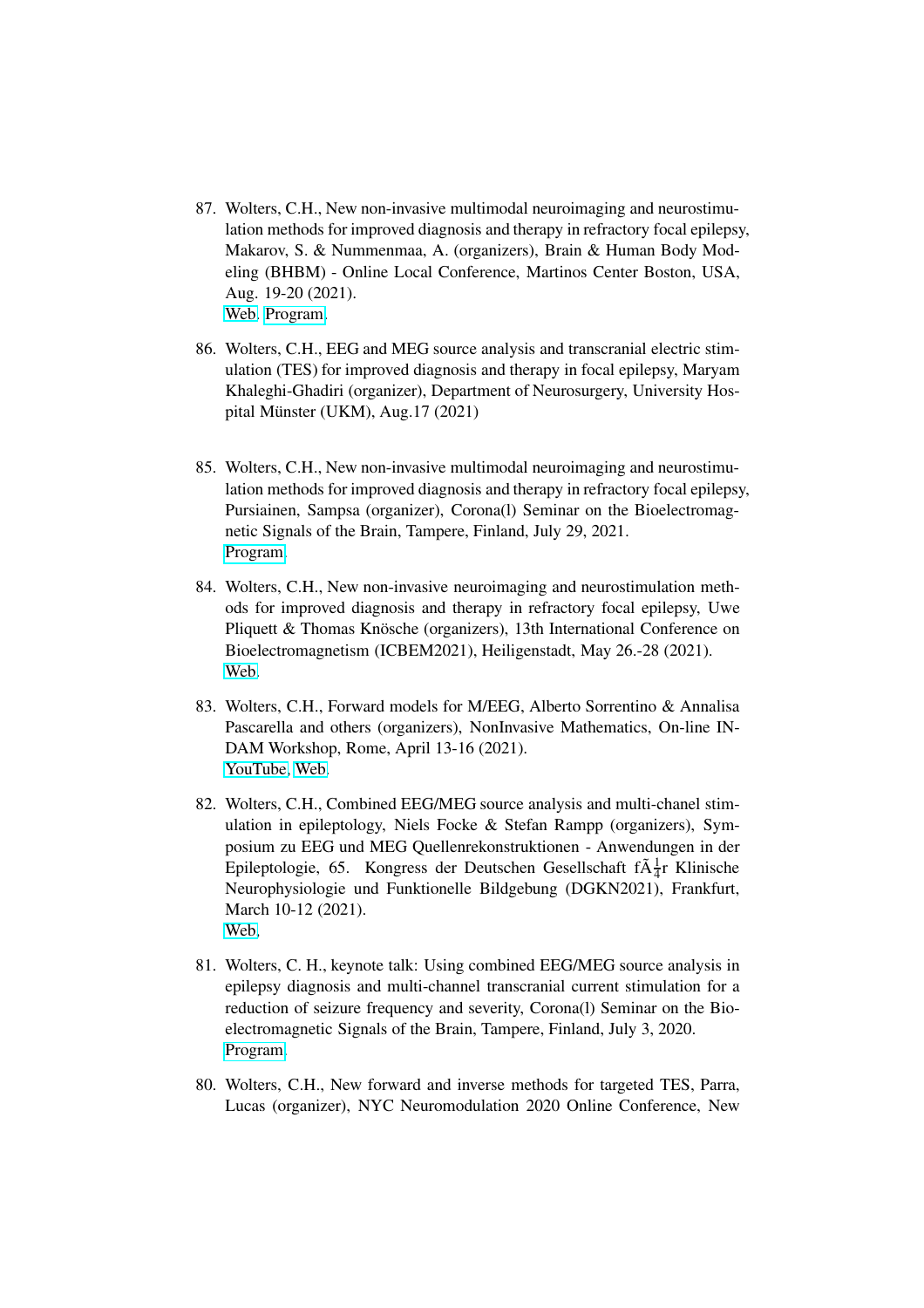87. Wolters, C.H., New non-invasive multimodal neuroimaging and neurostimulation methods for improved diagnosis and therapy in refractory focal epilepsy, Makarov, S. & Nummenmaa, A. (organizers), Brain & Human Body Modeling (BHBM) - Online Local Conference, Martinos Center Boston, USA, Aug. 19-20 (2021).
    Web, Program.

86. Wolters, C.H., EEG and MEG source analysis and transcranial electric stimulation (TES) for improved diagnosis and therapy in focal epilepsy, Maryam Khaleghi-Ghadiri (organizer), Department of Neurosurgery, University Hospital Münster (UKM), Aug.17 (2021)

85. Wolters, C.H., New non-invasive multimodal neuroimaging and neurostimulation methods for improved diagnosis and therapy in refractory focal epilepsy, Pursiainen, Sampsa (organizer), Corona(l) Seminar on the Bioelectromagnetic Signals of the Brain, Tampere, Finland, July 29, 2021.
    Program.

84. Wolters, C.H., New non-invasive neuroimaging and neurostimulation methods for improved diagnosis and therapy in refractory focal epilepsy, Uwe Pliquett & Thomas Knösche (organizers), 13th International Conference on Bioelectromagnetism (ICBEM2021), Heiligenstadt, May 26.-28 (2021).
    Web.

83. Wolters, C.H., Forward models for M/EEG, Alberto Sorrentino & Annalisa Pascarella and others (organizers), NonInvasive Mathematics, On-line INDAM Workshop, Rome, April 13-16 (2021).
    YouTube, Web.

82. Wolters, C.H., Combined EEG/MEG source analysis and multi-chanel stimulation in epileptology, Niels Focke & Stefan Rampp (organizers), Symposium zu EEG und MEG Quellenrekonstruktionen - Anwendungen in der Epileptologie, 65. Kongress der Deutschen Gesellschaft fÃ¼r Klinische Neurophysiologie und Funktionelle Bildgebung (DGKN2021), Frankfurt, March 10-12 (2021).
    Web,

81. Wolters, C. H., keynote talk: Using combined EEG/MEG source analysis in epilepsy diagnosis and multi-channel transcranial current stimulation for a reduction of seizure frequency and severity, Corona(l) Seminar on the Bioelectromagnetic Signals of the Brain, Tampere, Finland, July 3, 2020.
    Program.

80. Wolters, C.H., New forward and inverse methods for targeted TES, Parra, Lucas (organizer), NYC Neuromodulation 2020 Online Conference, New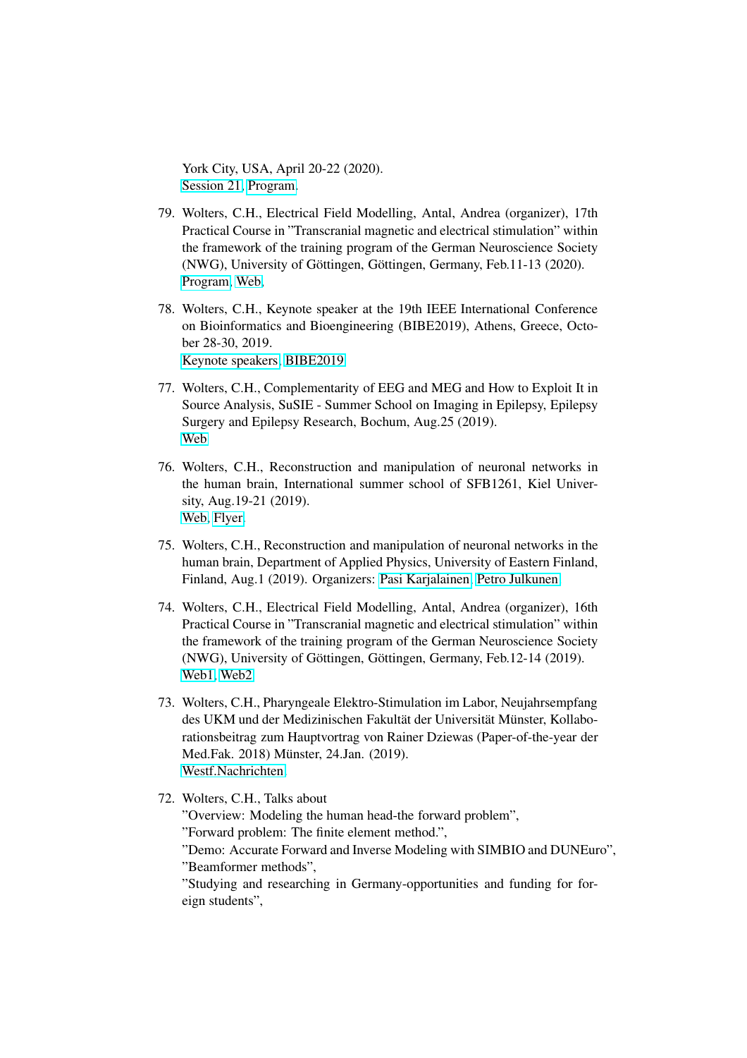York City, USA, April 20-22 (2020).
Session 21, Program.

79. Wolters, C.H., Electrical Field Modelling, Antal, Andrea (organizer), 17th Practical Course in "Transcranial magnetic and electrical stimulation" within the framework of the training program of the German Neuroscience Society (NWG), University of Göttingen, Göttingen, Germany, Feb.11-13 (2020).
Program, Web.

78. Wolters, C.H., Keynote speaker at the 19th IEEE International Conference on Bioinformatics and Bioengineering (BIBE2019), Athens, Greece, October 28-30, 2019.
Keynote speakers, BIBE2019.

77. Wolters, C.H., Complementarity of EEG and MEG and How to Exploit It in Source Analysis, SuSIE - Summer School on Imaging in Epilepsy, Epilepsy Surgery and Epilepsy Research, Bochum, Aug.25 (2019).
Web

76. Wolters, C.H., Reconstruction and manipulation of neuronal networks in the human brain, International summer school of SFB1261, Kiel University, Aug.19-21 (2019).
Web, Flyer.

75. Wolters, C.H., Reconstruction and manipulation of neuronal networks in the human brain, Department of Applied Physics, University of Eastern Finland, Finland, Aug.1 (2019). Organizers: Pasi Karjalainen, Petro Julkunen.

74. Wolters, C.H., Electrical Field Modelling, Antal, Andrea (organizer), 16th Practical Course in "Transcranial magnetic and electrical stimulation" within the framework of the training program of the German Neuroscience Society (NWG), University of Göttingen, Göttingen, Germany, Feb.12-14 (2019).
Web1, Web2.

73. Wolters, C.H., Pharyngeale Elektro-Stimulation im Labor, Neujahrsempfang des UKM und der Medizinischen Fakultät der Universität Münster, Kollaborationsbeitrag zum Hauptvortrag von Rainer Dziewas (Paper-of-the-year der Med.Fak. 2018) Münster, 24.Jan. (2019).
Westf.Nachrichten.

72. Wolters, C.H., Talks about
"Overview: Modeling the human head-the forward problem",
"Forward problem: The finite element method.",
"Demo: Accurate Forward and Inverse Modeling with SIMBIO and DUNEuro",
"Beamformer methods",
"Studying and researching in Germany-opportunities and funding for foreign students",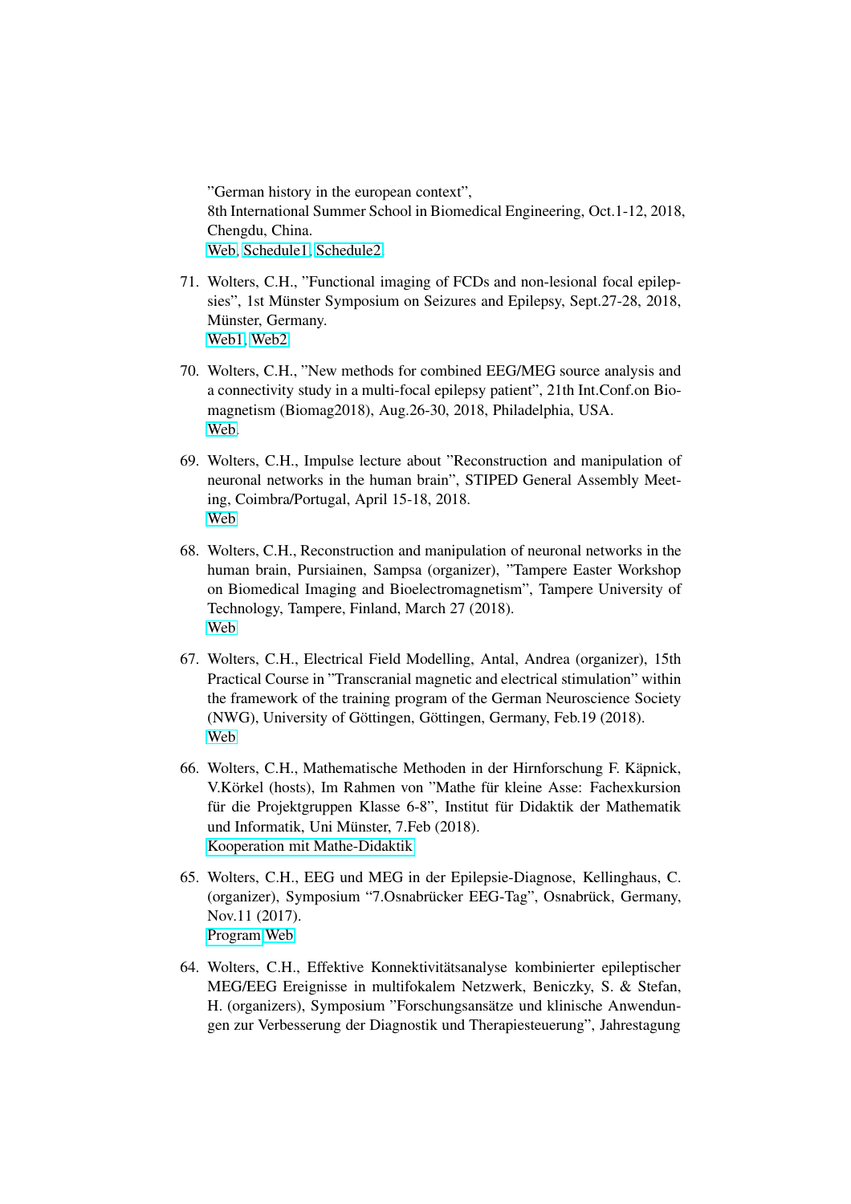"German history in the european context",
8th International Summer School in Biomedical Engineering, Oct.1-12, 2018, Chengdu, China.
Web, Schedule1, Schedule2.

71. Wolters, C.H., "Functional imaging of FCDs and non-lesional focal epilepsies", 1st Münster Symposium on Seizures and Epilepsy, Sept.27-28, 2018, Münster, Germany.
Web1, Web2

70. Wolters, C.H., "New methods for combined EEG/MEG source analysis and a connectivity study in a multi-focal epilepsy patient", 21th Int.Conf.on Biomagnetism (Biomag2018), Aug.26-30, 2018, Philadelphia, USA.
Web.

69. Wolters, C.H., Impulse lecture about "Reconstruction and manipulation of neuronal networks in the human brain", STIPED General Assembly Meeting, Coimbra/Portugal, April 15-18, 2018.
Web

68. Wolters, C.H., Reconstruction and manipulation of neuronal networks in the human brain, Pursiainen, Sampsa (organizer), "Tampere Easter Workshop on Biomedical Imaging and Bioelectromagnetism", Tampere University of Technology, Tampere, Finland, March 27 (2018).
Web

67. Wolters, C.H., Electrical Field Modelling, Antal, Andrea (organizer), 15th Practical Course in "Transcranial magnetic and electrical stimulation" within the framework of the training program of the German Neuroscience Society (NWG), University of Göttingen, Göttingen, Germany, Feb.19 (2018).
Web

66. Wolters, C.H., Mathematische Methoden in der Hirnforschung F. Käpnick, V.Körkel (hosts), Im Rahmen von "Mathe für kleine Asse: Fachexkursion für die Projektgruppen Klasse 6-8", Institut für Didaktik der Mathematik und Informatik, Uni Münster, 7.Feb (2018).
Kooperation mit Mathe-Didaktik

65. Wolters, C.H., EEG und MEG in der Epilepsie-Diagnose, Kellinghaus, C. (organizer), Symposium "7.Osnabrücker EEG-Tag", Osnabrück, Germany, Nov.11 (2017).
Program Web

64. Wolters, C.H., Effektive Konnektivitätsanalyse kombinierter epileptischer MEG/EEG Ereignisse in multifokalem Netzwerk, Beniczky, S. & Stefan, H. (organizers), Symposium "Forschungsansätze und klinische Anwendungen zur Verbesserung der Diagnostik und Therapiesteuerung", Jahrestagung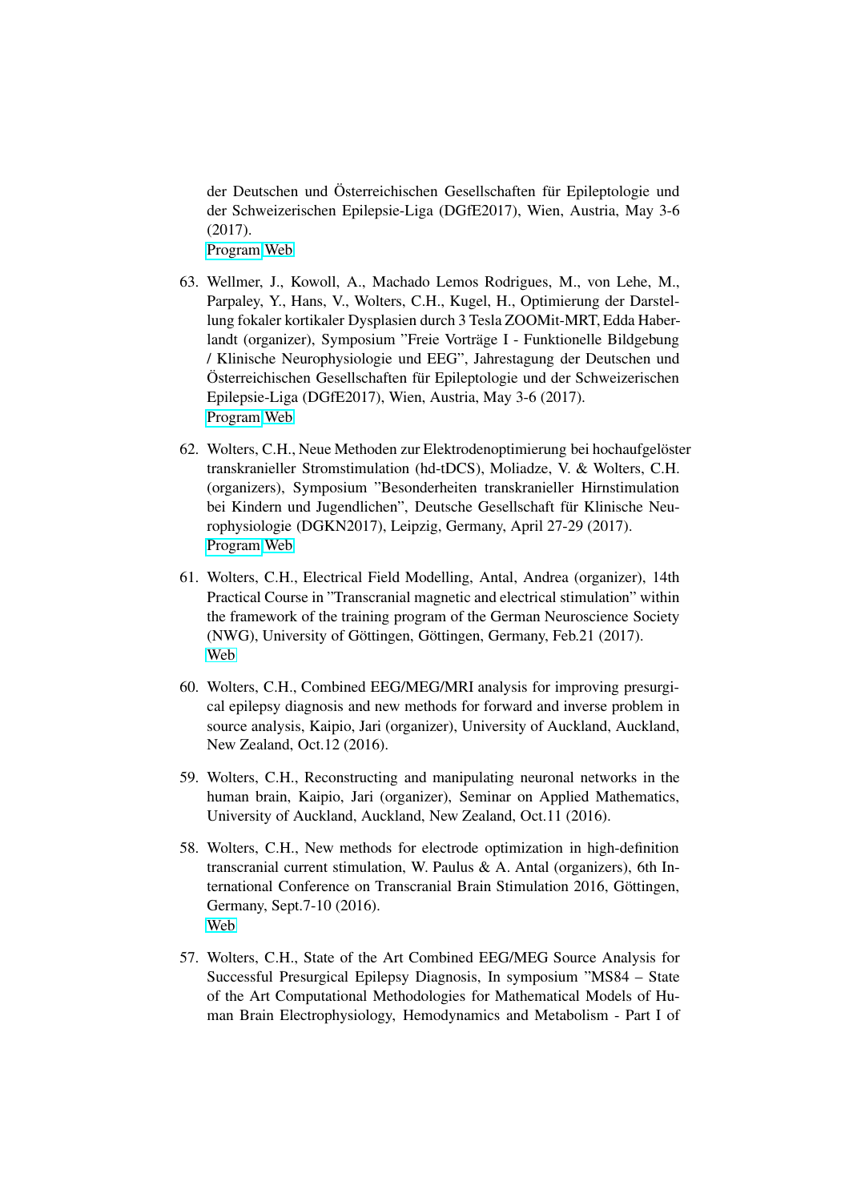der Deutschen und Österreichischen Gesellschaften für Epileptologie und der Schweizerischen Epilepsie-Liga (DGfE2017), Wien, Austria, May 3-6 (2017).
Program Web

63. Wellmer, J., Kowoll, A., Machado Lemos Rodrigues, M., von Lehe, M., Parpaley, Y., Hans, V., Wolters, C.H., Kugel, H., Optimierung der Darstellung fokaler kortikaler Dysplasien durch 3 Tesla ZOOMit-MRT, Edda Haberlandt (organizer), Symposium "Freie Vorträge I - Funktionelle Bildgebung / Klinische Neurophysiologie und EEG", Jahrestagung der Deutschen und Österreichischen Gesellschaften für Epileptologie und der Schweizerischen Epilepsie-Liga (DGfE2017), Wien, Austria, May 3-6 (2017).
Program Web

62. Wolters, C.H., Neue Methoden zur Elektrodenoptimierung bei hochaufgelöster transkranieller Stromstimulation (hd-tDCS), Moliadze, V. & Wolters, C.H. (organizers), Symposium "Besonderheiten transkranieller Hirnstimulation bei Kindern und Jugendlichen", Deutsche Gesellschaft für Klinische Neurophysiologie (DGKN2017), Leipzig, Germany, April 27-29 (2017).
Program Web

61. Wolters, C.H., Electrical Field Modelling, Antal, Andrea (organizer), 14th Practical Course in "Transcranial magnetic and electrical stimulation" within the framework of the training program of the German Neuroscience Society (NWG), University of Göttingen, Göttingen, Germany, Feb.21 (2017).
Web

60. Wolters, C.H., Combined EEG/MEG/MRI analysis for improving presurgical epilepsy diagnosis and new methods for forward and inverse problem in source analysis, Kaipio, Jari (organizer), University of Auckland, Auckland, New Zealand, Oct.12 (2016).

59. Wolters, C.H., Reconstructing and manipulating neuronal networks in the human brain, Kaipio, Jari (organizer), Seminar on Applied Mathematics, University of Auckland, Auckland, New Zealand, Oct.11 (2016).

58. Wolters, C.H., New methods for electrode optimization in high-definition transcranial current stimulation, W. Paulus & A. Antal (organizers), 6th International Conference on Transcranial Brain Stimulation 2016, Göttingen, Germany, Sept.7-10 (2016).
Web

57. Wolters, C.H., State of the Art Combined EEG/MEG Source Analysis for Successful Presurgical Epilepsy Diagnosis, In symposium "MS84 – State of the Art Computational Methodologies for Mathematical Models of Human Brain Electrophysiology, Hemodynamics and Metabolism - Part I of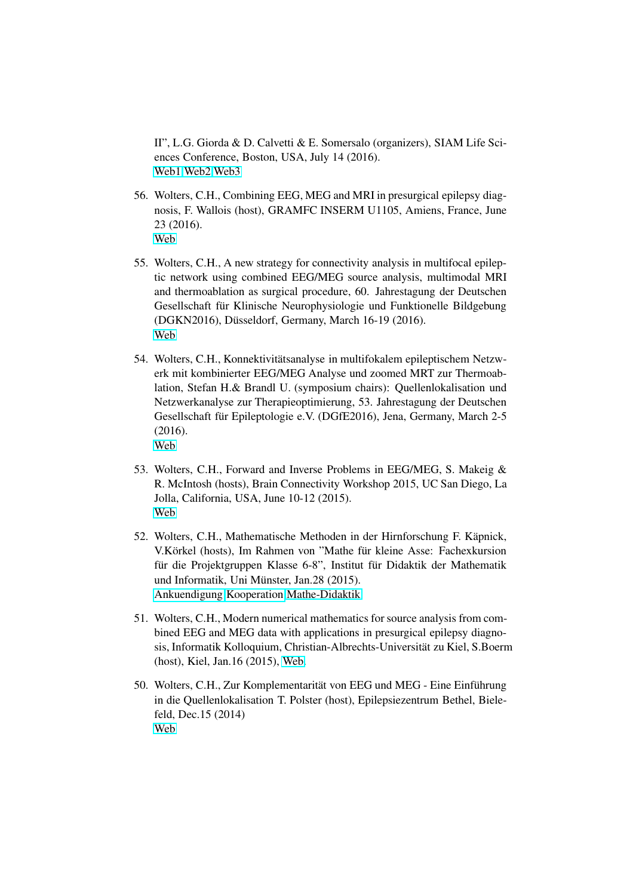II", L.G. Giorda & D. Calvetti & E. Somersalo (organizers), SIAM Life Sciences Conference, Boston, USA, July 14 (2016).
Web1 Web2 Web3

56. Wolters, C.H., Combining EEG, MEG and MRI in presurgical epilepsy diagnosis, F. Wallois (host), GRAMFC INSERM U1105, Amiens, France, June 23 (2016).
Web

55. Wolters, C.H., A new strategy for connectivity analysis in multifocal epileptic network using combined EEG/MEG source analysis, multimodal MRI and thermoablation as surgical procedure, 60. Jahrestagung der Deutschen Gesellschaft für Klinische Neurophysiologie und Funktionelle Bildgebung (DGKN2016), Düsseldorf, Germany, March 16-19 (2016).
Web

54. Wolters, C.H., Konnektivitätsanalyse in multifokalem epileptischem Netzwerk mit kombinierter EEG/MEG Analyse und zoomed MRT zur Thermoablation, Stefan H.& Brandl U. (symposium chairs): Quellenlokalisation und Netzwerkanalyse zur Therapieoptimierung, 53. Jahrestagung der Deutschen Gesellschaft für Epileptologie e.V. (DGfE2016), Jena, Germany, March 2-5 (2016).
Web

53. Wolters, C.H., Forward and Inverse Problems in EEG/MEG, S. Makeig & R. McIntosh (hosts), Brain Connectivity Workshop 2015, UC San Diego, La Jolla, California, USA, June 10-12 (2015).
Web

52. Wolters, C.H., Mathematische Methoden in der Hirnforschung F. Käpnick, V.Körkel (hosts), Im Rahmen von "Mathe für kleine Asse: Fachexkursion für die Projektgruppen Klasse 6-8", Institut für Didaktik der Mathematik und Informatik, Uni Münster, Jan.28 (2015).
Ankuendigung Kooperation Mathe-Didaktik

51. Wolters, C.H., Modern numerical mathematics for source analysis from combined EEG and MEG data with applications in presurgical epilepsy diagnosis, Informatik Kolloquium, Christian-Albrechts-Universität zu Kiel, S.Boerm (host), Kiel, Jan.16 (2015), Web.

50. Wolters, C.H., Zur Komplementarität von EEG und MEG - Eine Einführung in die Quellenlokalisation T. Polster (host), Epilepsiezentrum Bethel, Bielefeld, Dec.15 (2014)
Web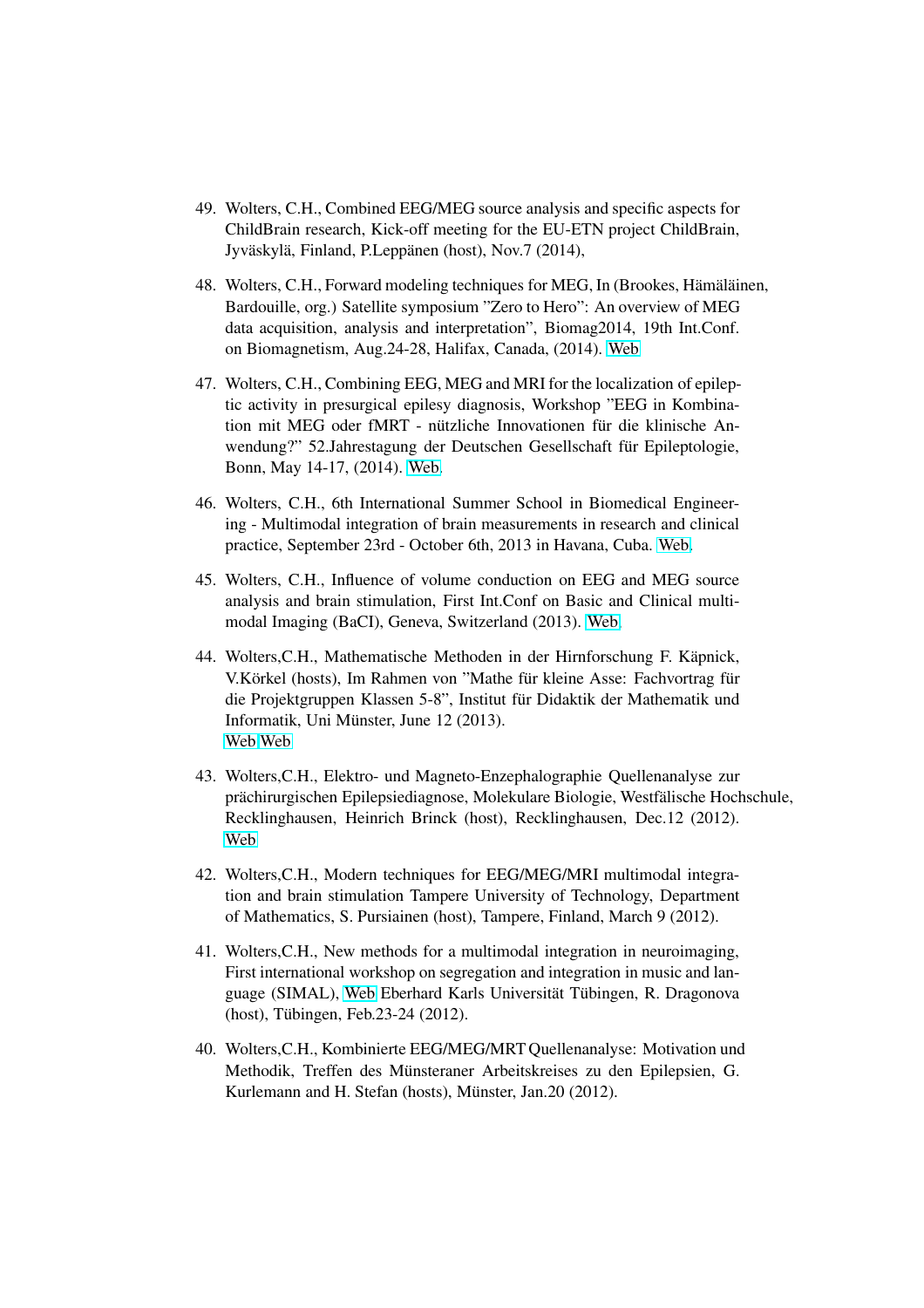49. Wolters, C.H., Combined EEG/MEG source analysis and specific aspects for ChildBrain research, Kick-off meeting for the EU-ETN project ChildBrain, Jyväskylä, Finland, P.Leppänen (host), Nov.7 (2014),

48. Wolters, C.H., Forward modeling techniques for MEG, In (Brookes, Hämäläinen, Bardouille, org.) Satellite symposium "Zero to Hero": An overview of MEG data acquisition, analysis and interpretation", Biomag2014, 19th Int.Conf. on Biomagnetism, Aug.24-28, Halifax, Canada, (2014). Web

47. Wolters, C.H., Combining EEG, MEG and MRI for the localization of epileptic activity in presurgical epilesy diagnosis, Workshop "EEG in Kombination mit MEG oder fMRT - nützliche Innovationen für die klinische Anwendung?" 52.Jahrestagung der Deutschen Gesellschaft für Epileptologie, Bonn, May 14-17, (2014). Web.

46. Wolters, C.H., 6th International Summer School in Biomedical Engineering - Multimodal integration of brain measurements in research and clinical practice, September 23rd - October 6th, 2013 in Havana, Cuba. Web.

45. Wolters, C.H., Influence of volume conduction on EEG and MEG source analysis and brain stimulation, First Int.Conf on Basic and Clinical multimodal Imaging (BaCI), Geneva, Switzerland (2013). Web.

44. Wolters,C.H., Mathematische Methoden in der Hirnforschung F. Käpnick, V.Körkel (hosts), Im Rahmen von "Mathe für kleine Asse: Fachvortrag für die Projektgruppen Klassen 5-8", Institut für Didaktik der Mathematik und Informatik, Uni Münster, June 12 (2013).
Web Web

43. Wolters,C.H., Elektro- und Magneto-Enzephalographie Quellenanalyse zur prächirurgischen Epilepsiediagnose, Molekulare Biologie, Westfälische Hochschule, Recklinghausen, Heinrich Brinck (host), Recklinghausen, Dec.12 (2012).
Web

42. Wolters,C.H., Modern techniques for EEG/MEG/MRI multimodal integration and brain stimulation Tampere University of Technology, Department of Mathematics, S. Pursiainen (host), Tampere, Finland, March 9 (2012).

41. Wolters,C.H., New methods for a multimodal integration in neuroimaging, First international workshop on segregation and integration in music and language (SIMAL), Web Eberhard Karls Universität Tübingen, R. Dragonova (host), Tübingen, Feb.23-24 (2012).

40. Wolters,C.H., Kombinierte EEG/MEG/MRT Quellenanalyse: Motivation und Methodik, Treffen des Münsteraner Arbeitskreises zu den Epilepsien, G. Kurlemann and H. Stefan (hosts), Münster, Jan.20 (2012).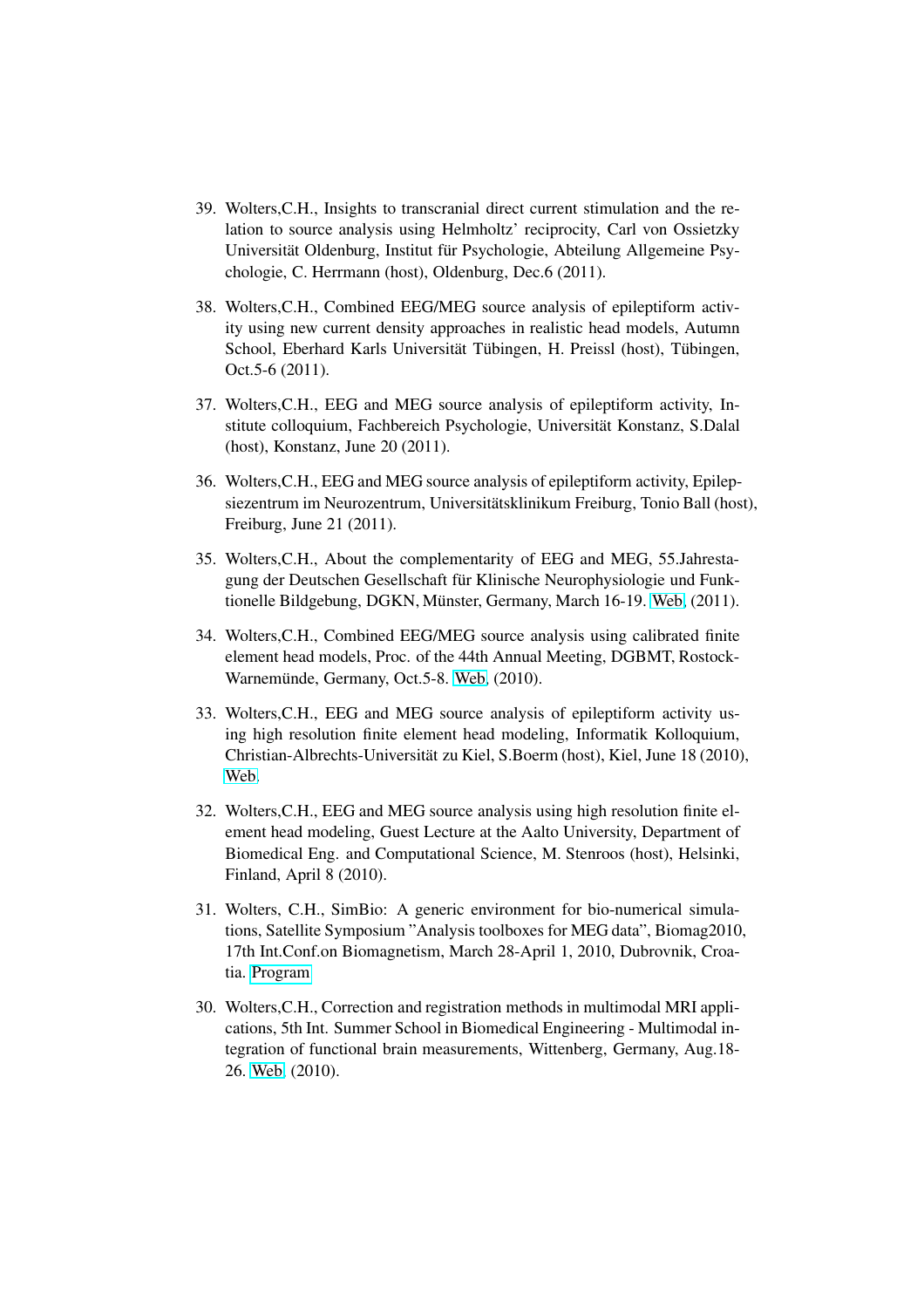39. Wolters,C.H., Insights to transcranial direct current stimulation and the relation to source analysis using Helmholtz' reciprocity, Carl von Ossietzky Universität Oldenburg, Institut für Psychologie, Abteilung Allgemeine Psychologie, C. Herrmann (host), Oldenburg, Dec.6 (2011).

38. Wolters,C.H., Combined EEG/MEG source analysis of epileptiform activity using new current density approaches in realistic head models, Autumn School, Eberhard Karls Universität Tübingen, H. Preissl (host), Tübingen, Oct.5-6 (2011).

37. Wolters,C.H., EEG and MEG source analysis of epileptiform activity, Institute colloquium, Fachbereich Psychologie, Universität Konstanz, S.Dalal (host), Konstanz, June 20 (2011).

36. Wolters,C.H., EEG and MEG source analysis of epileptiform activity, Epilepsiezentrum im Neurozentrum, Universitätsklinikum Freiburg, Tonio Ball (host), Freiburg, June 21 (2011).

35. Wolters,C.H., About the complementarity of EEG and MEG, 55.Jahrestagung der Deutschen Gesellschaft für Klinische Neurophysiologie und Funktionelle Bildgebung, DGKN, Münster, Germany, March 16-19. Web, (2011).

34. Wolters,C.H., Combined EEG/MEG source analysis using calibrated finite element head models, Proc. of the 44th Annual Meeting, DGBMT, Rostock-Warnemünde, Germany, Oct.5-8. Web, (2010).

33. Wolters,C.H., EEG and MEG source analysis of epileptiform activity using high resolution finite element head modeling, Informatik Kolloquium, Christian-Albrechts-Universität zu Kiel, S.Boerm (host), Kiel, June 18 (2010), Web.

32. Wolters,C.H., EEG and MEG source analysis using high resolution finite element head modeling, Guest Lecture at the Aalto University, Department of Biomedical Eng. and Computational Science, M. Stenroos (host), Helsinki, Finland, April 8 (2010).

31. Wolters, C.H., SimBio: A generic environment for bio-numerical simulations, Satellite Symposium "Analysis toolboxes for MEG data", Biomag2010, 17th Int.Conf.on Biomagnetism, March 28-April 1, 2010, Dubrovnik, Croatia. Program

30. Wolters,C.H., Correction and registration methods in multimodal MRI applications, 5th Int. Summer School in Biomedical Engineering - Multimodal integration of functional brain measurements, Wittenberg, Germany, Aug.18-26. Web, (2010).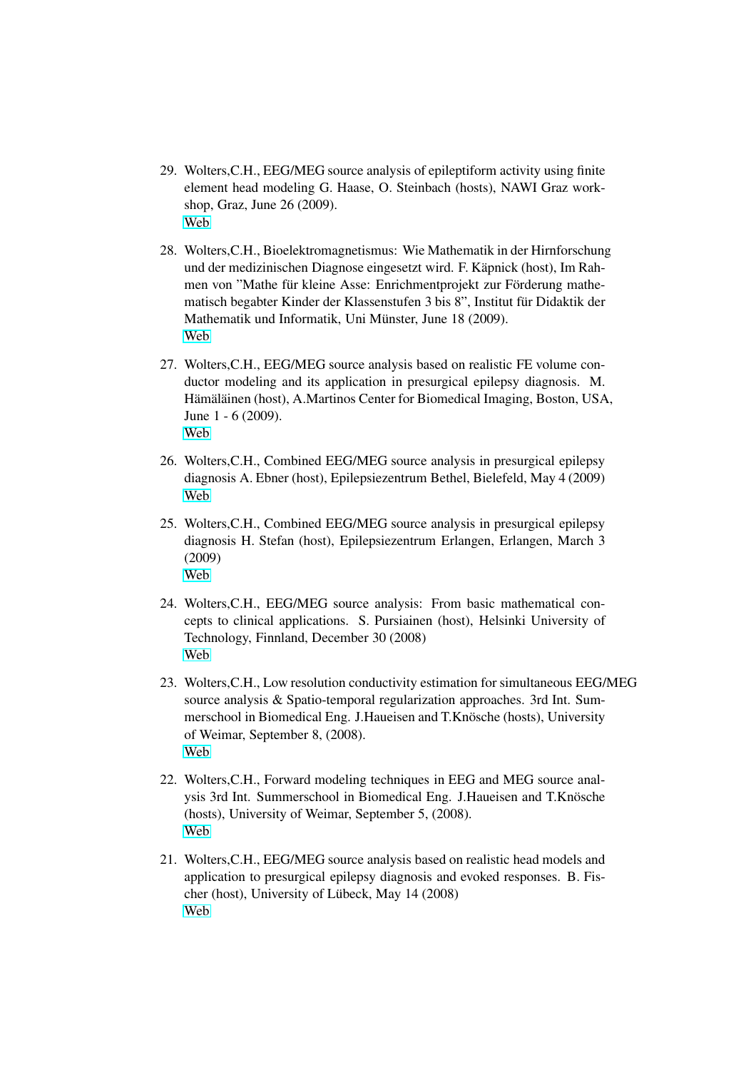29. Wolters,C.H., EEG/MEG source analysis of epileptiform activity using finite element head modeling G. Haase, O. Steinbach (hosts), NAWI Graz workshop, Graz, June 26 (2009).
Web

28. Wolters,C.H., Bioelektromagnetismus: Wie Mathematik in der Hirnforschung und der medizinischen Diagnose eingesetzt wird. F. Käpnick (host), Im Rahmen von "Mathe für kleine Asse: Enrichmentprojekt zur Förderung mathematisch begabter Kinder der Klassenstufen 3 bis 8", Institut für Didaktik der Mathematik und Informatik, Uni Münster, June 18 (2009).
Web

27. Wolters,C.H., EEG/MEG source analysis based on realistic FE volume conductor modeling and its application in presurgical epilepsy diagnosis. M. Hämäläinen (host), A.Martinos Center for Biomedical Imaging, Boston, USA, June 1 - 6 (2009).
Web

26. Wolters,C.H., Combined EEG/MEG source analysis in presurgical epilepsy diagnosis A. Ebner (host), Epilepsiezentrum Bethel, Bielefeld, May 4 (2009)
Web

25. Wolters,C.H., Combined EEG/MEG source analysis in presurgical epilepsy diagnosis H. Stefan (host), Epilepsiezentrum Erlangen, Erlangen, March 3 (2009)
Web

24. Wolters,C.H., EEG/MEG source analysis: From basic mathematical concepts to clinical applications. S. Pursiainen (host), Helsinki University of Technology, Finnland, December 30 (2008)
Web

23. Wolters,C.H., Low resolution conductivity estimation for simultaneous EEG/MEG source analysis & Spatio-temporal regularization approaches. 3rd Int. Summerschool in Biomedical Eng. J.Haueisen and T.Knösche (hosts), University of Weimar, September 8, (2008).
Web

22. Wolters,C.H., Forward modeling techniques in EEG and MEG source analysis 3rd Int. Summerschool in Biomedical Eng. J.Haueisen and T.Knösche (hosts), University of Weimar, September 5, (2008).
Web

21. Wolters,C.H., EEG/MEG source analysis based on realistic head models and application to presurgical epilepsy diagnosis and evoked responses. B. Fischer (host), University of Lübeck, May 14 (2008)
Web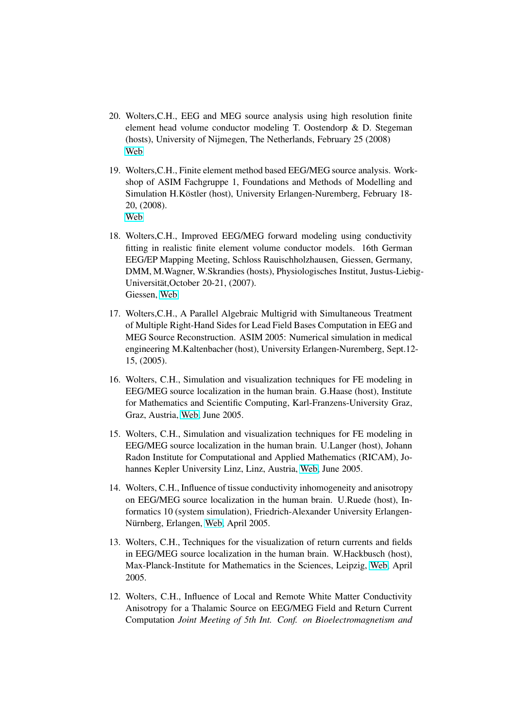20. Wolters,C.H., EEG and MEG source analysis using high resolution finite element head volume conductor modeling T. Oostendorp & D. Stegeman (hosts), University of Nijmegen, The Netherlands, February 25 (2008)
    Web

19. Wolters,C.H., Finite element method based EEG/MEG source analysis. Workshop of ASIM Fachgruppe 1, Foundations and Methods of Modelling and Simulation H.Köstler (host), University Erlangen-Nuremberg, February 18-20, (2008).
    Web

18. Wolters,C.H., Improved EEG/MEG forward modeling using conductivity fitting in realistic finite element volume conductor models. 16th German EEG/EP Mapping Meeting, Schloss Rauischholzhausen, Giessen, Germany, DMM, M.Wagner, W.Skrandies (hosts), Physiologisches Institut, Justus-Liebig-Universität,October 20-21, (2007).
    Giessen, Web

17. Wolters,C.H., A Parallel Algebraic Multigrid with Simultaneous Treatment of Multiple Right-Hand Sides for Lead Field Bases Computation in EEG and MEG Source Reconstruction. ASIM 2005: Numerical simulation in medical engineering M.Kaltenbacher (host), University Erlangen-Nuremberg, Sept.12-15, (2005).

16. Wolters, C.H., Simulation and visualization techniques for FE modeling in EEG/MEG source localization in the human brain. G.Haase (host), Institute for Mathematics and Scientific Computing, Karl-Franzens-University Graz, Graz, Austria, Web, June 2005.

15. Wolters, C.H., Simulation and visualization techniques for FE modeling in EEG/MEG source localization in the human brain. U.Langer (host), Johann Radon Institute for Computational and Applied Mathematics (RICAM), Johannes Kepler University Linz, Linz, Austria, Web, June 2005.

14. Wolters, C.H., Influence of tissue conductivity inhomogeneity and anisotropy on EEG/MEG source localization in the human brain. U.Ruede (host), Informatics 10 (system simulation), Friedrich-Alexander University Erlangen-Nürnberg, Erlangen, Web, April 2005.

13. Wolters, C.H., Techniques for the visualization of return currents and fields in EEG/MEG source localization in the human brain. W.Hackbusch (host), Max-Planck-Institute for Mathematics in the Sciences, Leipzig, Web, April 2005.

12. Wolters, C.H., Influence of Local and Remote White Matter Conductivity Anisotropy for a Thalamic Source on EEG/MEG Field and Return Current Computation *Joint Meeting of 5th Int. Conf. on Bioelectromagnetism and*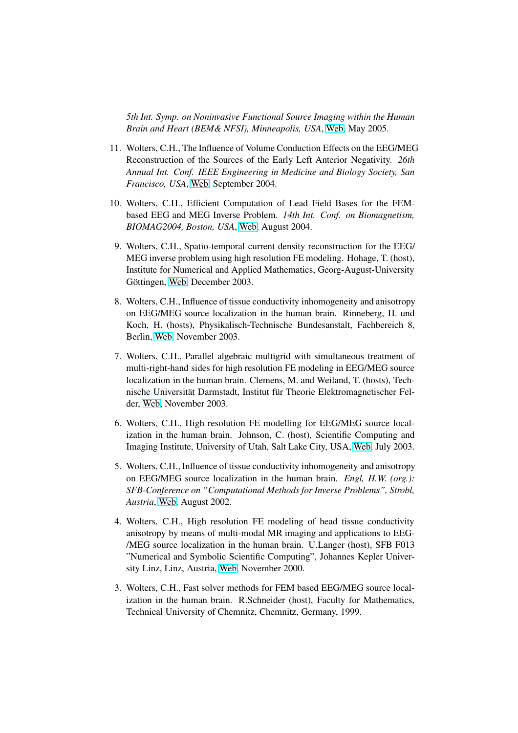*5th Int. Symp. on Noninvasive Functional Source Imaging within the Human Brain and Heart (BEM& NFSI), Minneapolis, USA*, Web, May 2005.

11. Wolters, C.H., The Influence of Volume Conduction Effects on the EEG/MEG Reconstruction of the Sources of the Early Left Anterior Negativity. *26th Annual Int. Conf. IEEE Engineering in Medicine and Biology Society, San Francisco, USA*, Web, September 2004.

10. Wolters, C.H., Efficient Computation of Lead Field Bases for the FEM-based EEG and MEG Inverse Problem. *14th Int. Conf. on Biomagnetism, BIOMAG2004, Boston, USA*, Web, August 2004.

9. Wolters, C.H., Spatio-temporal current density reconstruction for the EEG/ MEG inverse problem using high resolution FE modeling. Hohage, T. (host), Institute for Numerical and Applied Mathematics, Georg-August-University Göttingen, Web, December 2003.

8. Wolters, C.H., Influence of tissue conductivity inhomogeneity and anisotropy on EEG/MEG source localization in the human brain. Rinneberg, H. und Koch, H. (hosts), Physikalisch-Technische Bundesanstalt, Fachbereich 8, Berlin, Web, November 2003.

7. Wolters, C.H., Parallel algebraic multigrid with simultaneous treatment of multi-right-hand sides for high resolution FE modeling in EEG/MEG source localization in the human brain. Clemens, M. and Weiland, T. (hosts), Technische Universität Darmstadt, Institut für Theorie Elektromagnetischer Felder, Web, November 2003.

6. Wolters, C.H., High resolution FE modelling for EEG/MEG source localization in the human brain. Johnson, C. (host), Scientific Computing and Imaging Institute, University of Utah, Salt Lake City, USA, Web, July 2003.

5. Wolters, C.H., Influence of tissue conductivity inhomogeneity and anisotropy on EEG/MEG source localization in the human brain. *Engl, H.W. (org.): SFB-Conference on "Computational Methods for Inverse Problems", Strobl, Austria*, Web, August 2002.

4. Wolters, C.H., High resolution FE modeling of head tissue conductivity anisotropy by means of multi-modal MR imaging and applications to EEG-/MEG source localization in the human brain. U.Langer (host), SFB F013 "Numerical and Symbolic Scientific Computing", Johannes Kepler University Linz, Linz, Austria, Web, November 2000.

3. Wolters, C.H., Fast solver methods for FEM based EEG/MEG source localization in the human brain. R.Schneider (host), Faculty for Mathematics, Technical University of Chemnitz, Chemnitz, Germany, 1999.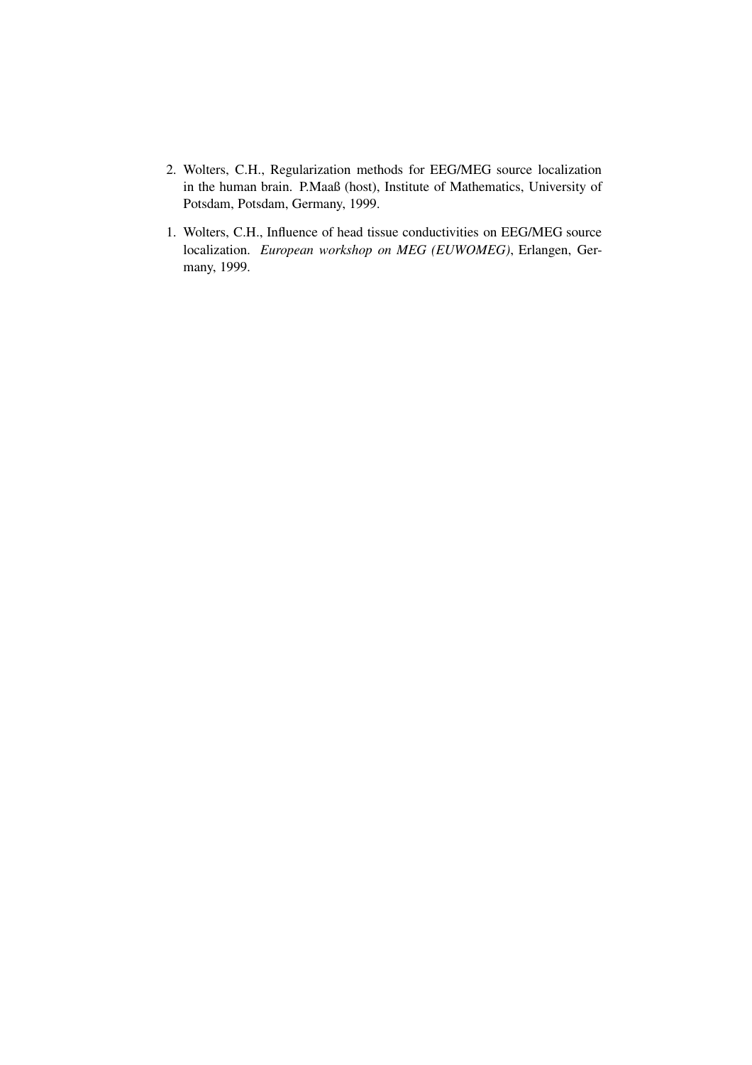2. Wolters, C.H., Regularization methods for EEG/MEG source localization in the human brain. P.Maaß (host), Institute of Mathematics, University of Potsdam, Potsdam, Germany, 1999.

1. Wolters, C.H., Influence of head tissue conductivities on EEG/MEG source localization. *European workshop on MEG (EUWOMEG)*, Erlangen, Germany, 1999.